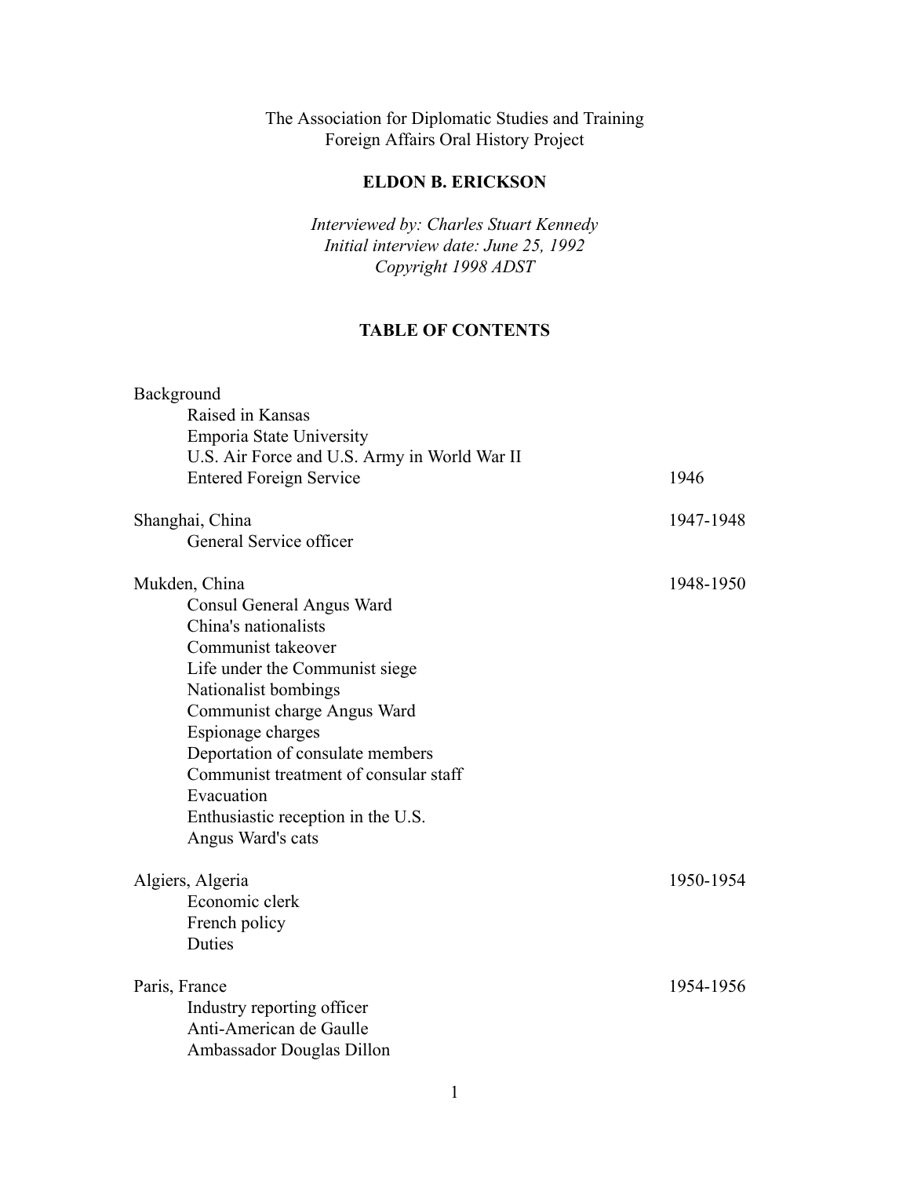The Association for Diplomatic Studies and Training
Foreign Affairs Oral History Project

# ELDON B. ERICKSON

*Interviewed by: Charles Stuart Kennedy*
*Initial interview date: June 25, 1992*
*Copyright 1998 ADST*

## TABLE OF CONTENTS

| | |
|---|---|
| Background | |
| &nbsp;&nbsp;&nbsp;&nbsp;Raised in Kansas | |
| &nbsp;&nbsp;&nbsp;&nbsp;Emporia State University | |
| &nbsp;&nbsp;&nbsp;&nbsp;U.S. Air Force and U.S. Army in World War II | |
| &nbsp;&nbsp;&nbsp;&nbsp;Entered Foreign Service | 1946 |
| Shanghai, China | 1947-1948 |
| &nbsp;&nbsp;&nbsp;&nbsp;General Service officer | |
| Mukden, China | 1948-1950 |
| &nbsp;&nbsp;&nbsp;&nbsp;Consul General Angus Ward | |
| &nbsp;&nbsp;&nbsp;&nbsp;China's nationalists | |
| &nbsp;&nbsp;&nbsp;&nbsp;Communist takeover | |
| &nbsp;&nbsp;&nbsp;&nbsp;Life under the Communist siege | |
| &nbsp;&nbsp;&nbsp;&nbsp;Nationalist bombings | |
| &nbsp;&nbsp;&nbsp;&nbsp;Communist charge Angus Ward | |
| &nbsp;&nbsp;&nbsp;&nbsp;Espionage charges | |
| &nbsp;&nbsp;&nbsp;&nbsp;Deportation of consulate members | |
| &nbsp;&nbsp;&nbsp;&nbsp;Communist treatment of consular staff | |
| &nbsp;&nbsp;&nbsp;&nbsp;Evacuation | |
| &nbsp;&nbsp;&nbsp;&nbsp;Enthusiastic reception in the U.S. | |
| &nbsp;&nbsp;&nbsp;&nbsp;Angus Ward's cats | |
| Algiers, Algeria | 1950-1954 |
| &nbsp;&nbsp;&nbsp;&nbsp;Economic clerk | |
| &nbsp;&nbsp;&nbsp;&nbsp;French policy | |
| &nbsp;&nbsp;&nbsp;&nbsp;Duties | |
| Paris, France | 1954-1956 |
| &nbsp;&nbsp;&nbsp;&nbsp;Industry reporting officer | |
| &nbsp;&nbsp;&nbsp;&nbsp;Anti-American de Gaulle | |
| &nbsp;&nbsp;&nbsp;&nbsp;Ambassador Douglas Dillon | |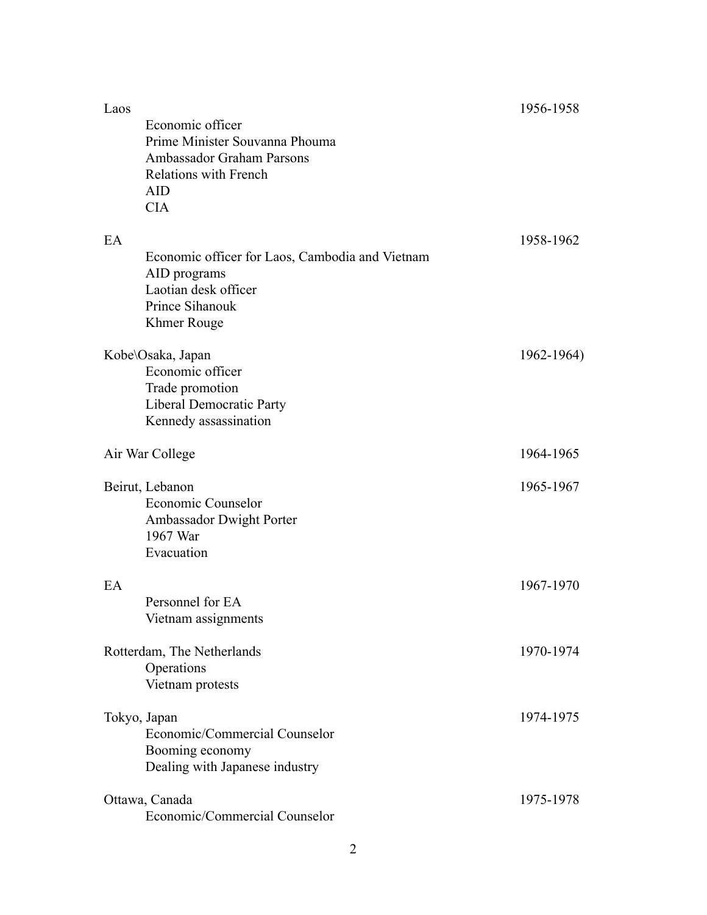Laos 1956-1958

- Economic officer
- Prime Minister Souvanna Phouma
- Ambassador Graham Parsons
- Relations with French
- AID
- CIA

EA 1958-1962

- Economic officer for Laos, Cambodia and Vietnam
- AID programs
- Laotian desk officer
- Prince Sihanouk
- Khmer Rouge

Kobe\Osaka, Japan 1962-1964)

- Economic officer
- Trade promotion
- Liberal Democratic Party
- Kennedy assassination

Air War College 1964-1965

Beirut, Lebanon 1965-1967

- Economic Counselor
- Ambassador Dwight Porter
- 1967 War
- Evacuation

EA 1967-1970

- Personnel for EA
- Vietnam assignments

Rotterdam, The Netherlands 1970-1974

- Operations
- Vietnam protests

Tokyo, Japan 1974-1975

- Economic/Commercial Counselor
- Booming economy
- Dealing with Japanese industry

Ottawa, Canada 1975-1978

- Economic/Commercial Counselor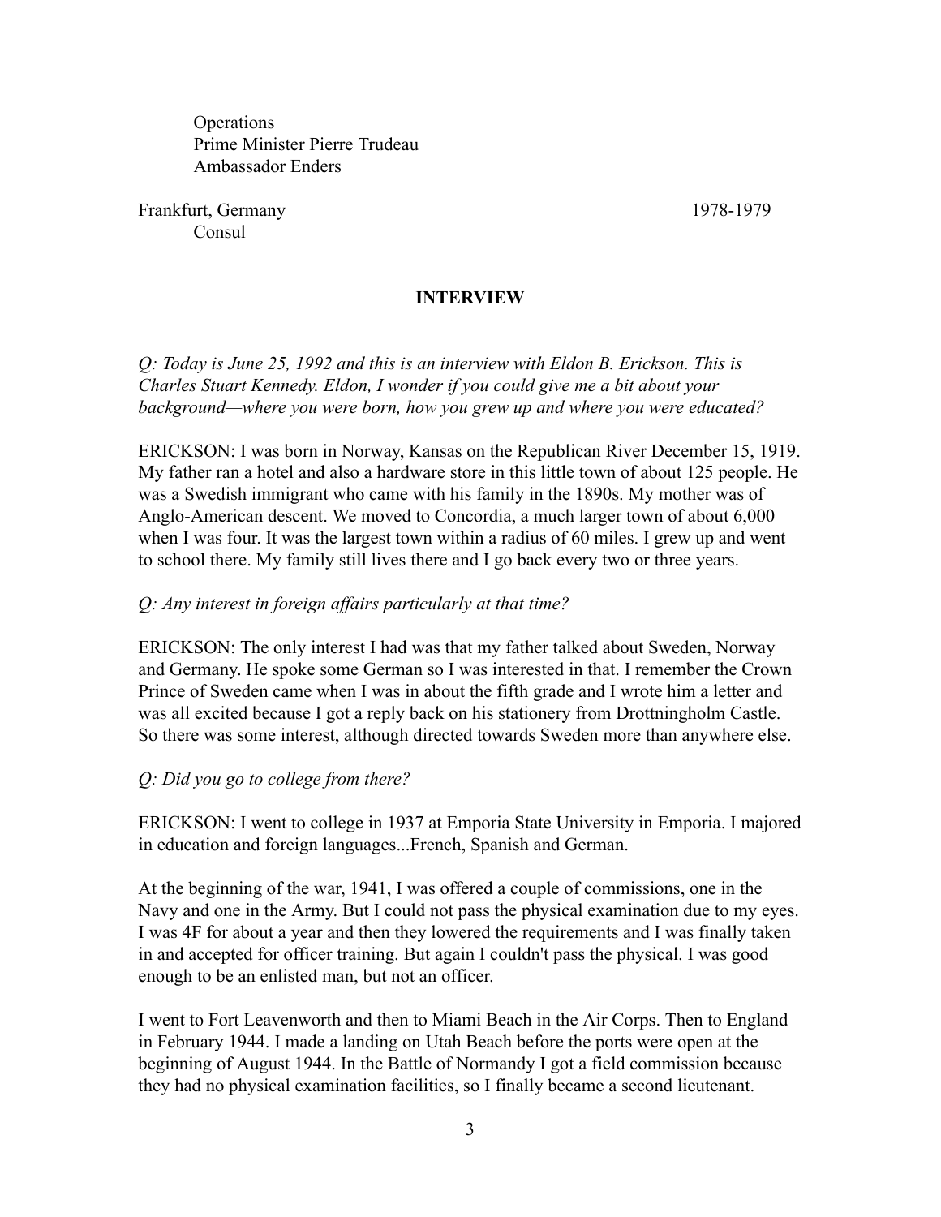Operations
Prime Minister Pierre Trudeau
Ambassador Enders

Frankfurt, Germany 1978-1979
Consul

## INTERVIEW

*Q: Today is June 25, 1992 and this is an interview with Eldon B. Erickson. This is Charles Stuart Kennedy. Eldon, I wonder if you could give me a bit about your background—where you were born, how you grew up and where you were educated?*

ERICKSON: I was born in Norway, Kansas on the Republican River December 15, 1919. My father ran a hotel and also a hardware store in this little town of about 125 people. He was a Swedish immigrant who came with his family in the 1890s. My mother was of Anglo-American descent. We moved to Concordia, a much larger town of about 6,000 when I was four. It was the largest town within a radius of 60 miles. I grew up and went to school there. My family still lives there and I go back every two or three years.

*Q: Any interest in foreign affairs particularly at that time?*

ERICKSON: The only interest I had was that my father talked about Sweden, Norway and Germany. He spoke some German so I was interested in that. I remember the Crown Prince of Sweden came when I was in about the fifth grade and I wrote him a letter and was all excited because I got a reply back on his stationery from Drottningholm Castle. So there was some interest, although directed towards Sweden more than anywhere else.

*Q: Did you go to college from there?*

ERICKSON: I went to college in 1937 at Emporia State University in Emporia. I majored in education and foreign languages...French, Spanish and German.

At the beginning of the war, 1941, I was offered a couple of commissions, one in the Navy and one in the Army. But I could not pass the physical examination due to my eyes. I was 4F for about a year and then they lowered the requirements and I was finally taken in and accepted for officer training. But again I couldn't pass the physical. I was good enough to be an enlisted man, but not an officer.

I went to Fort Leavenworth and then to Miami Beach in the Air Corps. Then to England in February 1944. I made a landing on Utah Beach before the ports were open at the beginning of August 1944. In the Battle of Normandy I got a field commission because they had no physical examination facilities, so I finally became a second lieutenant.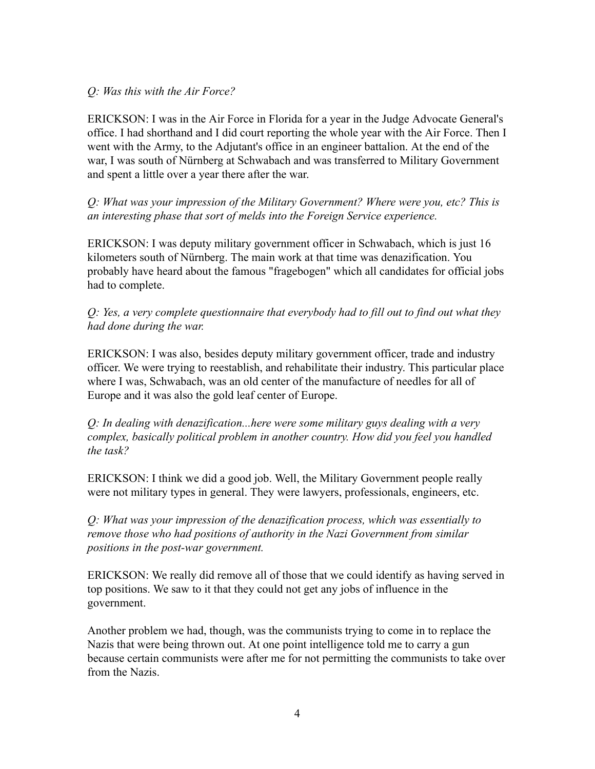*Q: Was this with the Air Force?*

ERICKSON: I was in the Air Force in Florida for a year in the Judge Advocate General's office. I had shorthand and I did court reporting the whole year with the Air Force. Then I went with the Army, to the Adjutant's office in an engineer battalion. At the end of the war, I was south of Nürnberg at Schwabach and was transferred to Military Government and spent a little over a year there after the war.

*Q: What was your impression of the Military Government? Where were you, etc? This is an interesting phase that sort of melds into the Foreign Service experience.*

ERICKSON: I was deputy military government officer in Schwabach, which is just 16 kilometers south of Nürnberg. The main work at that time was denazification. You probably have heard about the famous "fragebogen" which all candidates for official jobs had to complete.

*Q: Yes, a very complete questionnaire that everybody had to fill out to find out what they had done during the war.*

ERICKSON: I was also, besides deputy military government officer, trade and industry officer. We were trying to reestablish, and rehabilitate their industry. This particular place where I was, Schwabach, was an old center of the manufacture of needles for all of Europe and it was also the gold leaf center of Europe.

*Q: In dealing with denazification...here were some military guys dealing with a very complex, basically political problem in another country. How did you feel you handled the task?*

ERICKSON: I think we did a good job. Well, the Military Government people really were not military types in general. They were lawyers, professionals, engineers, etc.

*Q: What was your impression of the denazification process, which was essentially to remove those who had positions of authority in the Nazi Government from similar positions in the post-war government.*

ERICKSON: We really did remove all of those that we could identify as having served in top positions. We saw to it that they could not get any jobs of influence in the government.

Another problem we had, though, was the communists trying to come in to replace the Nazis that were being thrown out. At one point intelligence told me to carry a gun because certain communists were after me for not permitting the communists to take over from the Nazis.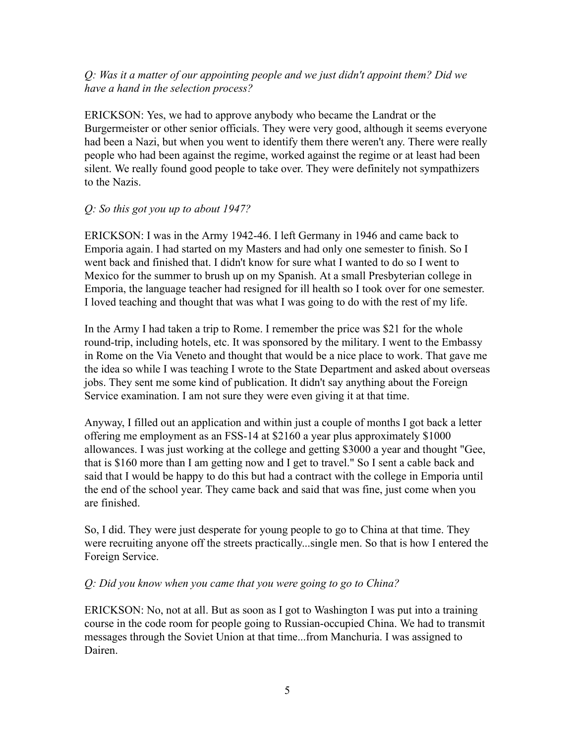*Q: Was it a matter of our appointing people and we just didn't appoint them? Did we have a hand in the selection process?*

ERICKSON: Yes, we had to approve anybody who became the Landrat or the Burgermeister or other senior officials. They were very good, although it seems everyone had been a Nazi, but when you went to identify them there weren't any. There were really people who had been against the regime, worked against the regime or at least had been silent. We really found good people to take over. They were definitely not sympathizers to the Nazis.

*Q: So this got you up to about 1947?*

ERICKSON: I was in the Army 1942-46. I left Germany in 1946 and came back to Emporia again. I had started on my Masters and had only one semester to finish. So I went back and finished that. I didn't know for sure what I wanted to do so I went to Mexico for the summer to brush up on my Spanish. At a small Presbyterian college in Emporia, the language teacher had resigned for ill health so I took over for one semester. I loved teaching and thought that was what I was going to do with the rest of my life.

In the Army I had taken a trip to Rome. I remember the price was $21 for the whole round-trip, including hotels, etc. It was sponsored by the military. I went to the Embassy in Rome on the Via Veneto and thought that would be a nice place to work. That gave me the idea so while I was teaching I wrote to the State Department and asked about overseas jobs. They sent me some kind of publication. It didn't say anything about the Foreign Service examination. I am not sure they were even giving it at that time.

Anyway, I filled out an application and within just a couple of months I got back a letter offering me employment as an FSS-14 at $2160 a year plus approximately $1000 allowances. I was just working at the college and getting $3000 a year and thought "Gee, that is $160 more than I am getting now and I get to travel." So I sent a cable back and said that I would be happy to do this but had a contract with the college in Emporia until the end of the school year. They came back and said that was fine, just come when you are finished.

So, I did. They were just desperate for young people to go to China at that time. They were recruiting anyone off the streets practically...single men. So that is how I entered the Foreign Service.

*Q: Did you know when you came that you were going to go to China?*

ERICKSON: No, not at all. But as soon as I got to Washington I was put into a training course in the code room for people going to Russian-occupied China. We had to transmit messages through the Soviet Union at that time...from Manchuria. I was assigned to Dairen.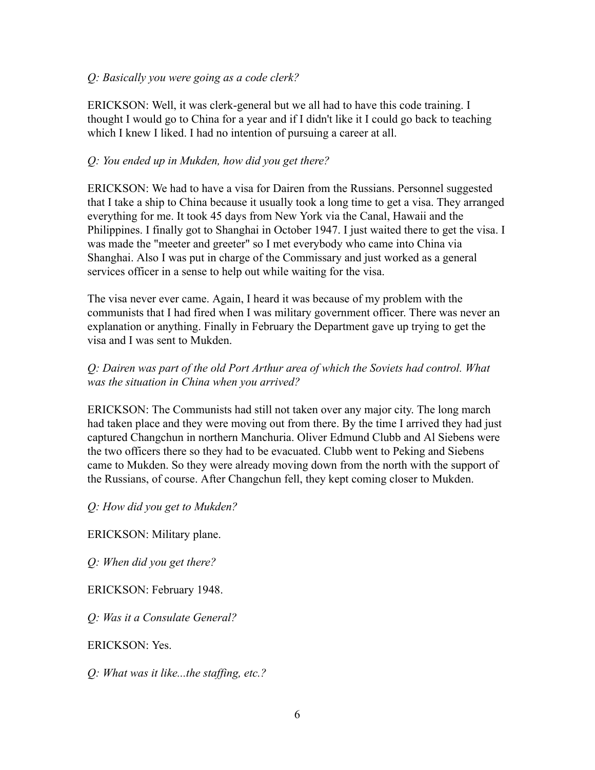*Q: Basically you were going as a code clerk?*

ERICKSON: Well, it was clerk-general but we all had to have this code training. I thought I would go to China for a year and if I didn't like it I could go back to teaching which I knew I liked. I had no intention of pursuing a career at all.

*Q: You ended up in Mukden, how did you get there?*

ERICKSON: We had to have a visa for Dairen from the Russians. Personnel suggested that I take a ship to China because it usually took a long time to get a visa. They arranged everything for me. It took 45 days from New York via the Canal, Hawaii and the Philippines. I finally got to Shanghai in October 1947. I just waited there to get the visa. I was made the "meeter and greeter" so I met everybody who came into China via Shanghai. Also I was put in charge of the Commissary and just worked as a general services officer in a sense to help out while waiting for the visa.

The visa never ever came. Again, I heard it was because of my problem with the communists that I had fired when I was military government officer. There was never an explanation or anything. Finally in February the Department gave up trying to get the visa and I was sent to Mukden.

*Q: Dairen was part of the old Port Arthur area of which the Soviets had control. What was the situation in China when you arrived?*

ERICKSON: The Communists had still not taken over any major city. The long march had taken place and they were moving out from there. By the time I arrived they had just captured Changchun in northern Manchuria. Oliver Edmund Clubb and Al Siebens were the two officers there so they had to be evacuated. Clubb went to Peking and Siebens came to Mukden. So they were already moving down from the north with the support of the Russians, of course. After Changchun fell, they kept coming closer to Mukden.

*Q: How did you get to Mukden?*

ERICKSON: Military plane.

*Q: When did you get there?*

ERICKSON: February 1948.

*Q: Was it a Consulate General?*

ERICKSON: Yes.

*Q: What was it like...the staffing, etc.?*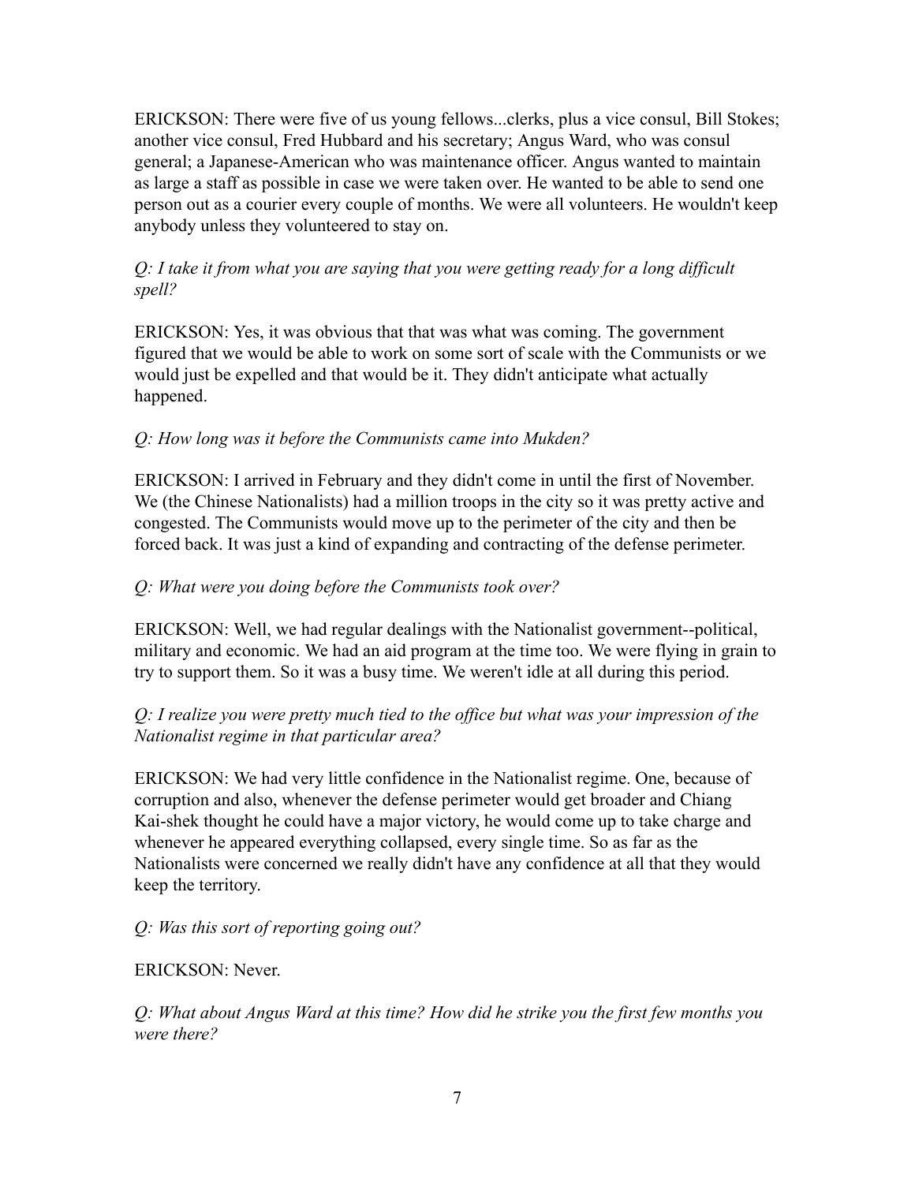ERICKSON: There were five of us young fellows...clerks, plus a vice consul, Bill Stokes; another vice consul, Fred Hubbard and his secretary; Angus Ward, who was consul general; a Japanese-American who was maintenance officer. Angus wanted to maintain as large a staff as possible in case we were taken over. He wanted to be able to send one person out as a courier every couple of months. We were all volunteers. He wouldn't keep anybody unless they volunteered to stay on.

*Q: I take it from what you are saying that you were getting ready for a long difficult spell?*

ERICKSON: Yes, it was obvious that that was what was coming. The government figured that we would be able to work on some sort of scale with the Communists or we would just be expelled and that would be it. They didn't anticipate what actually happened.

*Q: How long was it before the Communists came into Mukden?*

ERICKSON: I arrived in February and they didn't come in until the first of November. We (the Chinese Nationalists) had a million troops in the city so it was pretty active and congested. The Communists would move up to the perimeter of the city and then be forced back. It was just a kind of expanding and contracting of the defense perimeter.

*Q: What were you doing before the Communists took over?*

ERICKSON: Well, we had regular dealings with the Nationalist government--political, military and economic. We had an aid program at the time too. We were flying in grain to try to support them. So it was a busy time. We weren't idle at all during this period.

*Q: I realize you were pretty much tied to the office but what was your impression of the Nationalist regime in that particular area?*

ERICKSON: We had very little confidence in the Nationalist regime. One, because of corruption and also, whenever the defense perimeter would get broader and Chiang Kai-shek thought he could have a major victory, he would come up to take charge and whenever he appeared everything collapsed, every single time. So as far as the Nationalists were concerned we really didn't have any confidence at all that they would keep the territory.

*Q: Was this sort of reporting going out?*

ERICKSON: Never.

*Q: What about Angus Ward at this time? How did he strike you the first few months you were there?*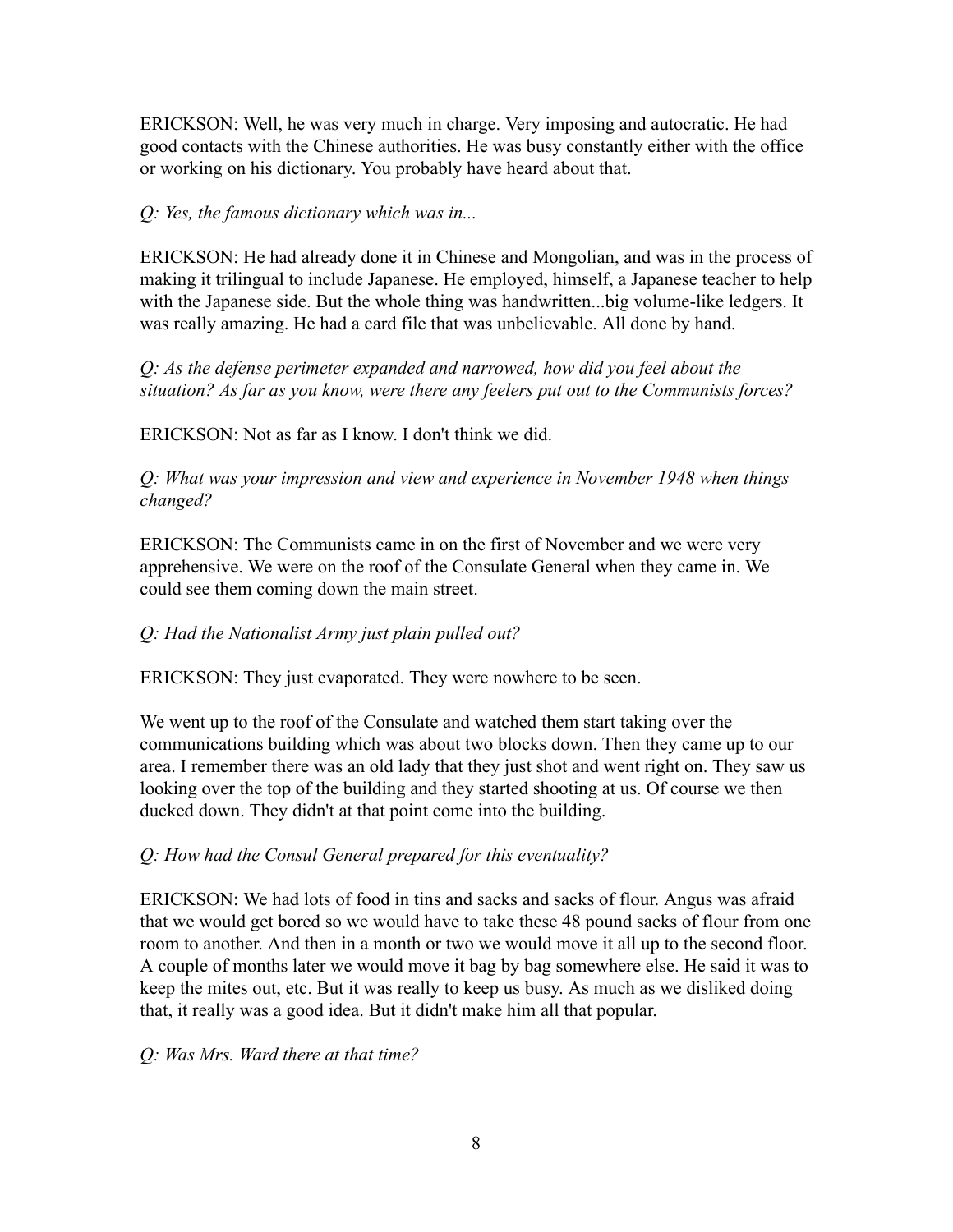ERICKSON: Well, he was very much in charge. Very imposing and autocratic. He had good contacts with the Chinese authorities. He was busy constantly either with the office or working on his dictionary. You probably have heard about that.

*Q: Yes, the famous dictionary which was in...*

ERICKSON: He had already done it in Chinese and Mongolian, and was in the process of making it trilingual to include Japanese. He employed, himself, a Japanese teacher to help with the Japanese side. But the whole thing was handwritten...big volume-like ledgers. It was really amazing. He had a card file that was unbelievable. All done by hand.

*Q: As the defense perimeter expanded and narrowed, how did you feel about the situation? As far as you know, were there any feelers put out to the Communists forces?*

ERICKSON: Not as far as I know. I don't think we did.

*Q: What was your impression and view and experience in November 1948 when things changed?*

ERICKSON: The Communists came in on the first of November and we were very apprehensive. We were on the roof of the Consulate General when they came in. We could see them coming down the main street.

*Q: Had the Nationalist Army just plain pulled out?*

ERICKSON: They just evaporated. They were nowhere to be seen.

We went up to the roof of the Consulate and watched them start taking over the communications building which was about two blocks down. Then they came up to our area. I remember there was an old lady that they just shot and went right on. They saw us looking over the top of the building and they started shooting at us. Of course we then ducked down. They didn't at that point come into the building.

*Q: How had the Consul General prepared for this eventuality?*

ERICKSON: We had lots of food in tins and sacks and sacks of flour. Angus was afraid that we would get bored so we would have to take these 48 pound sacks of flour from one room to another. And then in a month or two we would move it all up to the second floor. A couple of months later we would move it bag by bag somewhere else. He said it was to keep the mites out, etc. But it was really to keep us busy. As much as we disliked doing that, it really was a good idea. But it didn't make him all that popular.

*Q: Was Mrs. Ward there at that time?*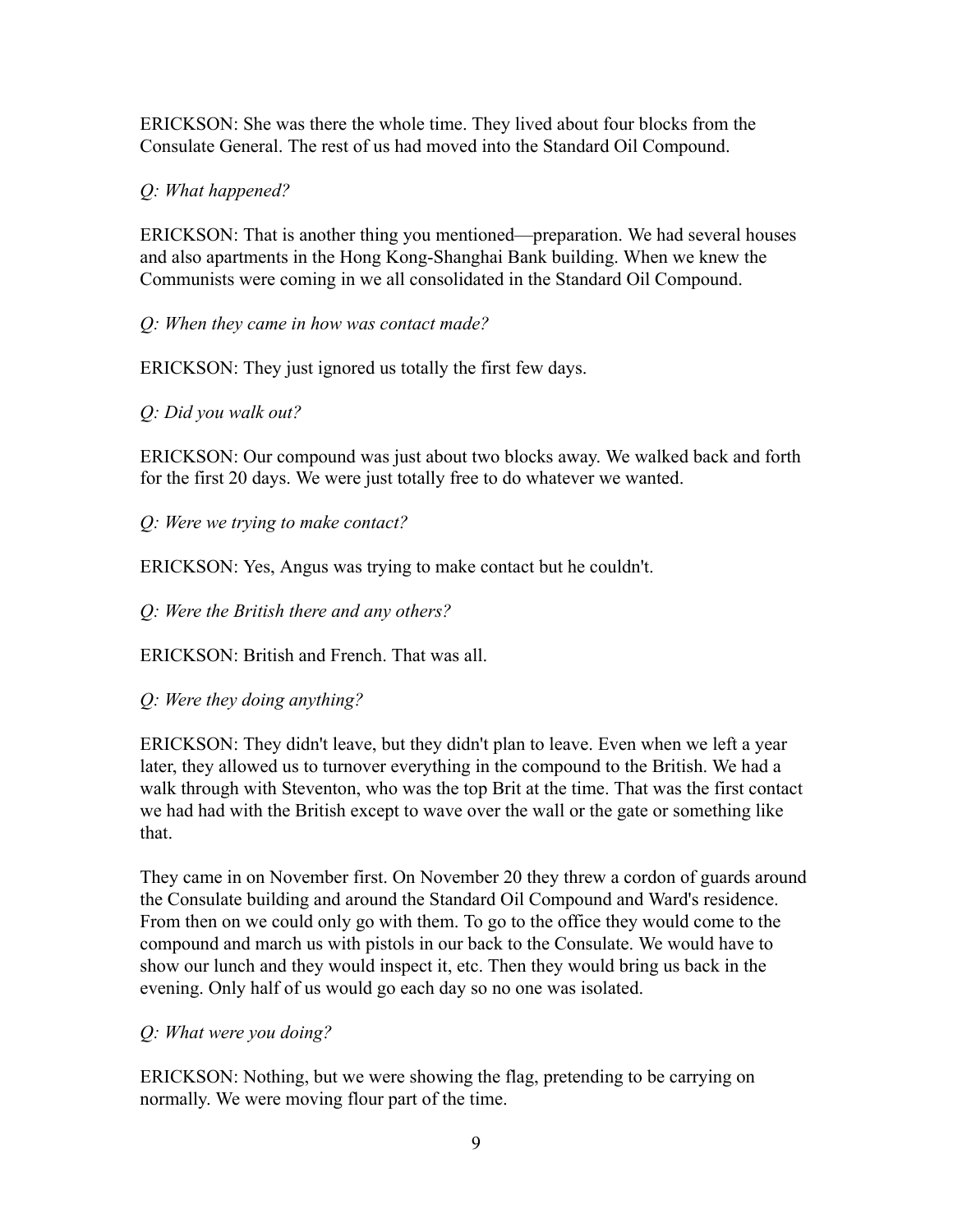ERICKSON: She was there the whole time. They lived about four blocks from the Consulate General. The rest of us had moved into the Standard Oil Compound.

*Q: What happened?*

ERICKSON: That is another thing you mentioned—preparation. We had several houses and also apartments in the Hong Kong-Shanghai Bank building. When we knew the Communists were coming in we all consolidated in the Standard Oil Compound.

*Q: When they came in how was contact made?*

ERICKSON: They just ignored us totally the first few days.

*Q: Did you walk out?*

ERICKSON: Our compound was just about two blocks away. We walked back and forth for the first 20 days. We were just totally free to do whatever we wanted.

*Q: Were we trying to make contact?*

ERICKSON: Yes, Angus was trying to make contact but he couldn't.

*Q: Were the British there and any others?*

ERICKSON: British and French. That was all.

*Q: Were they doing anything?*

ERICKSON: They didn't leave, but they didn't plan to leave. Even when we left a year later, they allowed us to turnover everything in the compound to the British. We had a walk through with Steventon, who was the top Brit at the time. That was the first contact we had had with the British except to wave over the wall or the gate or something like that.

They came in on November first. On November 20 they threw a cordon of guards around the Consulate building and around the Standard Oil Compound and Ward's residence. From then on we could only go with them. To go to the office they would come to the compound and march us with pistols in our back to the Consulate. We would have to show our lunch and they would inspect it, etc. Then they would bring us back in the evening. Only half of us would go each day so no one was isolated.

*Q: What were you doing?*

ERICKSON: Nothing, but we were showing the flag, pretending to be carrying on normally. We were moving flour part of the time.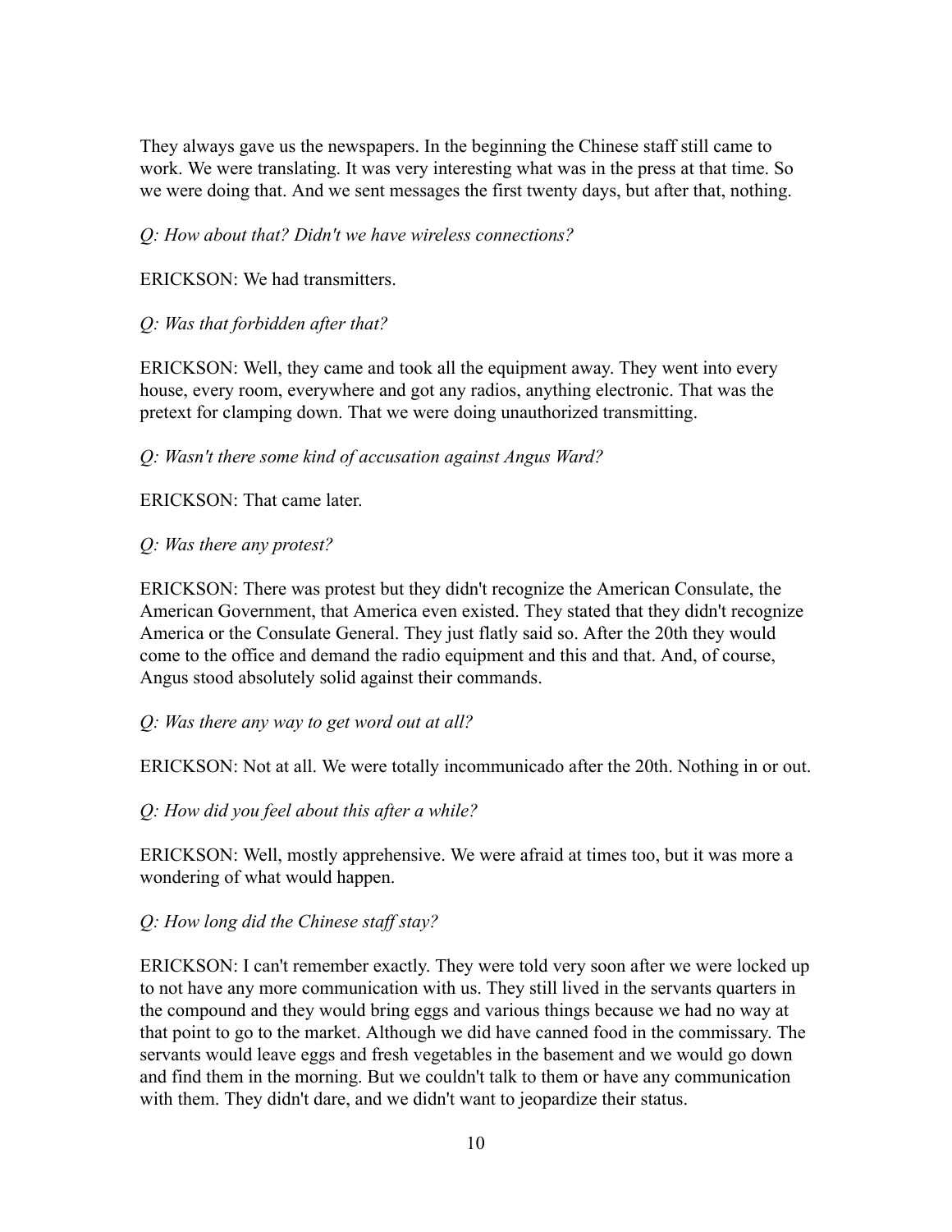They always gave us the newspapers. In the beginning the Chinese staff still came to work. We were translating. It was very interesting what was in the press at that time. So we were doing that. And we sent messages the first twenty days, but after that, nothing.

*Q: How about that? Didn't we have wireless connections?*

ERICKSON: We had transmitters.

*Q: Was that forbidden after that?*

ERICKSON: Well, they came and took all the equipment away. They went into every house, every room, everywhere and got any radios, anything electronic. That was the pretext for clamping down. That we were doing unauthorized transmitting.

*Q: Wasn't there some kind of accusation against Angus Ward?*

ERICKSON: That came later.

*Q: Was there any protest?*

ERICKSON: There was protest but they didn't recognize the American Consulate, the American Government, that America even existed. They stated that they didn't recognize America or the Consulate General. They just flatly said so. After the 20th they would come to the office and demand the radio equipment and this and that. And, of course, Angus stood absolutely solid against their commands.

*Q: Was there any way to get word out at all?*

ERICKSON: Not at all. We were totally incommunicado after the 20th. Nothing in or out.

*Q: How did you feel about this after a while?*

ERICKSON: Well, mostly apprehensive. We were afraid at times too, but it was more a wondering of what would happen.

*Q: How long did the Chinese staff stay?*

ERICKSON: I can't remember exactly. They were told very soon after we were locked up to not have any more communication with us. They still lived in the servants quarters in the compound and they would bring eggs and various things because we had no way at that point to go to the market. Although we did have canned food in the commissary. The servants would leave eggs and fresh vegetables in the basement and we would go down and find them in the morning. But we couldn't talk to them or have any communication with them. They didn't dare, and we didn't want to jeopardize their status.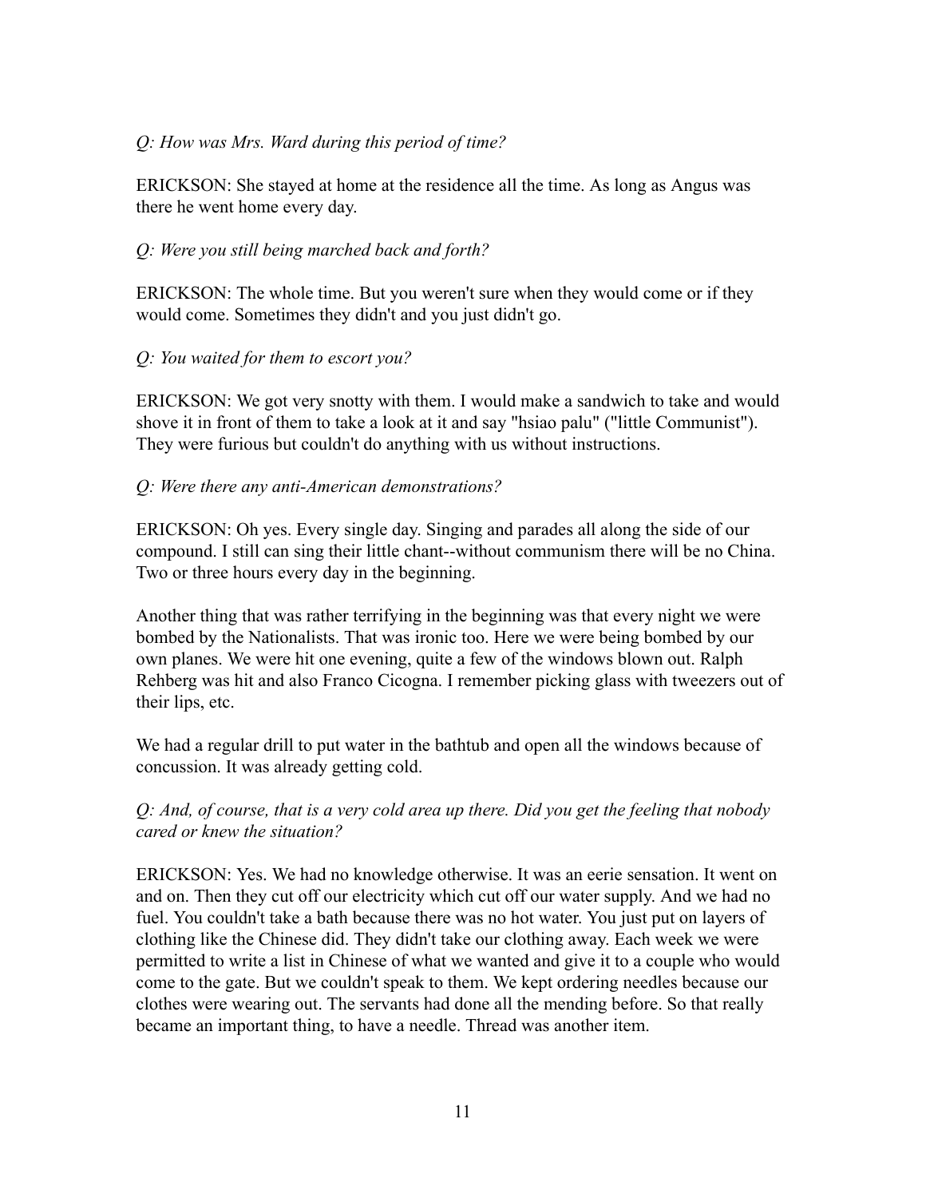*Q: How was Mrs. Ward during this period of time?*

ERICKSON: She stayed at home at the residence all the time. As long as Angus was there he went home every day.

*Q: Were you still being marched back and forth?*

ERICKSON: The whole time. But you weren't sure when they would come or if they would come. Sometimes they didn't and you just didn't go.

*Q: You waited for them to escort you?*

ERICKSON: We got very snotty with them. I would make a sandwich to take and would shove it in front of them to take a look at it and say "hsiao palu" ("little Communist"). They were furious but couldn't do anything with us without instructions.

*Q: Were there any anti-American demonstrations?*

ERICKSON: Oh yes. Every single day. Singing and parades all along the side of our compound. I still can sing their little chant--without communism there will be no China. Two or three hours every day in the beginning.

Another thing that was rather terrifying in the beginning was that every night we were bombed by the Nationalists. That was ironic too. Here we were being bombed by our own planes. We were hit one evening, quite a few of the windows blown out. Ralph Rehberg was hit and also Franco Cicogna. I remember picking glass with tweezers out of their lips, etc.

We had a regular drill to put water in the bathtub and open all the windows because of concussion. It was already getting cold.

*Q: And, of course, that is a very cold area up there. Did you get the feeling that nobody cared or knew the situation?*

ERICKSON: Yes. We had no knowledge otherwise. It was an eerie sensation. It went on and on. Then they cut off our electricity which cut off our water supply. And we had no fuel. You couldn't take a bath because there was no hot water. You just put on layers of clothing like the Chinese did. They didn't take our clothing away. Each week we were permitted to write a list in Chinese of what we wanted and give it to a couple who would come to the gate. But we couldn't speak to them. We kept ordering needles because our clothes were wearing out. The servants had done all the mending before. So that really became an important thing, to have a needle. Thread was another item.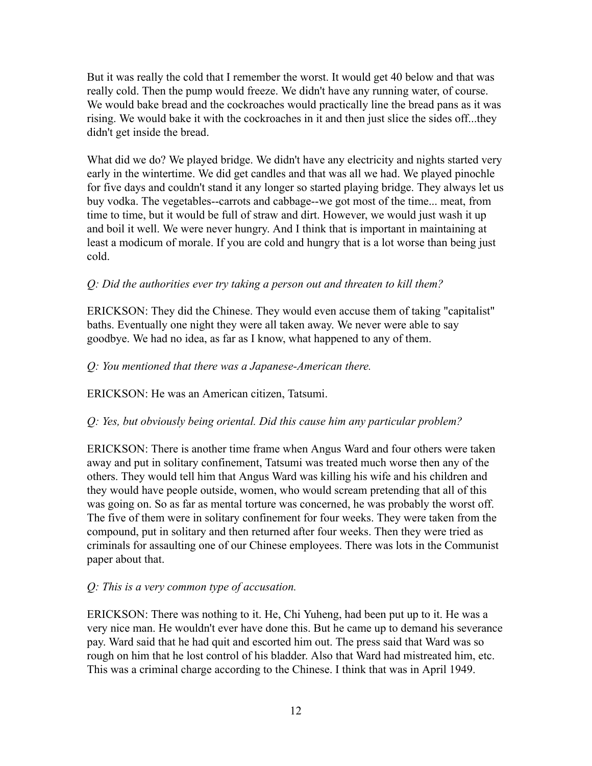But it was really the cold that I remember the worst. It would get 40 below and that was really cold. Then the pump would freeze. We didn't have any running water, of course. We would bake bread and the cockroaches would practically line the bread pans as it was rising. We would bake it with the cockroaches in it and then just slice the sides off...they didn't get inside the bread.

What did we do? We played bridge. We didn't have any electricity and nights started very early in the wintertime. We did get candles and that was all we had. We played pinochle for five days and couldn't stand it any longer so started playing bridge. They always let us buy vodka. The vegetables--carrots and cabbage--we got most of the time... meat, from time to time, but it would be full of straw and dirt. However, we would just wash it up and boil it well. We were never hungry. And I think that is important in maintaining at least a modicum of morale. If you are cold and hungry that is a lot worse than being just cold.

*Q: Did the authorities ever try taking a person out and threaten to kill them?*

ERICKSON: They did the Chinese. They would even accuse them of taking "capitalist" baths. Eventually one night they were all taken away. We never were able to say goodbye. We had no idea, as far as I know, what happened to any of them.

*Q: You mentioned that there was a Japanese-American there.*

ERICKSON: He was an American citizen, Tatsumi.

*Q: Yes, but obviously being oriental. Did this cause him any particular problem?*

ERICKSON: There is another time frame when Angus Ward and four others were taken away and put in solitary confinement, Tatsumi was treated much worse then any of the others. They would tell him that Angus Ward was killing his wife and his children and they would have people outside, women, who would scream pretending that all of this was going on. So as far as mental torture was concerned, he was probably the worst off. The five of them were in solitary confinement for four weeks. They were taken from the compound, put in solitary and then returned after four weeks. Then they were tried as criminals for assaulting one of our Chinese employees. There was lots in the Communist paper about that.

*Q: This is a very common type of accusation.*

ERICKSON: There was nothing to it. He, Chi Yuheng, had been put up to it. He was a very nice man. He wouldn't ever have done this. But he came up to demand his severance pay. Ward said that he had quit and escorted him out. The press said that Ward was so rough on him that he lost control of his bladder. Also that Ward had mistreated him, etc. This was a criminal charge according to the Chinese. I think that was in April 1949.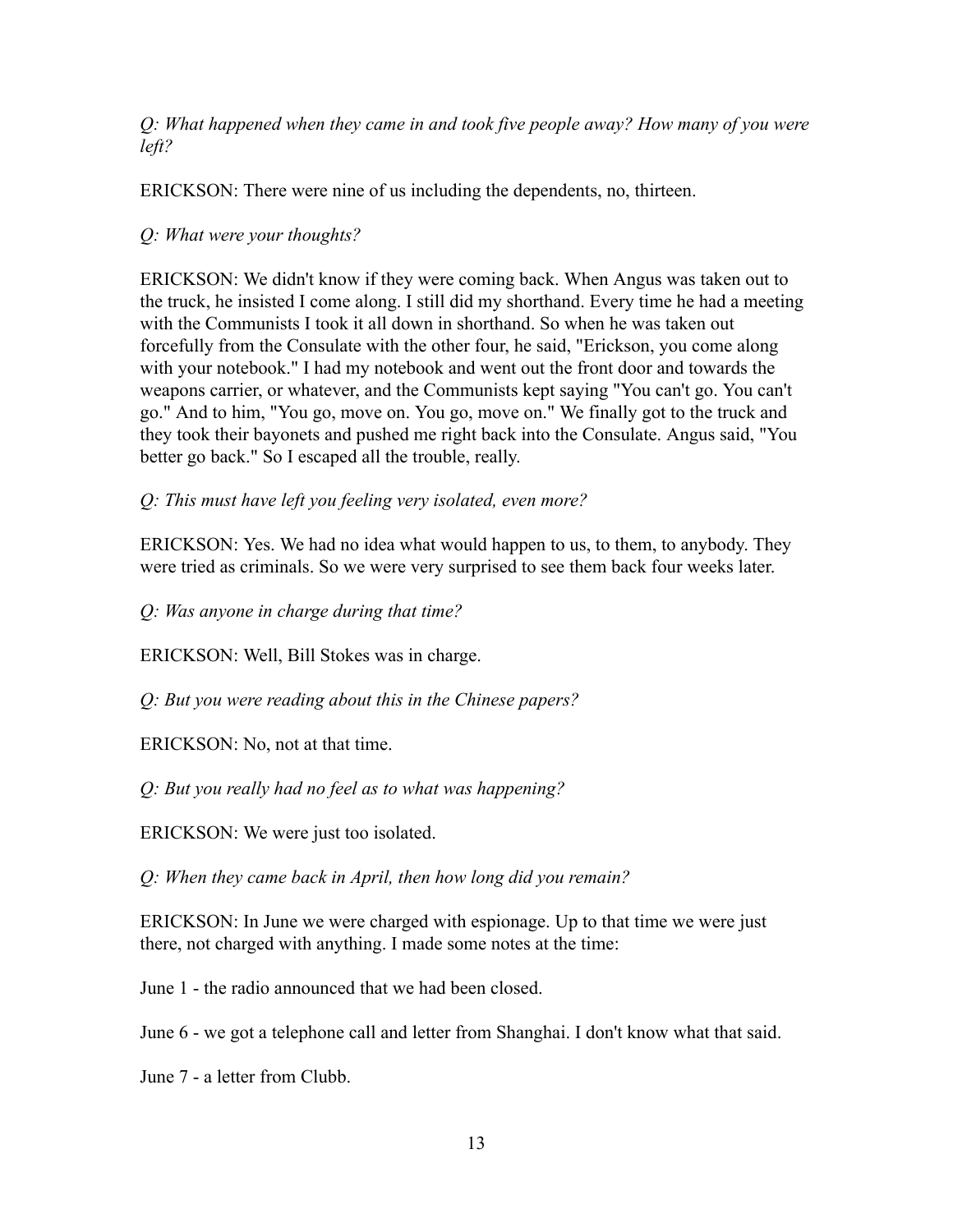*Q: What happened when they came in and took five people away? How many of you were left?*

ERICKSON: There were nine of us including the dependents, no, thirteen.

*Q: What were your thoughts?*

ERICKSON: We didn't know if they were coming back. When Angus was taken out to the truck, he insisted I come along. I still did my shorthand. Every time he had a meeting with the Communists I took it all down in shorthand. So when he was taken out forcefully from the Consulate with the other four, he said, "Erickson, you come along with your notebook." I had my notebook and went out the front door and towards the weapons carrier, or whatever, and the Communists kept saying "You can't go. You can't go." And to him, "You go, move on. You go, move on." We finally got to the truck and they took their bayonets and pushed me right back into the Consulate. Angus said, "You better go back." So I escaped all the trouble, really.

*Q: This must have left you feeling very isolated, even more?*

ERICKSON: Yes. We had no idea what would happen to us, to them, to anybody. They were tried as criminals. So we were very surprised to see them back four weeks later.

*Q: Was anyone in charge during that time?*

ERICKSON: Well, Bill Stokes was in charge.

*Q: But you were reading about this in the Chinese papers?*

ERICKSON: No, not at that time.

*Q: But you really had no feel as to what was happening?*

ERICKSON: We were just too isolated.

*Q: When they came back in April, then how long did you remain?*

ERICKSON: In June we were charged with espionage. Up to that time we were just there, not charged with anything. I made some notes at the time:

June 1 - the radio announced that we had been closed.

June 6 - we got a telephone call and letter from Shanghai. I don't know what that said.

June 7 - a letter from Clubb.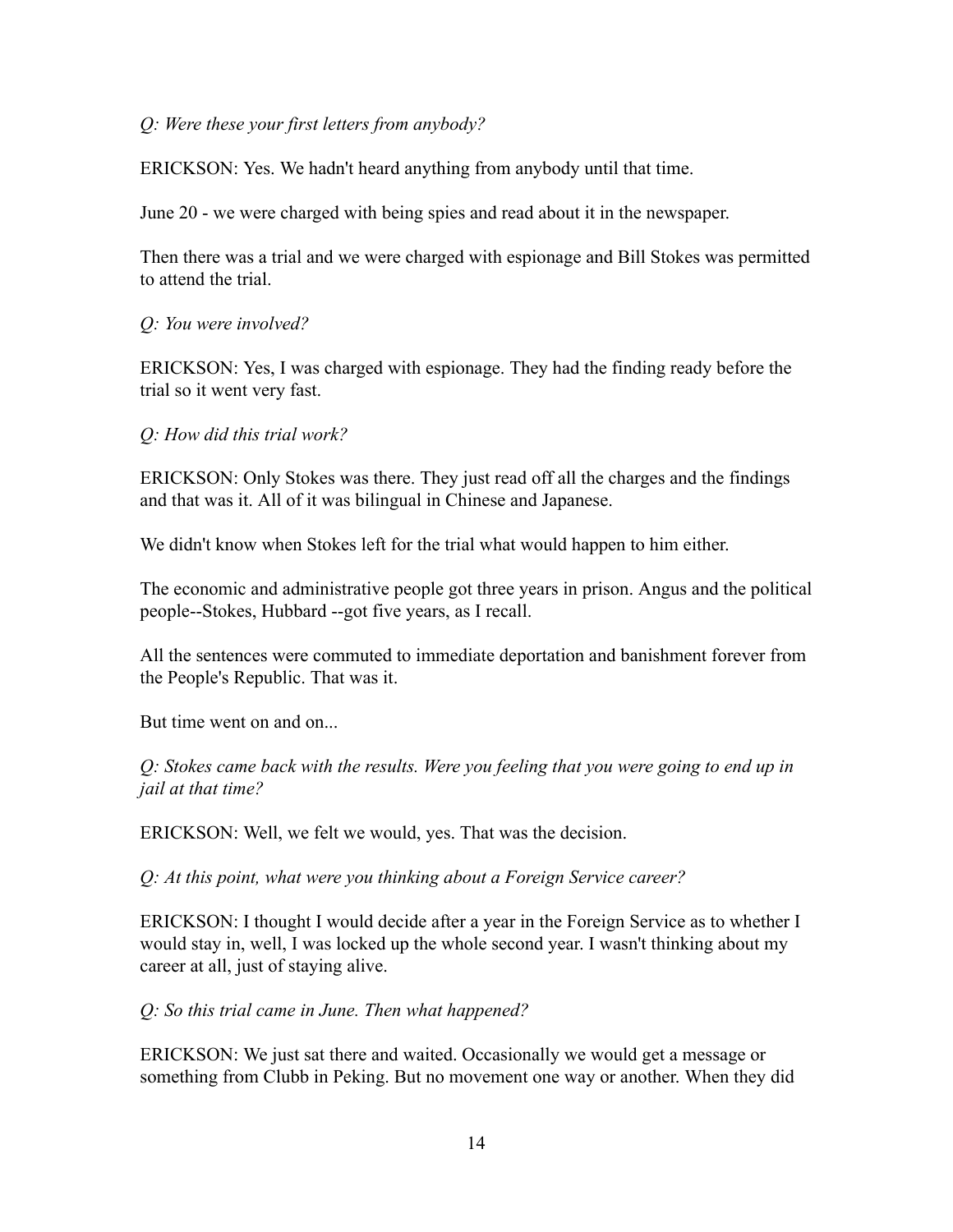*Q: Were these your first letters from anybody?*

ERICKSON: Yes. We hadn't heard anything from anybody until that time.

June 20 - we were charged with being spies and read about it in the newspaper.

Then there was a trial and we were charged with espionage and Bill Stokes was permitted to attend the trial.

*Q: You were involved?*

ERICKSON: Yes, I was charged with espionage. They had the finding ready before the trial so it went very fast.

*Q: How did this trial work?*

ERICKSON: Only Stokes was there. They just read off all the charges and the findings and that was it. All of it was bilingual in Chinese and Japanese.

We didn't know when Stokes left for the trial what would happen to him either.

The economic and administrative people got three years in prison. Angus and the political people--Stokes, Hubbard --got five years, as I recall.

All the sentences were commuted to immediate deportation and banishment forever from the People's Republic. That was it.

But time went on and on...

*Q: Stokes came back with the results. Were you feeling that you were going to end up in jail at that time?*

ERICKSON: Well, we felt we would, yes. That was the decision.

*Q: At this point, what were you thinking about a Foreign Service career?*

ERICKSON: I thought I would decide after a year in the Foreign Service as to whether I would stay in, well, I was locked up the whole second year. I wasn't thinking about my career at all, just of staying alive.

*Q: So this trial came in June. Then what happened?*

ERICKSON: We just sat there and waited. Occasionally we would get a message or something from Clubb in Peking. But no movement one way or another. When they did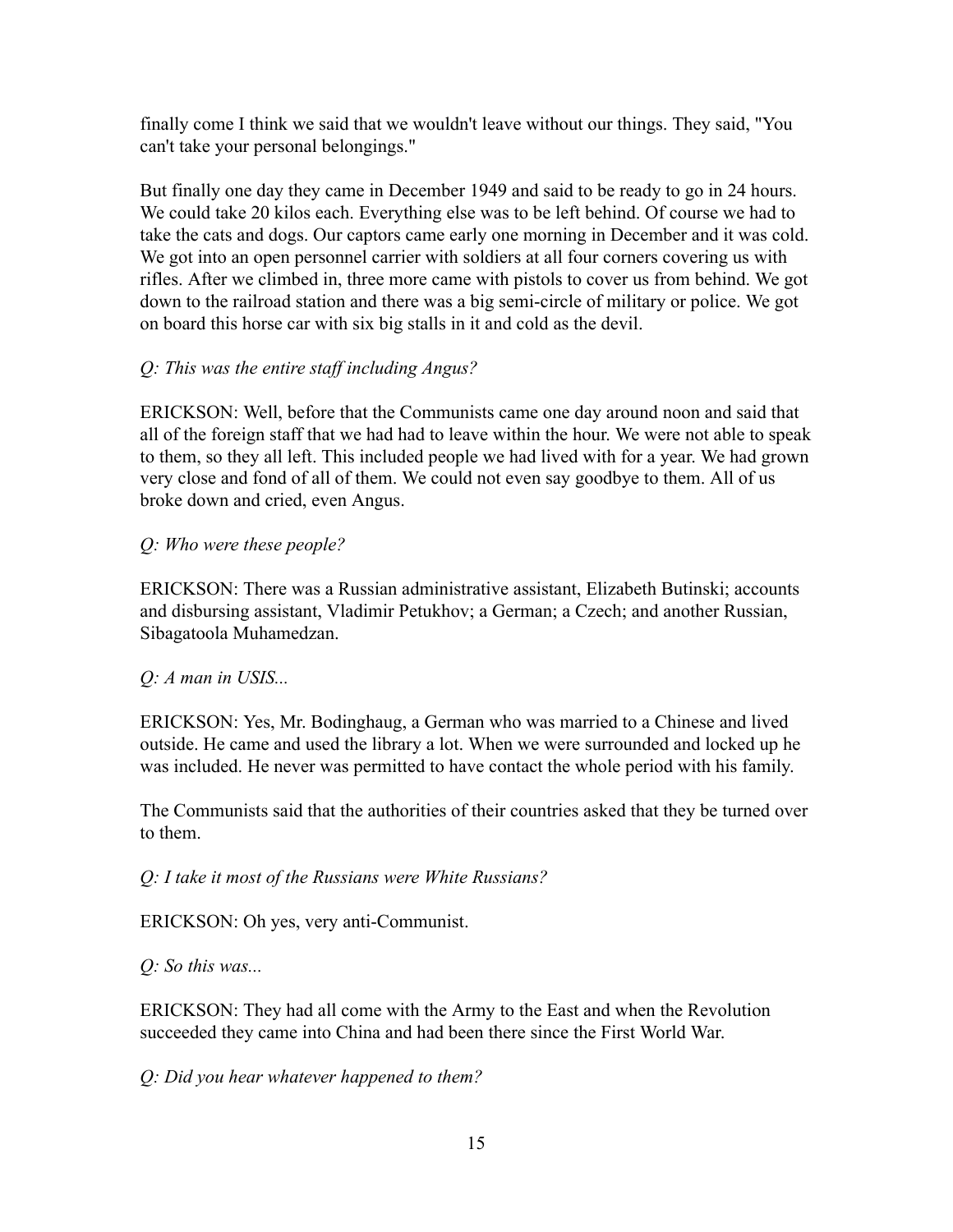finally come I think we said that we wouldn't leave without our things. They said, "You can't take your personal belongings."

But finally one day they came in December 1949 and said to be ready to go in 24 hours. We could take 20 kilos each. Everything else was to be left behind. Of course we had to take the cats and dogs. Our captors came early one morning in December and it was cold. We got into an open personnel carrier with soldiers at all four corners covering us with rifles. After we climbed in, three more came with pistols to cover us from behind. We got down to the railroad station and there was a big semi-circle of military or police. We got on board this horse car with six big stalls in it and cold as the devil.

*Q: This was the entire staff including Angus?*

ERICKSON: Well, before that the Communists came one day around noon and said that all of the foreign staff that we had had to leave within the hour. We were not able to speak to them, so they all left. This included people we had lived with for a year. We had grown very close and fond of all of them. We could not even say goodbye to them. All of us broke down and cried, even Angus.

*Q: Who were these people?*

ERICKSON: There was a Russian administrative assistant, Elizabeth Butinski; accounts and disbursing assistant, Vladimir Petukhov; a German; a Czech; and another Russian, Sibagatoola Muhamedzan.

*Q: A man in USIS...*

ERICKSON: Yes, Mr. Bodinghaug, a German who was married to a Chinese and lived outside. He came and used the library a lot. When we were surrounded and locked up he was included. He never was permitted to have contact the whole period with his family.

The Communists said that the authorities of their countries asked that they be turned over to them.

*Q: I take it most of the Russians were White Russians?*

ERICKSON: Oh yes, very anti-Communist.

*Q: So this was...*

ERICKSON: They had all come with the Army to the East and when the Revolution succeeded they came into China and had been there since the First World War.

*Q: Did you hear whatever happened to them?*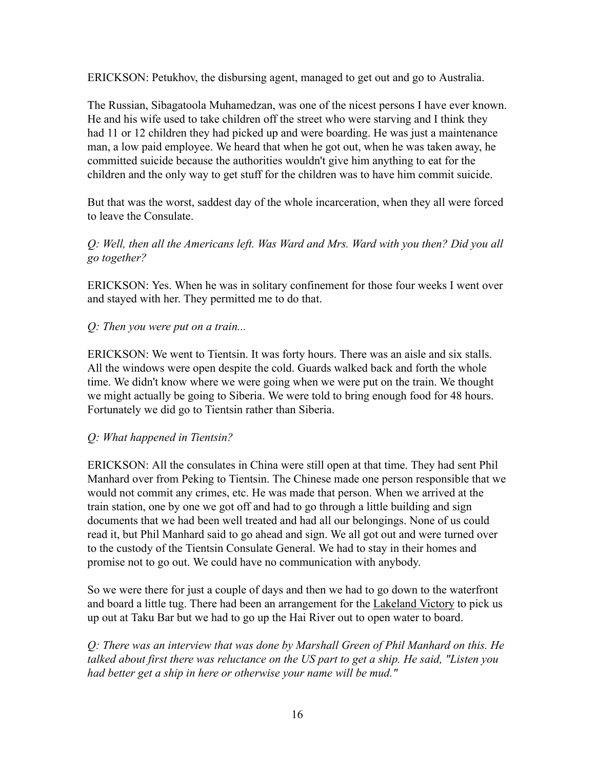ERICKSON: Petukhov, the disbursing agent, managed to get out and go to Australia.

The Russian, Sibagatoola Muhamedzan, was one of the nicest persons I have ever known. He and his wife used to take children off the street who were starving and I think they had 11 or 12 children they had picked up and were boarding. He was just a maintenance man, a low paid employee. We heard that when he got out, when he was taken away, he committed suicide because the authorities wouldn't give him anything to eat for the children and the only way to get stuff for the children was to have him commit suicide.

But that was the worst, saddest day of the whole incarceration, when they all were forced to leave the Consulate.

*Q: Well, then all the Americans left. Was Ward and Mrs. Ward with you then? Did you all go together?*

ERICKSON: Yes. When he was in solitary confinement for those four weeks I went over and stayed with her. They permitted me to do that.

*Q: Then you were put on a train...*

ERICKSON: We went to Tientsin. It was forty hours. There was an aisle and six stalls. All the windows were open despite the cold. Guards walked back and forth the whole time. We didn't know where we were going when we were put on the train. We thought we might actually be going to Siberia. We were told to bring enough food for 48 hours. Fortunately we did go to Tientsin rather than Siberia.

*Q: What happened in Tientsin?*

ERICKSON: All the consulates in China were still open at that time. They had sent Phil Manhard over from Peking to Tientsin. The Chinese made one person responsible that we would not commit any crimes, etc. He was made that person. When we arrived at the train station, one by one we got off and had to go through a little building and sign documents that we had been well treated and had all our belongings. None of us could read it, but Phil Manhard said to go ahead and sign. We all got out and were turned over to the custody of the Tientsin Consulate General. We had to stay in their homes and promise not to go out. We could have no communication with anybody.

So we were there for just a couple of days and then we had to go down to the waterfront and board a little tug. There had been an arrangement for the Lakeland Victory to pick us up out at Taku Bar but we had to go up the Hai River out to open water to board.

*Q: There was an interview that was done by Marshall Green of Phil Manhard on this. He talked about first there was reluctance on the US part to get a ship. He said, "Listen you had better get a ship in here or otherwise your name will be mud."*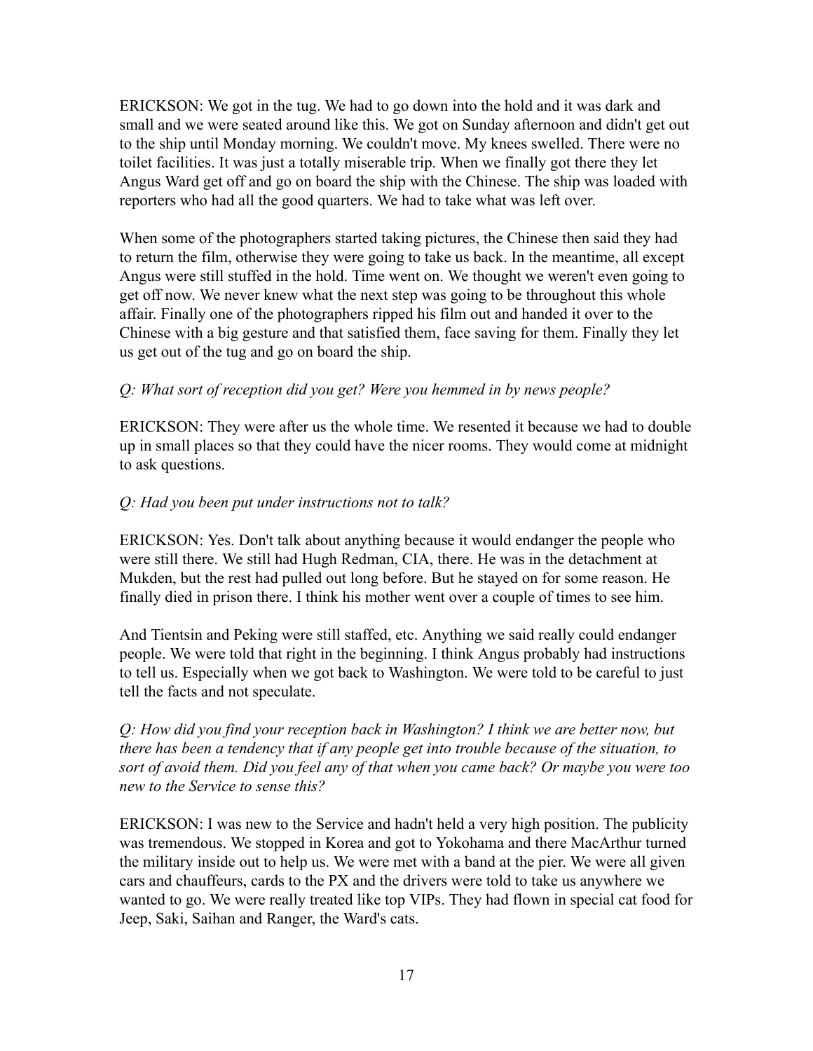ERICKSON: We got in the tug. We had to go down into the hold and it was dark and small and we were seated around like this. We got on Sunday afternoon and didn't get out to the ship until Monday morning. We couldn't move. My knees swelled. There were no toilet facilities. It was just a totally miserable trip. When we finally got there they let Angus Ward get off and go on board the ship with the Chinese. The ship was loaded with reporters who had all the good quarters. We had to take what was left over.

When some of the photographers started taking pictures, the Chinese then said they had to return the film, otherwise they were going to take us back. In the meantime, all except Angus were still stuffed in the hold. Time went on. We thought we weren't even going to get off now. We never knew what the next step was going to be throughout this whole affair. Finally one of the photographers ripped his film out and handed it over to the Chinese with a big gesture and that satisfied them, face saving for them. Finally they let us get out of the tug and go on board the ship.

*Q: What sort of reception did you get? Were you hemmed in by news people?*

ERICKSON: They were after us the whole time. We resented it because we had to double up in small places so that they could have the nicer rooms. They would come at midnight to ask questions.

*Q: Had you been put under instructions not to talk?*

ERICKSON: Yes. Don't talk about anything because it would endanger the people who were still there. We still had Hugh Redman, CIA, there. He was in the detachment at Mukden, but the rest had pulled out long before. But he stayed on for some reason. He finally died in prison there. I think his mother went over a couple of times to see him.

And Tientsin and Peking were still staffed, etc. Anything we said really could endanger people. We were told that right in the beginning. I think Angus probably had instructions to tell us. Especially when we got back to Washington. We were told to be careful to just tell the facts and not speculate.

*Q: How did you find your reception back in Washington? I think we are better now, but there has been a tendency that if any people get into trouble because of the situation, to sort of avoid them. Did you feel any of that when you came back? Or maybe you were too new to the Service to sense this?*

ERICKSON: I was new to the Service and hadn't held a very high position. The publicity was tremendous. We stopped in Korea and got to Yokohama and there MacArthur turned the military inside out to help us. We were met with a band at the pier. We were all given cars and chauffeurs, cards to the PX and the drivers were told to take us anywhere we wanted to go. We were really treated like top VIPs. They had flown in special cat food for Jeep, Saki, Saihan and Ranger, the Ward's cats.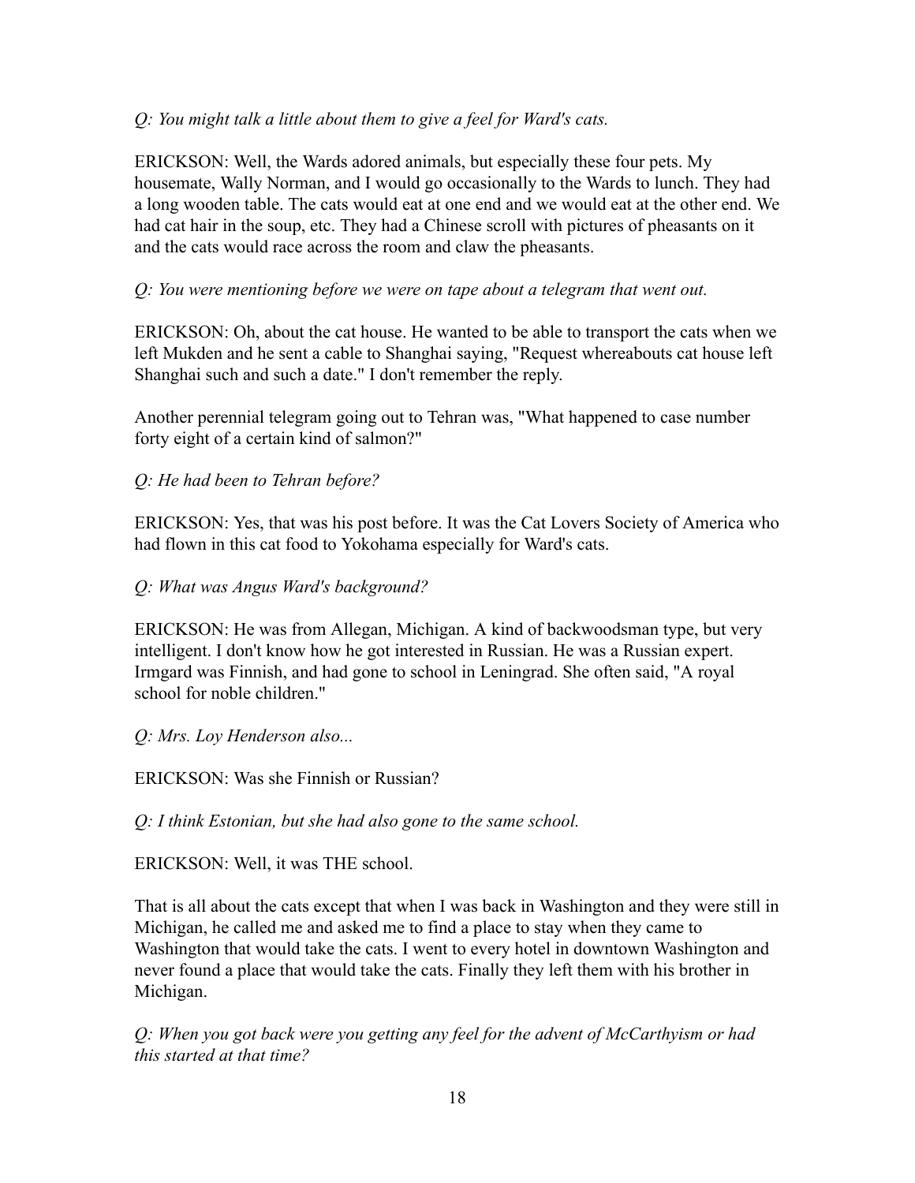*Q: You might talk a little about them to give a feel for Ward's cats.*

ERICKSON: Well, the Wards adored animals, but especially these four pets. My housemate, Wally Norman, and I would go occasionally to the Wards to lunch. They had a long wooden table. The cats would eat at one end and we would eat at the other end. We had cat hair in the soup, etc. They had a Chinese scroll with pictures of pheasants on it and the cats would race across the room and claw the pheasants.

*Q: You were mentioning before we were on tape about a telegram that went out.*

ERICKSON: Oh, about the cat house. He wanted to be able to transport the cats when we left Mukden and he sent a cable to Shanghai saying, "Request whereabouts cat house left Shanghai such and such a date." I don't remember the reply.

Another perennial telegram going out to Tehran was, "What happened to case number forty eight of a certain kind of salmon?"

*Q: He had been to Tehran before?*

ERICKSON: Yes, that was his post before. It was the Cat Lovers Society of America who had flown in this cat food to Yokohama especially for Ward's cats.

*Q: What was Angus Ward's background?*

ERICKSON: He was from Allegan, Michigan. A kind of backwoodsman type, but very intelligent. I don't know how he got interested in Russian. He was a Russian expert. Irmgard was Finnish, and had gone to school in Leningrad. She often said, "A royal school for noble children."

*Q: Mrs. Loy Henderson also...*

ERICKSON: Was she Finnish or Russian?

*Q: I think Estonian, but she had also gone to the same school.*

ERICKSON: Well, it was THE school.

That is all about the cats except that when I was back in Washington and they were still in Michigan, he called me and asked me to find a place to stay when they came to Washington that would take the cats. I went to every hotel in downtown Washington and never found a place that would take the cats. Finally they left them with his brother in Michigan.

*Q: When you got back were you getting any feel for the advent of McCarthyism or had this started at that time?*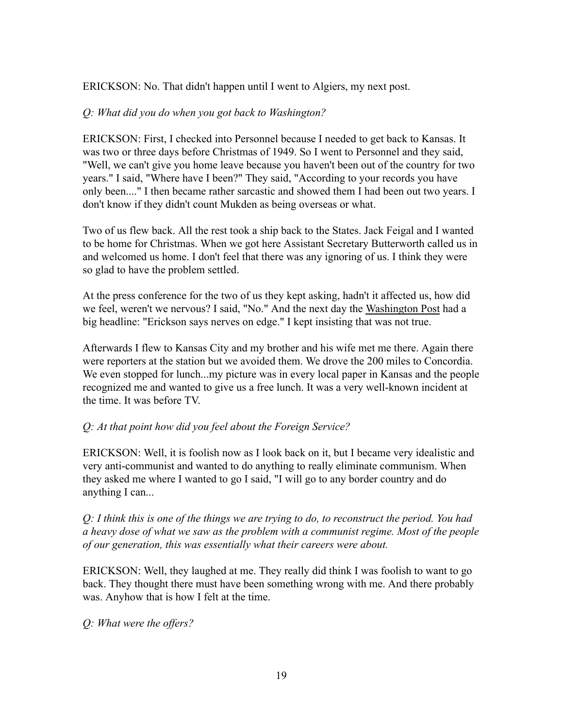ERICKSON: No. That didn't happen until I went to Algiers, my next post.

*Q: What did you do when you got back to Washington?*

ERICKSON: First, I checked into Personnel because I needed to get back to Kansas. It was two or three days before Christmas of 1949. So I went to Personnel and they said, "Well, we can't give you home leave because you haven't been out of the country for two years." I said, "Where have I been?" They said, "According to your records you have only been...." I then became rather sarcastic and showed them I had been out two years. I don't know if they didn't count Mukden as being overseas or what.

Two of us flew back. All the rest took a ship back to the States. Jack Feigal and I wanted to be home for Christmas. When we got here Assistant Secretary Butterworth called us in and welcomed us home. I don't feel that there was any ignoring of us. I think they were so glad to have the problem settled.

At the press conference for the two of us they kept asking, hadn't it affected us, how did we feel, weren't we nervous? I said, "No." And the next day the Washington Post had a big headline: "Erickson says nerves on edge." I kept insisting that was not true.

Afterwards I flew to Kansas City and my brother and his wife met me there. Again there were reporters at the station but we avoided them. We drove the 200 miles to Concordia. We even stopped for lunch...my picture was in every local paper in Kansas and the people recognized me and wanted to give us a free lunch. It was a very well-known incident at the time. It was before TV.

*Q: At that point how did you feel about the Foreign Service?*

ERICKSON: Well, it is foolish now as I look back on it, but I became very idealistic and very anti-communist and wanted to do anything to really eliminate communism. When they asked me where I wanted to go I said, "I will go to any border country and do anything I can...

*Q: I think this is one of the things we are trying to do, to reconstruct the period. You had a heavy dose of what we saw as the problem with a communist regime. Most of the people of our generation, this was essentially what their careers were about.*

ERICKSON: Well, they laughed at me. They really did think I was foolish to want to go back. They thought there must have been something wrong with me. And there probably was. Anyhow that is how I felt at the time.

*Q: What were the offers?*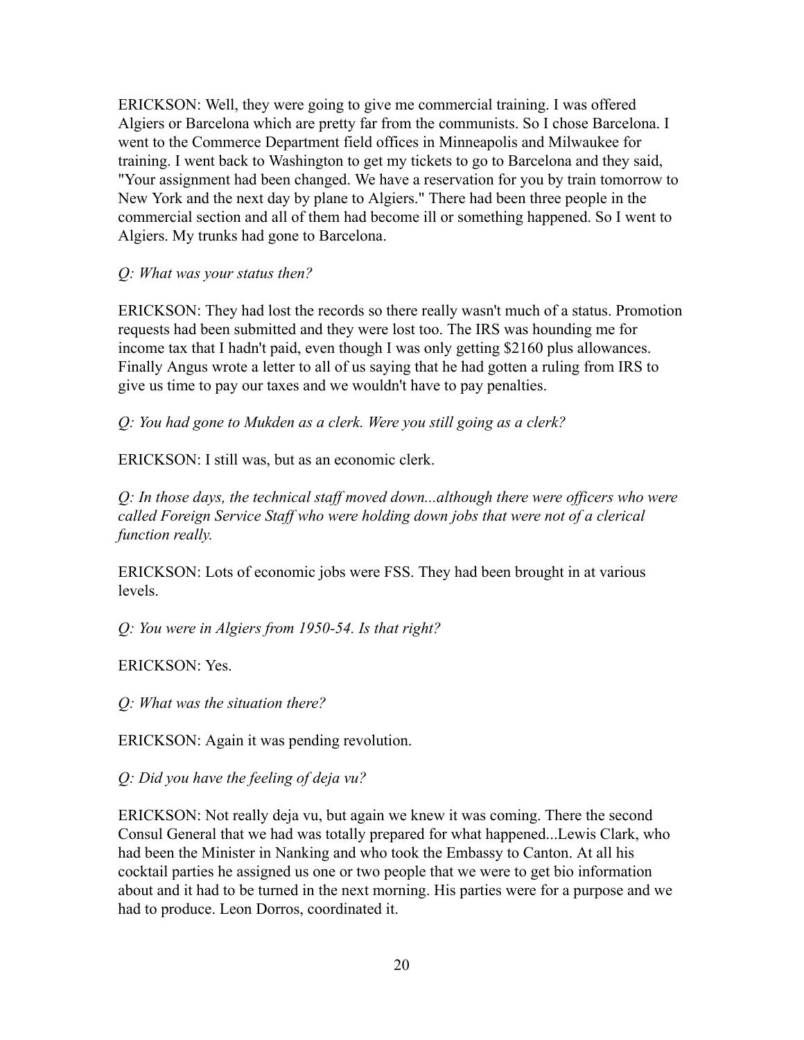ERICKSON: Well, they were going to give me commercial training. I was offered Algiers or Barcelona which are pretty far from the communists. So I chose Barcelona. I went to the Commerce Department field offices in Minneapolis and Milwaukee for training. I went back to Washington to get my tickets to go to Barcelona and they said, "Your assignment had been changed. We have a reservation for you by train tomorrow to New York and the next day by plane to Algiers." There had been three people in the commercial section and all of them had become ill or something happened. So I went to Algiers. My trunks had gone to Barcelona.

*Q: What was your status then?*

ERICKSON: They had lost the records so there really wasn't much of a status. Promotion requests had been submitted and they were lost too. The IRS was hounding me for income tax that I hadn't paid, even though I was only getting $2160 plus allowances. Finally Angus wrote a letter to all of us saying that he had gotten a ruling from IRS to give us time to pay our taxes and we wouldn't have to pay penalties.

*Q: You had gone to Mukden as a clerk. Were you still going as a clerk?*

ERICKSON: I still was, but as an economic clerk.

*Q: In those days, the technical staff moved down...although there were officers who were called Foreign Service Staff who were holding down jobs that were not of a clerical function really.*

ERICKSON: Lots of economic jobs were FSS. They had been brought in at various levels.

*Q: You were in Algiers from 1950-54. Is that right?*

ERICKSON: Yes.

*Q: What was the situation there?*

ERICKSON: Again it was pending revolution.

*Q: Did you have the feeling of deja vu?*

ERICKSON: Not really deja vu, but again we knew it was coming. There the second Consul General that we had was totally prepared for what happened...Lewis Clark, who had been the Minister in Nanking and who took the Embassy to Canton. At all his cocktail parties he assigned us one or two people that we were to get bio information about and it had to be turned in the next morning. His parties were for a purpose and we had to produce. Leon Dorros, coordinated it.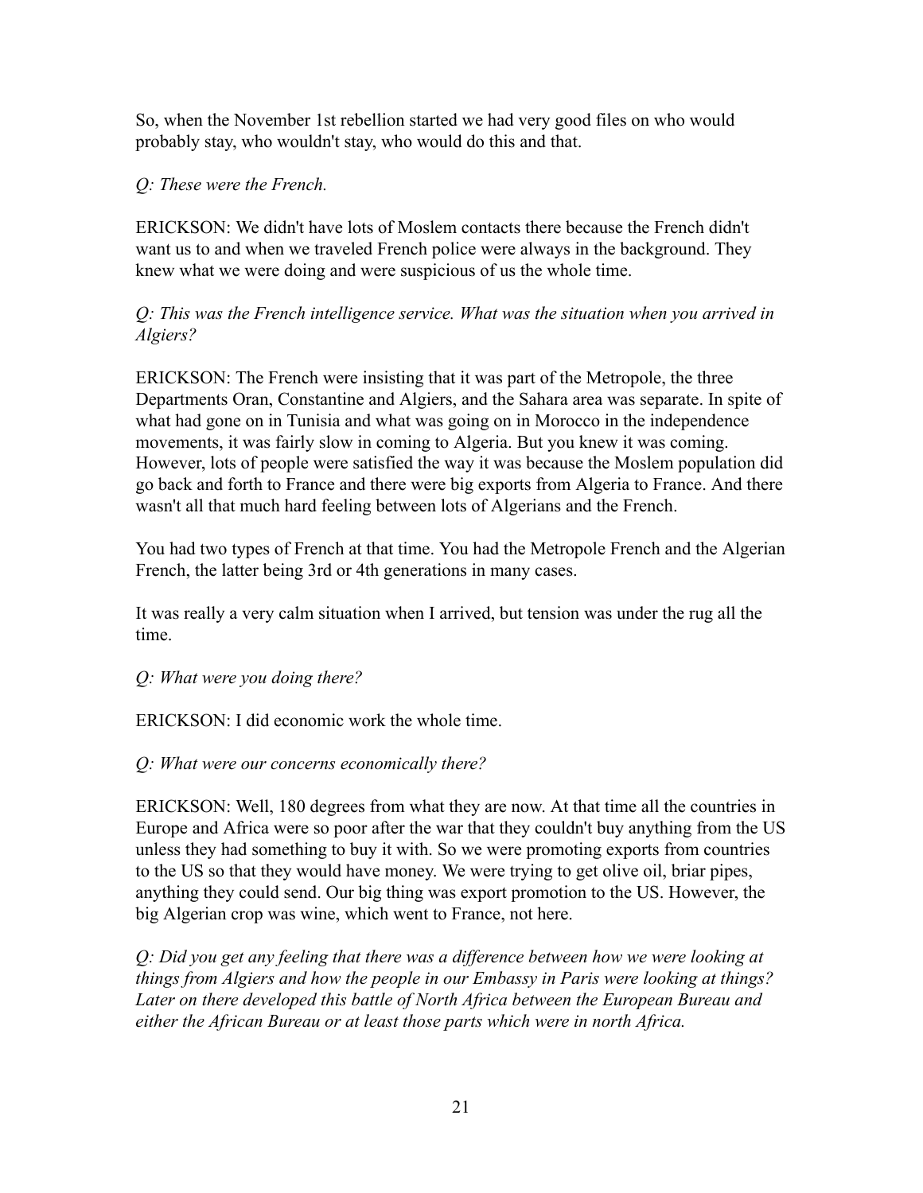So, when the November 1st rebellion started we had very good files on who would probably stay, who wouldn't stay, who would do this and that.

*Q: These were the French.*

ERICKSON: We didn't have lots of Moslem contacts there because the French didn't want us to and when we traveled French police were always in the background. They knew what we were doing and were suspicious of us the whole time.

*Q: This was the French intelligence service. What was the situation when you arrived in Algiers?*

ERICKSON: The French were insisting that it was part of the Metropole, the three Departments Oran, Constantine and Algiers, and the Sahara area was separate. In spite of what had gone on in Tunisia and what was going on in Morocco in the independence movements, it was fairly slow in coming to Algeria. But you knew it was coming. However, lots of people were satisfied the way it was because the Moslem population did go back and forth to France and there were big exports from Algeria to France. And there wasn't all that much hard feeling between lots of Algerians and the French.

You had two types of French at that time. You had the Metropole French and the Algerian French, the latter being 3rd or 4th generations in many cases.

It was really a very calm situation when I arrived, but tension was under the rug all the time.

*Q: What were you doing there?*

ERICKSON: I did economic work the whole time.

*Q: What were our concerns economically there?*

ERICKSON: Well, 180 degrees from what they are now. At that time all the countries in Europe and Africa were so poor after the war that they couldn't buy anything from the US unless they had something to buy it with. So we were promoting exports from countries to the US so that they would have money. We were trying to get olive oil, briar pipes, anything they could send. Our big thing was export promotion to the US. However, the big Algerian crop was wine, which went to France, not here.

*Q: Did you get any feeling that there was a difference between how we were looking at things from Algiers and how the people in our Embassy in Paris were looking at things? Later on there developed this battle of North Africa between the European Bureau and either the African Bureau or at least those parts which were in north Africa.*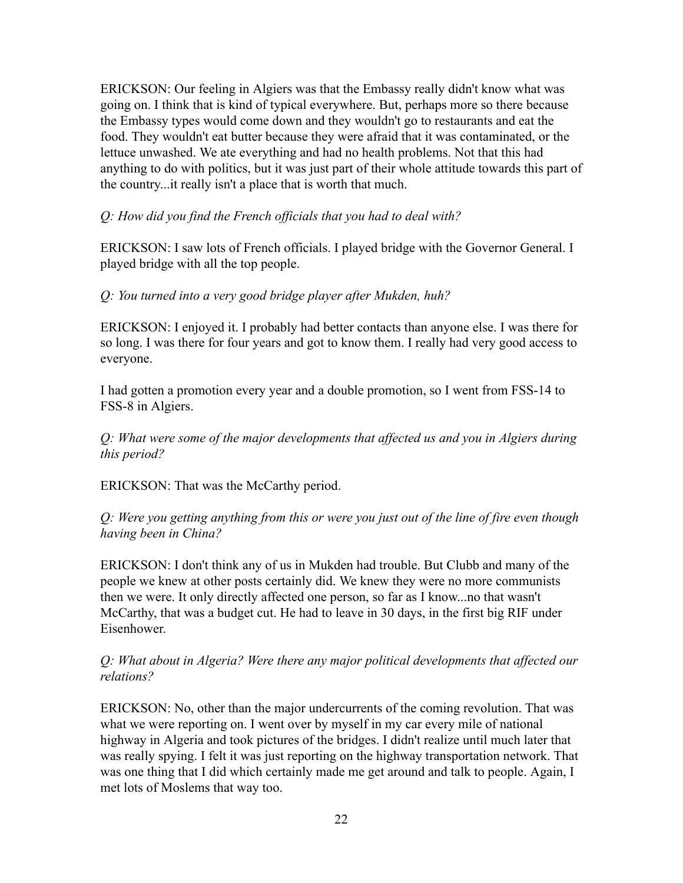ERICKSON: Our feeling in Algiers was that the Embassy really didn't know what was going on. I think that is kind of typical everywhere. But, perhaps more so there because the Embassy types would come down and they wouldn't go to restaurants and eat the food. They wouldn't eat butter because they were afraid that it was contaminated, or the lettuce unwashed. We ate everything and had no health problems. Not that this had anything to do with politics, but it was just part of their whole attitude towards this part of the country...it really isn't a place that is worth that much.

*Q: How did you find the French officials that you had to deal with?*

ERICKSON: I saw lots of French officials. I played bridge with the Governor General. I played bridge with all the top people.

*Q: You turned into a very good bridge player after Mukden, huh?*

ERICKSON: I enjoyed it. I probably had better contacts than anyone else. I was there for so long. I was there for four years and got to know them. I really had very good access to everyone.

I had gotten a promotion every year and a double promotion, so I went from FSS-14 to FSS-8 in Algiers.

*Q: What were some of the major developments that affected us and you in Algiers during this period?*

ERICKSON: That was the McCarthy period.

*Q: Were you getting anything from this or were you just out of the line of fire even though having been in China?*

ERICKSON: I don't think any of us in Mukden had trouble. But Clubb and many of the people we knew at other posts certainly did. We knew they were no more communists then we were. It only directly affected one person, so far as I know...no that wasn't McCarthy, that was a budget cut. He had to leave in 30 days, in the first big RIF under Eisenhower.

*Q: What about in Algeria? Were there any major political developments that affected our relations?*

ERICKSON: No, other than the major undercurrents of the coming revolution. That was what we were reporting on. I went over by myself in my car every mile of national highway in Algeria and took pictures of the bridges. I didn't realize until much later that was really spying. I felt it was just reporting on the highway transportation network. That was one thing that I did which certainly made me get around and talk to people. Again, I met lots of Moslems that way too.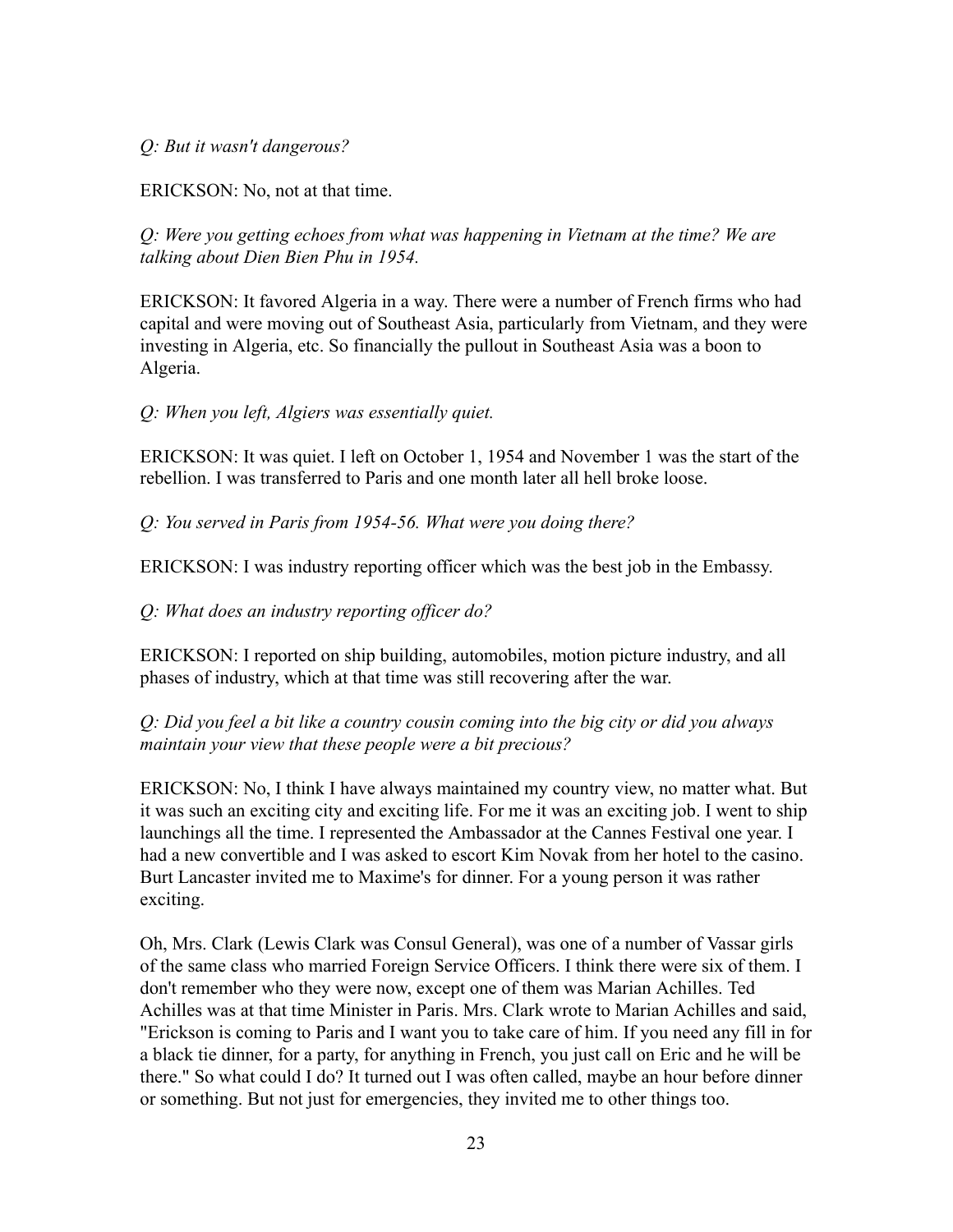*Q: But it wasn't dangerous?*

ERICKSON: No, not at that time.

*Q: Were you getting echoes from what was happening in Vietnam at the time? We are talking about Dien Bien Phu in 1954.*

ERICKSON: It favored Algeria in a way. There were a number of French firms who had capital and were moving out of Southeast Asia, particularly from Vietnam, and they were investing in Algeria, etc. So financially the pullout in Southeast Asia was a boon to Algeria.

*Q: When you left, Algiers was essentially quiet.*

ERICKSON: It was quiet. I left on October 1, 1954 and November 1 was the start of the rebellion. I was transferred to Paris and one month later all hell broke loose.

*Q: You served in Paris from 1954-56. What were you doing there?*

ERICKSON: I was industry reporting officer which was the best job in the Embassy.

*Q: What does an industry reporting officer do?*

ERICKSON: I reported on ship building, automobiles, motion picture industry, and all phases of industry, which at that time was still recovering after the war.

*Q: Did you feel a bit like a country cousin coming into the big city or did you always maintain your view that these people were a bit precious?*

ERICKSON: No, I think I have always maintained my country view, no matter what. But it was such an exciting city and exciting life. For me it was an exciting job. I went to ship launchings all the time. I represented the Ambassador at the Cannes Festival one year. I had a new convertible and I was asked to escort Kim Novak from her hotel to the casino. Burt Lancaster invited me to Maxime's for dinner. For a young person it was rather exciting.

Oh, Mrs. Clark (Lewis Clark was Consul General), was one of a number of Vassar girls of the same class who married Foreign Service Officers. I think there were six of them. I don't remember who they were now, except one of them was Marian Achilles. Ted Achilles was at that time Minister in Paris. Mrs. Clark wrote to Marian Achilles and said, "Erickson is coming to Paris and I want you to take care of him. If you need any fill in for a black tie dinner, for a party, for anything in French, you just call on Eric and he will be there." So what could I do? It turned out I was often called, maybe an hour before dinner or something. But not just for emergencies, they invited me to other things too.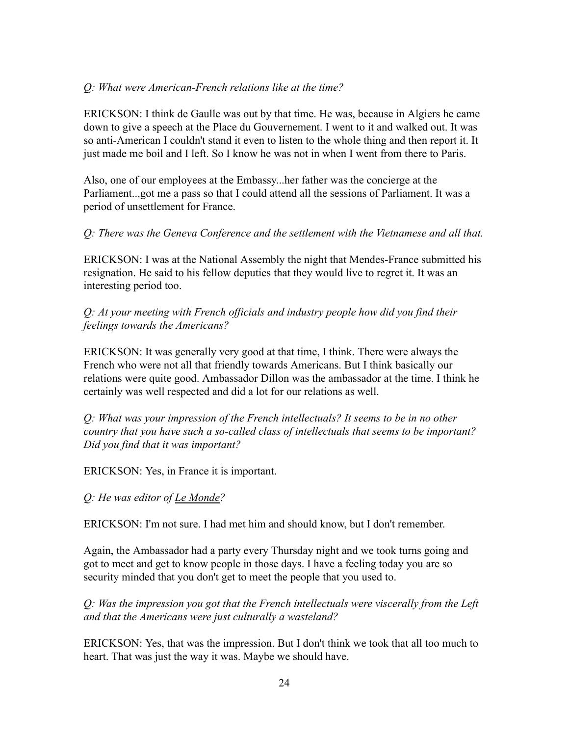*Q: What were American-French relations like at the time?*

ERICKSON: I think de Gaulle was out by that time. He was, because in Algiers he came down to give a speech at the Place du Gouvernement. I went to it and walked out. It was so anti-American I couldn't stand it even to listen to the whole thing and then report it. It just made me boil and I left. So I know he was not in when I went from there to Paris.

Also, one of our employees at the Embassy...her father was the concierge at the Parliament...got me a pass so that I could attend all the sessions of Parliament. It was a period of unsettlement for France.

*Q: There was the Geneva Conference and the settlement with the Vietnamese and all that.*

ERICKSON: I was at the National Assembly the night that Mendes-France submitted his resignation. He said to his fellow deputies that they would live to regret it. It was an interesting period too.

*Q: At your meeting with French officials and industry people how did you find their feelings towards the Americans?*

ERICKSON: It was generally very good at that time, I think. There were always the French who were not all that friendly towards Americans. But I think basically our relations were quite good. Ambassador Dillon was the ambassador at the time. I think he certainly was well respected and did a lot for our relations as well.

*Q: What was your impression of the French intellectuals? It seems to be in no other country that you have such a so-called class of intellectuals that seems to be important? Did you find that it was important?*

ERICKSON: Yes, in France it is important.

*Q: He was editor of Le Monde?*

ERICKSON: I'm not sure. I had met him and should know, but I don't remember.

Again, the Ambassador had a party every Thursday night and we took turns going and got to meet and get to know people in those days. I have a feeling today you are so security minded that you don't get to meet the people that you used to.

*Q: Was the impression you got that the French intellectuals were viscerally from the Left and that the Americans were just culturally a wasteland?*

ERICKSON: Yes, that was the impression. But I don't think we took that all too much to heart. That was just the way it was. Maybe we should have.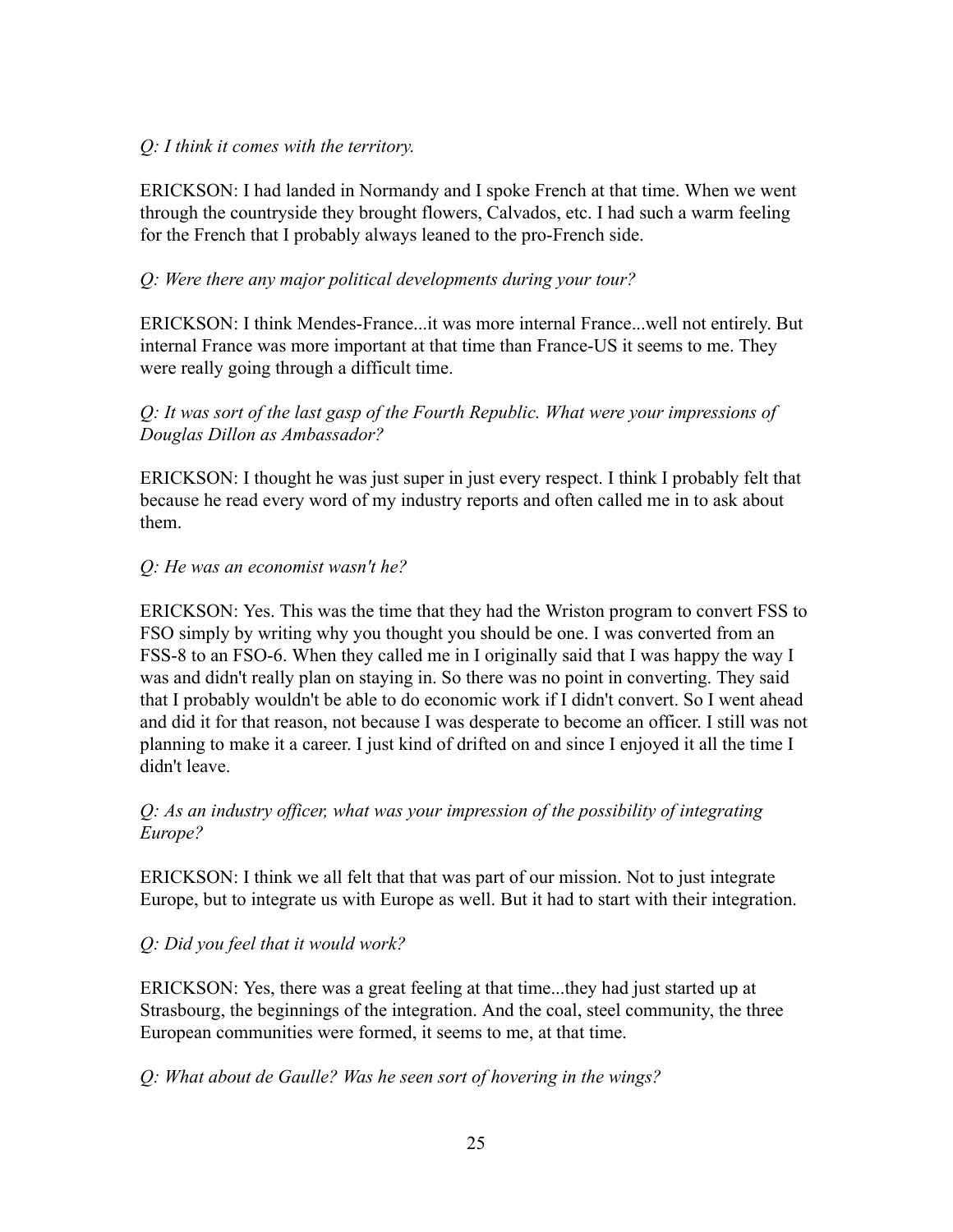*Q: I think it comes with the territory.*

ERICKSON: I had landed in Normandy and I spoke French at that time. When we went through the countryside they brought flowers, Calvados, etc. I had such a warm feeling for the French that I probably always leaned to the pro-French side.

*Q: Were there any major political developments during your tour?*

ERICKSON: I think Mendes-France...it was more internal France...well not entirely. But internal France was more important at that time than France-US it seems to me. They were really going through a difficult time.

*Q: It was sort of the last gasp of the Fourth Republic. What were your impressions of Douglas Dillon as Ambassador?*

ERICKSON: I thought he was just super in just every respect. I think I probably felt that because he read every word of my industry reports and often called me in to ask about them.

*Q: He was an economist wasn't he?*

ERICKSON: Yes. This was the time that they had the Wriston program to convert FSS to FSO simply by writing why you thought you should be one. I was converted from an FSS-8 to an FSO-6. When they called me in I originally said that I was happy the way I was and didn't really plan on staying in. So there was no point in converting. They said that I probably wouldn't be able to do economic work if I didn't convert. So I went ahead and did it for that reason, not because I was desperate to become an officer. I still was not planning to make it a career. I just kind of drifted on and since I enjoyed it all the time I didn't leave.

*Q: As an industry officer, what was your impression of the possibility of integrating Europe?*

ERICKSON: I think we all felt that that was part of our mission. Not to just integrate Europe, but to integrate us with Europe as well. But it had to start with their integration.

*Q: Did you feel that it would work?*

ERICKSON: Yes, there was a great feeling at that time...they had just started up at Strasbourg, the beginnings of the integration. And the coal, steel community, the three European communities were formed, it seems to me, at that time.

*Q: What about de Gaulle? Was he seen sort of hovering in the wings?*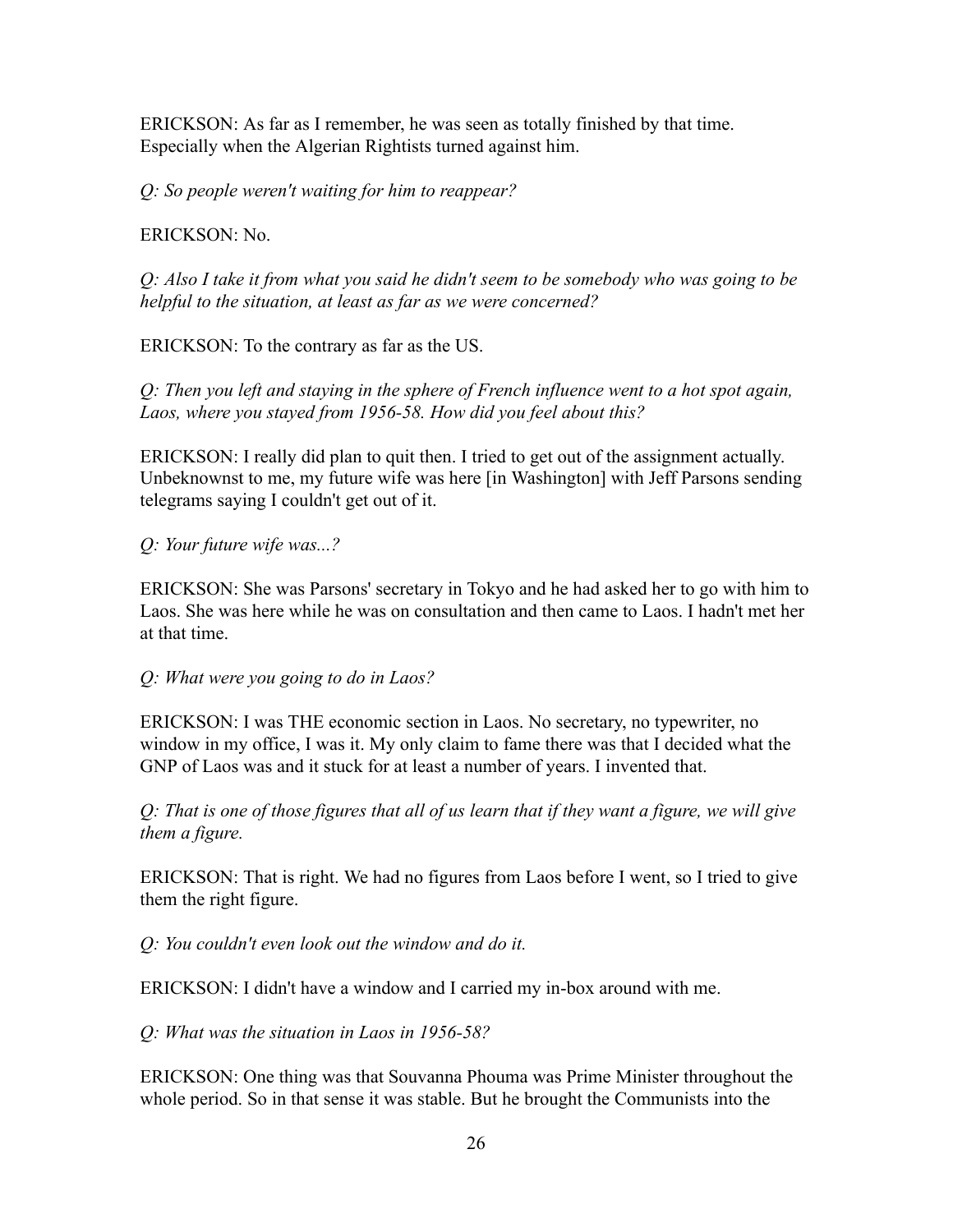ERICKSON: As far as I remember, he was seen as totally finished by that time. Especially when the Algerian Rightists turned against him.

*Q: So people weren't waiting for him to reappear?*

ERICKSON: No.

*Q: Also I take it from what you said he didn't seem to be somebody who was going to be helpful to the situation, at least as far as we were concerned?*

ERICKSON: To the contrary as far as the US.

*Q: Then you left and staying in the sphere of French influence went to a hot spot again, Laos, where you stayed from 1956-58. How did you feel about this?*

ERICKSON: I really did plan to quit then. I tried to get out of the assignment actually. Unbeknownst to me, my future wife was here [in Washington] with Jeff Parsons sending telegrams saying I couldn't get out of it.

*Q: Your future wife was...?*

ERICKSON: She was Parsons' secretary in Tokyo and he had asked her to go with him to Laos. She was here while he was on consultation and then came to Laos. I hadn't met her at that time.

*Q: What were you going to do in Laos?*

ERICKSON: I was THE economic section in Laos. No secretary, no typewriter, no window in my office, I was it. My only claim to fame there was that I decided what the GNP of Laos was and it stuck for at least a number of years. I invented that.

*Q: That is one of those figures that all of us learn that if they want a figure, we will give them a figure.*

ERICKSON: That is right. We had no figures from Laos before I went, so I tried to give them the right figure.

*Q: You couldn't even look out the window and do it.*

ERICKSON: I didn't have a window and I carried my in-box around with me.

*Q: What was the situation in Laos in 1956-58?*

ERICKSON: One thing was that Souvanna Phouma was Prime Minister throughout the whole period. So in that sense it was stable. But he brought the Communists into the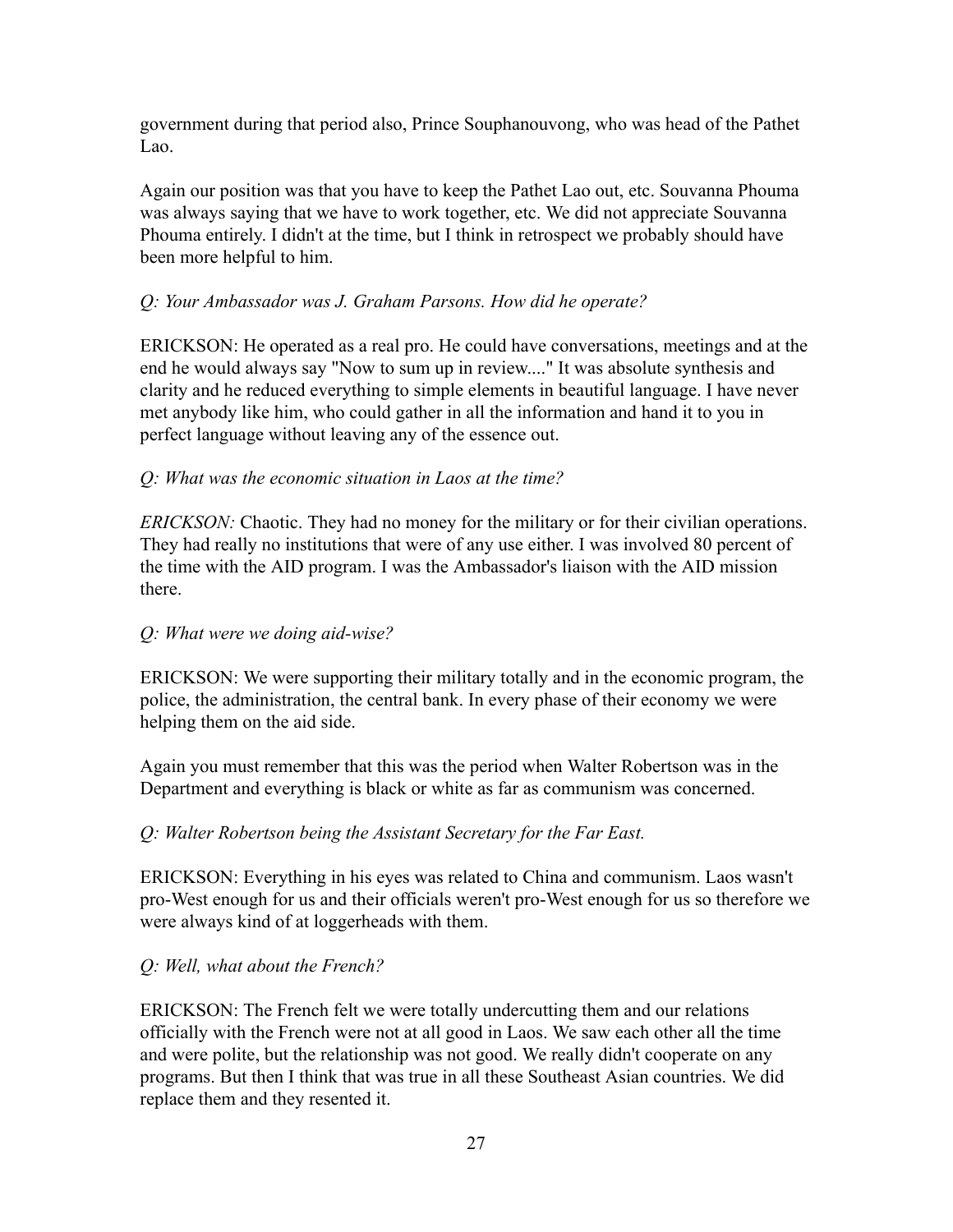government during that period also, Prince Souphanouvong, who was head of the Pathet Lao.

Again our position was that you have to keep the Pathet Lao out, etc. Souvanna Phouma was always saying that we have to work together, etc. We did not appreciate Souvanna Phouma entirely. I didn't at the time, but I think in retrospect we probably should have been more helpful to him.

*Q: Your Ambassador was J. Graham Parsons. How did he operate?*

ERICKSON: He operated as a real pro. He could have conversations, meetings and at the end he would always say "Now to sum up in review...." It was absolute synthesis and clarity and he reduced everything to simple elements in beautiful language. I have never met anybody like him, who could gather in all the information and hand it to you in perfect language without leaving any of the essence out.

*Q: What was the economic situation in Laos at the time?*

*ERICKSON:* Chaotic. They had no money for the military or for their civilian operations. They had really no institutions that were of any use either. I was involved 80 percent of the time with the AID program. I was the Ambassador's liaison with the AID mission there.

*Q: What were we doing aid-wise?*

ERICKSON: We were supporting their military totally and in the economic program, the police, the administration, the central bank. In every phase of their economy we were helping them on the aid side.

Again you must remember that this was the period when Walter Robertson was in the Department and everything is black or white as far as communism was concerned.

*Q: Walter Robertson being the Assistant Secretary for the Far East.*

ERICKSON: Everything in his eyes was related to China and communism. Laos wasn't pro-West enough for us and their officials weren't pro-West enough for us so therefore we were always kind of at loggerheads with them.

*Q: Well, what about the French?*

ERICKSON: The French felt we were totally undercutting them and our relations officially with the French were not at all good in Laos. We saw each other all the time and were polite, but the relationship was not good. We really didn't cooperate on any programs. But then I think that was true in all these Southeast Asian countries. We did replace them and they resented it.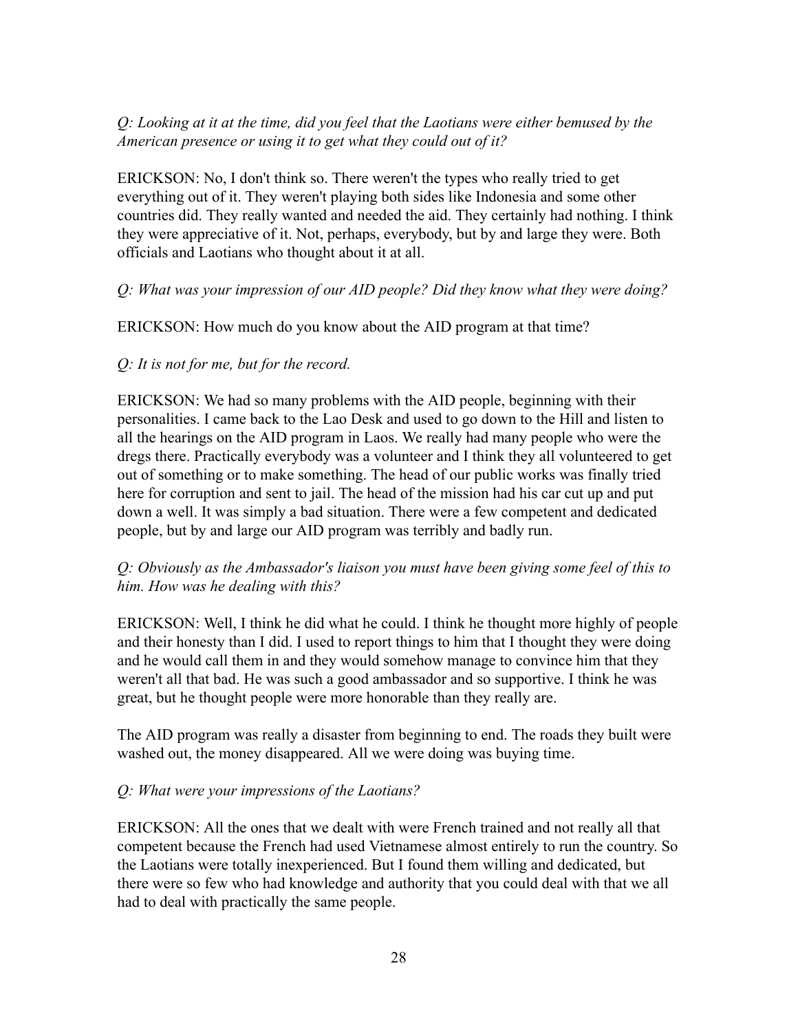*Q: Looking at it at the time, did you feel that the Laotians were either bemused by the American presence or using it to get what they could out of it?*

ERICKSON: No, I don't think so. There weren't the types who really tried to get everything out of it. They weren't playing both sides like Indonesia and some other countries did. They really wanted and needed the aid. They certainly had nothing. I think they were appreciative of it. Not, perhaps, everybody, but by and large they were. Both officials and Laotians who thought about it at all.

*Q: What was your impression of our AID people? Did they know what they were doing?*

ERICKSON: How much do you know about the AID program at that time?

*Q: It is not for me, but for the record.*

ERICKSON: We had so many problems with the AID people, beginning with their personalities. I came back to the Lao Desk and used to go down to the Hill and listen to all the hearings on the AID program in Laos. We really had many people who were the dregs there. Practically everybody was a volunteer and I think they all volunteered to get out of something or to make something. The head of our public works was finally tried here for corruption and sent to jail. The head of the mission had his car cut up and put down a well. It was simply a bad situation. There were a few competent and dedicated people, but by and large our AID program was terribly and badly run.

*Q: Obviously as the Ambassador's liaison you must have been giving some feel of this to him. How was he dealing with this?*

ERICKSON: Well, I think he did what he could. I think he thought more highly of people and their honesty than I did. I used to report things to him that I thought they were doing and he would call them in and they would somehow manage to convince him that they weren't all that bad. He was such a good ambassador and so supportive. I think he was great, but he thought people were more honorable than they really are.

The AID program was really a disaster from beginning to end. The roads they built were washed out, the money disappeared. All we were doing was buying time.

*Q: What were your impressions of the Laotians?*

ERICKSON: All the ones that we dealt with were French trained and not really all that competent because the French had used Vietnamese almost entirely to run the country. So the Laotians were totally inexperienced. But I found them willing and dedicated, but there were so few who had knowledge and authority that you could deal with that we all had to deal with practically the same people.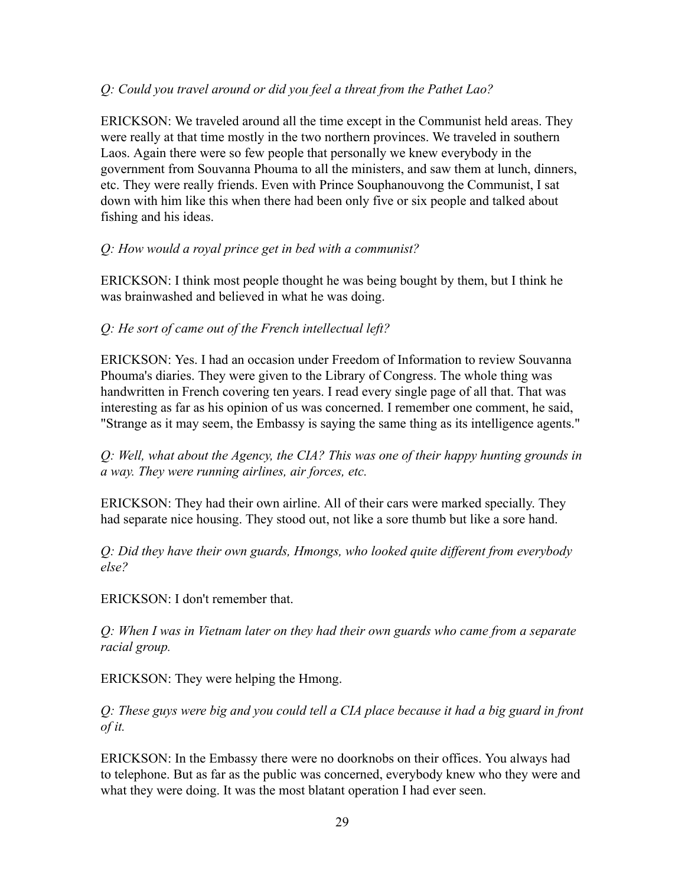*Q: Could you travel around or did you feel a threat from the Pathet Lao?*

ERICKSON: We traveled around all the time except in the Communist held areas. They were really at that time mostly in the two northern provinces. We traveled in southern Laos. Again there were so few people that personally we knew everybody in the government from Souvanna Phouma to all the ministers, and saw them at lunch, dinners, etc. They were really friends. Even with Prince Souphanouvong the Communist, I sat down with him like this when there had been only five or six people and talked about fishing and his ideas.

*Q: How would a royal prince get in bed with a communist?*

ERICKSON: I think most people thought he was being bought by them, but I think he was brainwashed and believed in what he was doing.

*Q: He sort of came out of the French intellectual left?*

ERICKSON: Yes. I had an occasion under Freedom of Information to review Souvanna Phouma's diaries. They were given to the Library of Congress. The whole thing was handwritten in French covering ten years. I read every single page of all that. That was interesting as far as his opinion of us was concerned. I remember one comment, he said, "Strange as it may seem, the Embassy is saying the same thing as its intelligence agents."

*Q: Well, what about the Agency, the CIA? This was one of their happy hunting grounds in a way. They were running airlines, air forces, etc.*

ERICKSON: They had their own airline. All of their cars were marked specially. They had separate nice housing. They stood out, not like a sore thumb but like a sore hand.

*Q: Did they have their own guards, Hmongs, who looked quite different from everybody else?*

ERICKSON: I don't remember that.

*Q: When I was in Vietnam later on they had their own guards who came from a separate racial group.*

ERICKSON: They were helping the Hmong.

*Q: These guys were big and you could tell a CIA place because it had a big guard in front of it.*

ERICKSON: In the Embassy there were no doorknobs on their offices. You always had to telephone. But as far as the public was concerned, everybody knew who they were and what they were doing. It was the most blatant operation I had ever seen.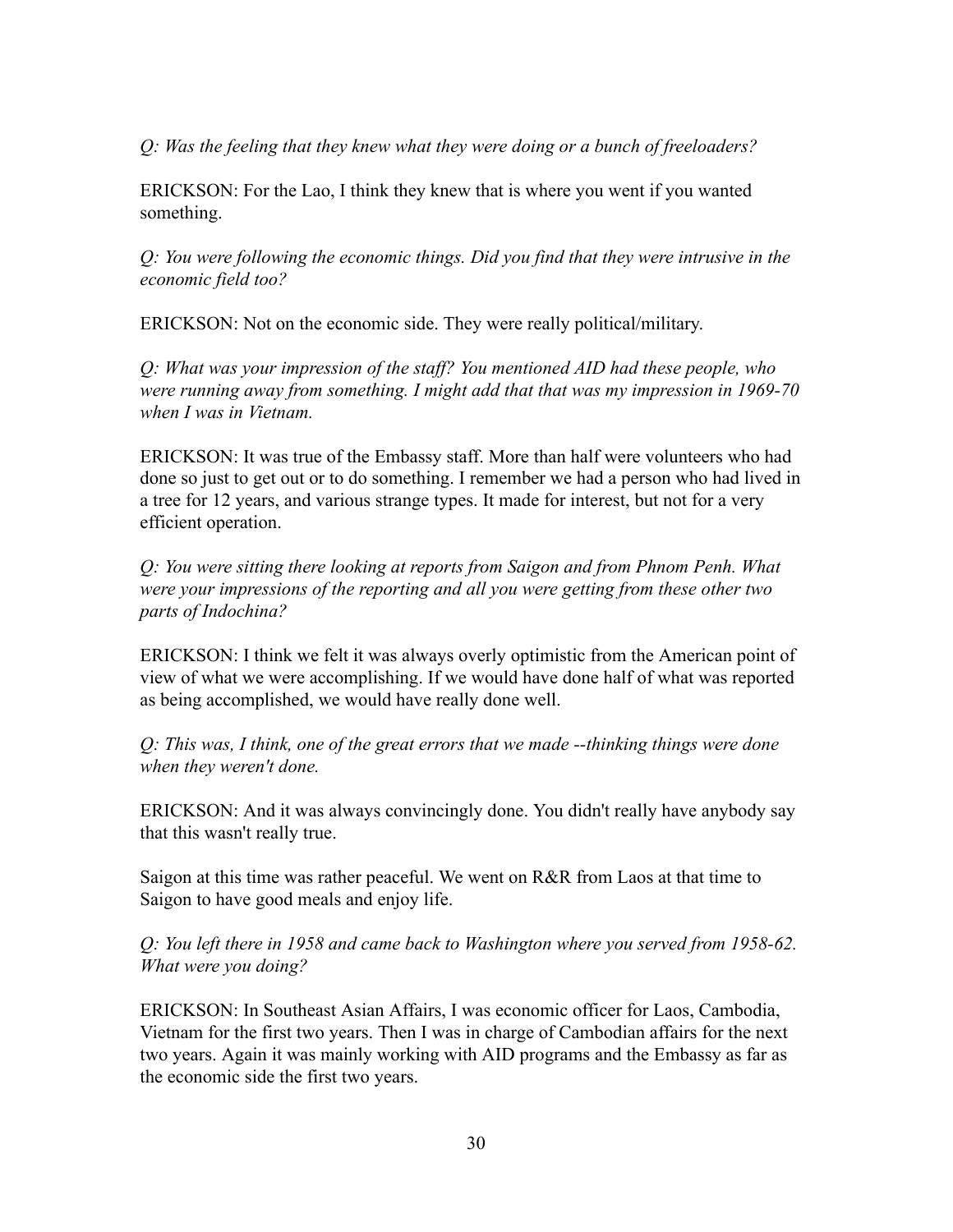*Q: Was the feeling that they knew what they were doing or a bunch of freeloaders?*

ERICKSON: For the Lao, I think they knew that is where you went if you wanted something.

*Q: You were following the economic things. Did you find that they were intrusive in the economic field too?*

ERICKSON: Not on the economic side. They were really political/military.

*Q: What was your impression of the staff? You mentioned AID had these people, who were running away from something. I might add that that was my impression in 1969-70 when I was in Vietnam.*

ERICKSON: It was true of the Embassy staff. More than half were volunteers who had done so just to get out or to do something. I remember we had a person who had lived in a tree for 12 years, and various strange types. It made for interest, but not for a very efficient operation.

*Q: You were sitting there looking at reports from Saigon and from Phnom Penh. What were your impressions of the reporting and all you were getting from these other two parts of Indochina?*

ERICKSON: I think we felt it was always overly optimistic from the American point of view of what we were accomplishing. If we would have done half of what was reported as being accomplished, we would have really done well.

*Q: This was, I think, one of the great errors that we made --thinking things were done when they weren't done.*

ERICKSON: And it was always convincingly done. You didn't really have anybody say that this wasn't really true.

Saigon at this time was rather peaceful. We went on R&R from Laos at that time to Saigon to have good meals and enjoy life.

*Q: You left there in 1958 and came back to Washington where you served from 1958-62. What were you doing?*

ERICKSON: In Southeast Asian Affairs, I was economic officer for Laos, Cambodia, Vietnam for the first two years. Then I was in charge of Cambodian affairs for the next two years. Again it was mainly working with AID programs and the Embassy as far as the economic side the first two years.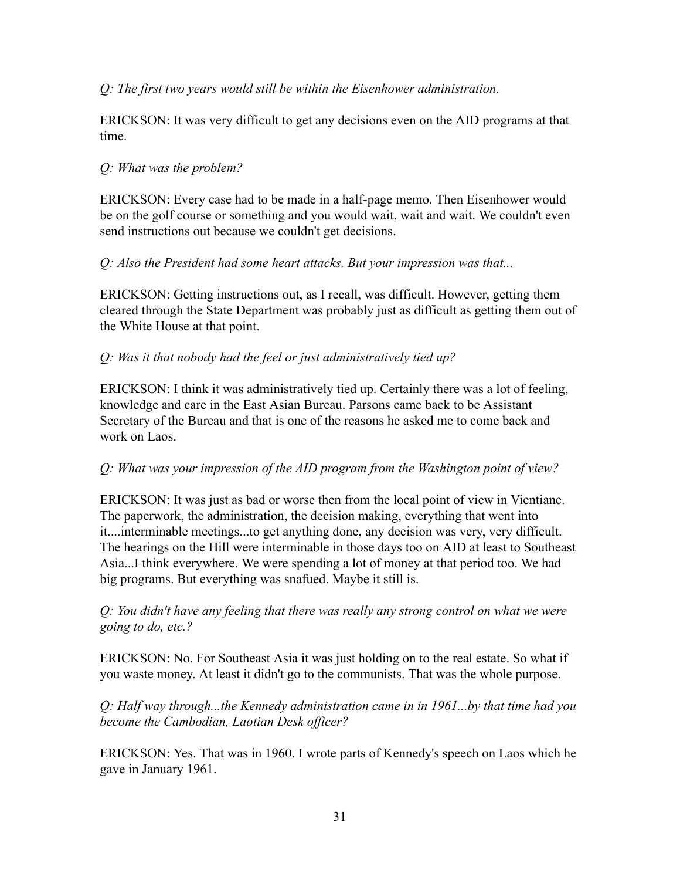*Q: The first two years would still be within the Eisenhower administration.*

ERICKSON: It was very difficult to get any decisions even on the AID programs at that time.

*Q: What was the problem?*

ERICKSON: Every case had to be made in a half-page memo. Then Eisenhower would be on the golf course or something and you would wait, wait and wait. We couldn't even send instructions out because we couldn't get decisions.

*Q: Also the President had some heart attacks. But your impression was that...*

ERICKSON: Getting instructions out, as I recall, was difficult. However, getting them cleared through the State Department was probably just as difficult as getting them out of the White House at that point.

*Q: Was it that nobody had the feel or just administratively tied up?*

ERICKSON: I think it was administratively tied up. Certainly there was a lot of feeling, knowledge and care in the East Asian Bureau. Parsons came back to be Assistant Secretary of the Bureau and that is one of the reasons he asked me to come back and work on Laos.

*Q: What was your impression of the AID program from the Washington point of view?*

ERICKSON: It was just as bad or worse then from the local point of view in Vientiane. The paperwork, the administration, the decision making, everything that went into it....interminable meetings...to get anything done, any decision was very, very difficult. The hearings on the Hill were interminable in those days too on AID at least to Southeast Asia...I think everywhere. We were spending a lot of money at that period too. We had big programs. But everything was snafued. Maybe it still is.

*Q: You didn't have any feeling that there was really any strong control on what we were going to do, etc.?*

ERICKSON: No. For Southeast Asia it was just holding on to the real estate. So what if you waste money. At least it didn't go to the communists. That was the whole purpose.

*Q: Half way through...the Kennedy administration came in in 1961...by that time had you become the Cambodian, Laotian Desk officer?*

ERICKSON: Yes. That was in 1960. I wrote parts of Kennedy's speech on Laos which he gave in January 1961.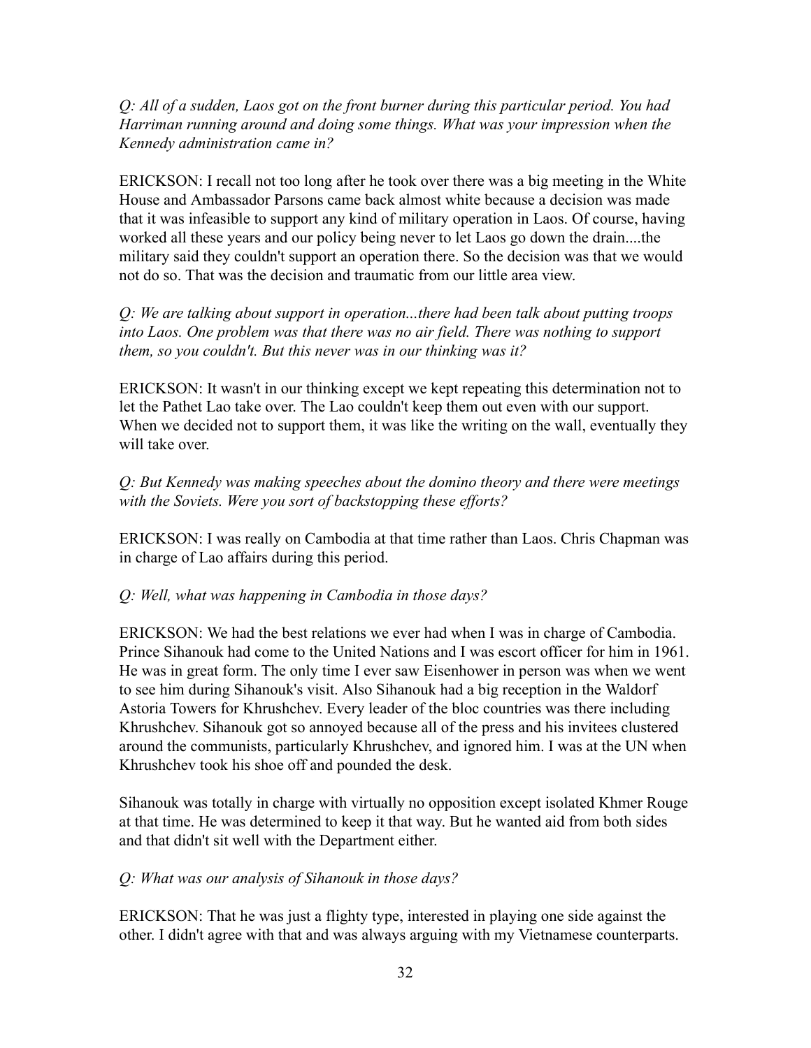*Q: All of a sudden, Laos got on the front burner during this particular period. You had Harriman running around and doing some things. What was your impression when the Kennedy administration came in?*

ERICKSON: I recall not too long after he took over there was a big meeting in the White House and Ambassador Parsons came back almost white because a decision was made that it was infeasible to support any kind of military operation in Laos. Of course, having worked all these years and our policy being never to let Laos go down the drain....the military said they couldn't support an operation there. So the decision was that we would not do so. That was the decision and traumatic from our little area view.

*Q: We are talking about support in operation...there had been talk about putting troops into Laos. One problem was that there was no air field. There was nothing to support them, so you couldn't. But this never was in our thinking was it?*

ERICKSON: It wasn't in our thinking except we kept repeating this determination not to let the Pathet Lao take over. The Lao couldn't keep them out even with our support. When we decided not to support them, it was like the writing on the wall, eventually they will take over.

*Q: But Kennedy was making speeches about the domino theory and there were meetings with the Soviets. Were you sort of backstopping these efforts?*

ERICKSON: I was really on Cambodia at that time rather than Laos. Chris Chapman was in charge of Lao affairs during this period.

*Q: Well, what was happening in Cambodia in those days?*

ERICKSON: We had the best relations we ever had when I was in charge of Cambodia. Prince Sihanouk had come to the United Nations and I was escort officer for him in 1961. He was in great form. The only time I ever saw Eisenhower in person was when we went to see him during Sihanouk's visit. Also Sihanouk had a big reception in the Waldorf Astoria Towers for Khrushchev. Every leader of the bloc countries was there including Khrushchev. Sihanouk got so annoyed because all of the press and his invitees clustered around the communists, particularly Khrushchev, and ignored him. I was at the UN when Khrushchev took his shoe off and pounded the desk.

Sihanouk was totally in charge with virtually no opposition except isolated Khmer Rouge at that time. He was determined to keep it that way. But he wanted aid from both sides and that didn't sit well with the Department either.

*Q: What was our analysis of Sihanouk in those days?*

ERICKSON: That he was just a flighty type, interested in playing one side against the other. I didn't agree with that and was always arguing with my Vietnamese counterparts.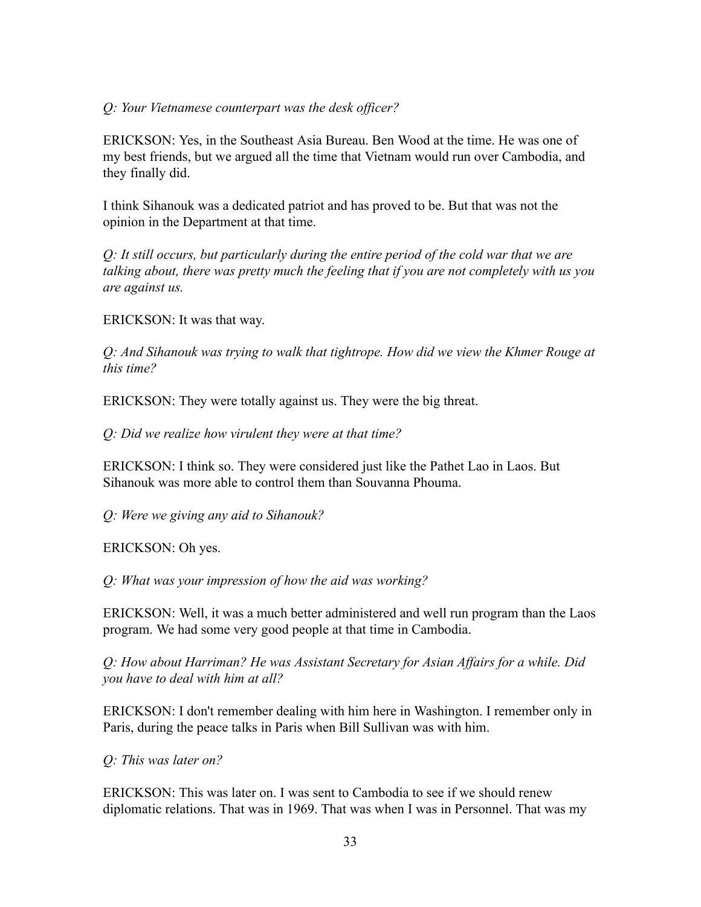*Q: Your Vietnamese counterpart was the desk officer?*

ERICKSON: Yes, in the Southeast Asia Bureau. Ben Wood at the time. He was one of my best friends, but we argued all the time that Vietnam would run over Cambodia, and they finally did.

I think Sihanouk was a dedicated patriot and has proved to be. But that was not the opinion in the Department at that time.

*Q: It still occurs, but particularly during the entire period of the cold war that we are talking about, there was pretty much the feeling that if you are not completely with us you are against us.*

ERICKSON: It was that way.

*Q: And Sihanouk was trying to walk that tightrope. How did we view the Khmer Rouge at this time?*

ERICKSON: They were totally against us. They were the big threat.

*Q: Did we realize how virulent they were at that time?*

ERICKSON: I think so. They were considered just like the Pathet Lao in Laos. But Sihanouk was more able to control them than Souvanna Phouma.

*Q: Were we giving any aid to Sihanouk?*

ERICKSON: Oh yes.

*Q: What was your impression of how the aid was working?*

ERICKSON: Well, it was a much better administered and well run program than the Laos program. We had some very good people at that time in Cambodia.

*Q: How about Harriman? He was Assistant Secretary for Asian Affairs for a while. Did you have to deal with him at all?*

ERICKSON: I don't remember dealing with him here in Washington. I remember only in Paris, during the peace talks in Paris when Bill Sullivan was with him.

*Q: This was later on?*

ERICKSON: This was later on. I was sent to Cambodia to see if we should renew diplomatic relations. That was in 1969. That was when I was in Personnel. That was my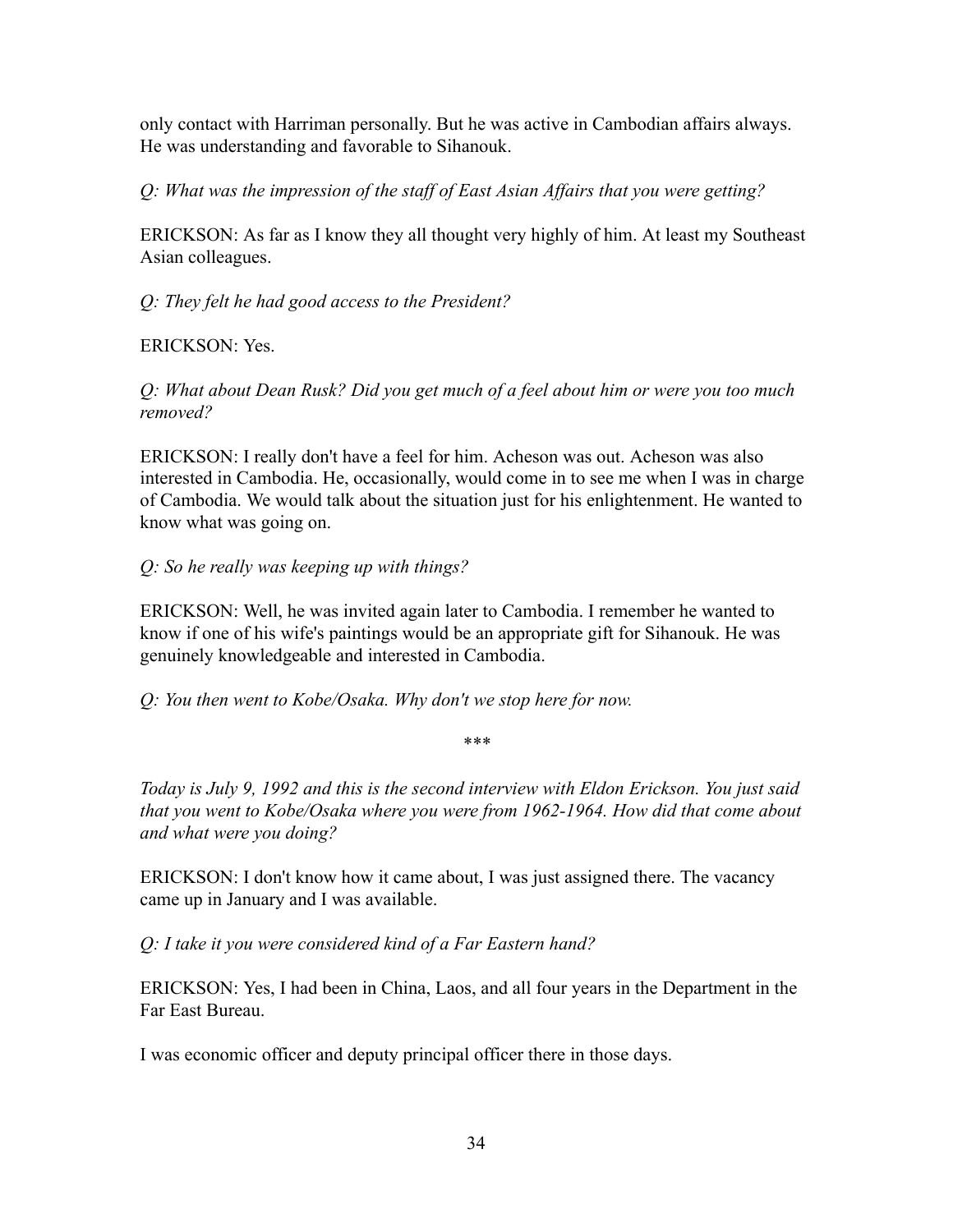only contact with Harriman personally. But he was active in Cambodian affairs always. He was understanding and favorable to Sihanouk.

*Q: What was the impression of the staff of East Asian Affairs that you were getting?*

ERICKSON: As far as I know they all thought very highly of him. At least my Southeast Asian colleagues.

*Q: They felt he had good access to the President?*

ERICKSON: Yes.

*Q: What about Dean Rusk? Did you get much of a feel about him or were you too much removed?*

ERICKSON: I really don't have a feel for him. Acheson was out. Acheson was also interested in Cambodia. He, occasionally, would come in to see me when I was in charge of Cambodia. We would talk about the situation just for his enlightenment. He wanted to know what was going on.

*Q: So he really was keeping up with things?*

ERICKSON: Well, he was invited again later to Cambodia. I remember he wanted to know if one of his wife's paintings would be an appropriate gift for Sihanouk. He was genuinely knowledgeable and interested in Cambodia.

*Q: You then went to Kobe/Osaka. Why don't we stop here for now.*

***

*Today is July 9, 1992 and this is the second interview with Eldon Erickson. You just said that you went to Kobe/Osaka where you were from 1962-1964. How did that come about and what were you doing?*

ERICKSON: I don't know how it came about, I was just assigned there. The vacancy came up in January and I was available.

*Q: I take it you were considered kind of a Far Eastern hand?*

ERICKSON: Yes, I had been in China, Laos, and all four years in the Department in the Far East Bureau.

I was economic officer and deputy principal officer there in those days.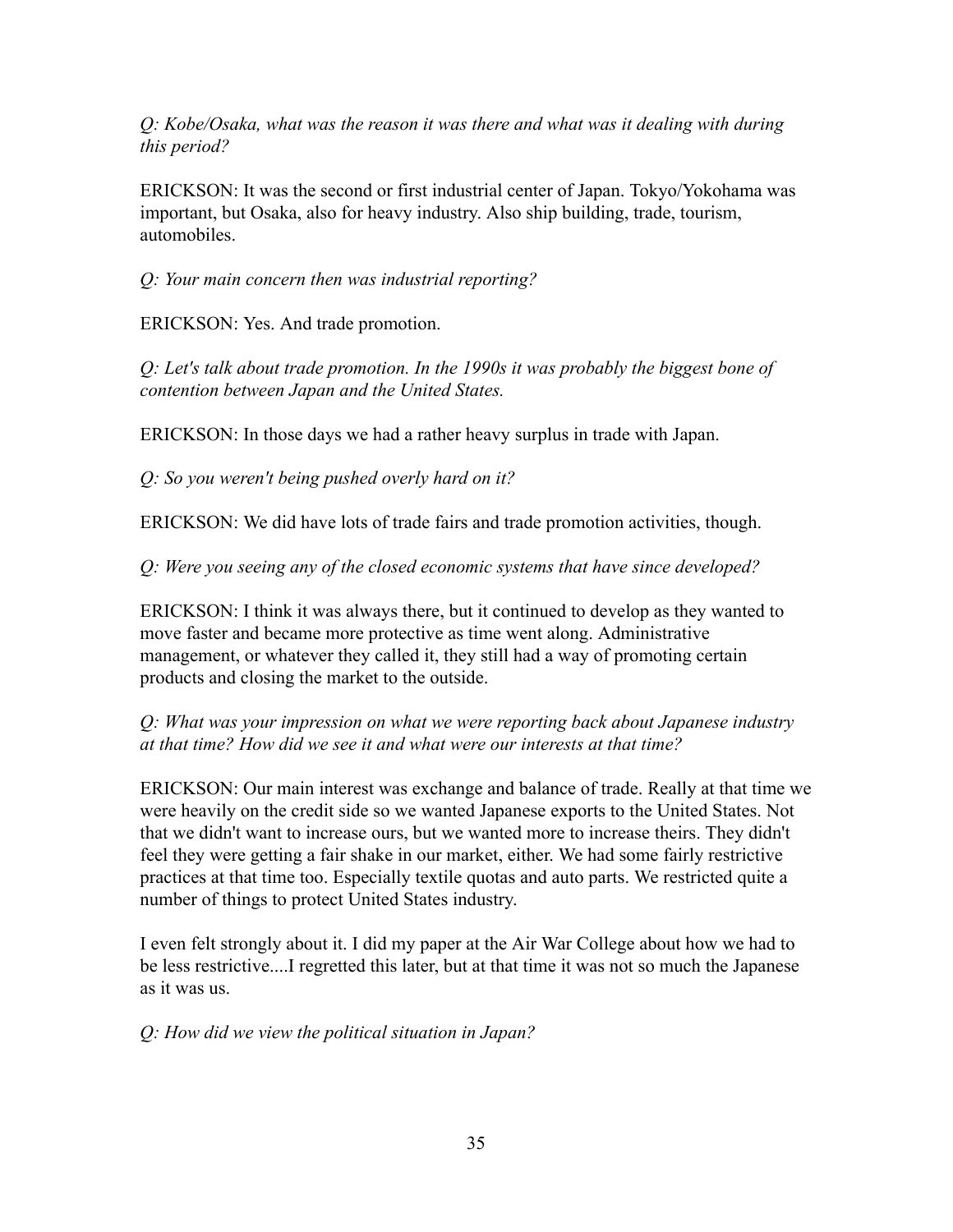*Q: Kobe/Osaka, what was the reason it was there and what was it dealing with during this period?*

ERICKSON: It was the second or first industrial center of Japan. Tokyo/Yokohama was important, but Osaka, also for heavy industry. Also ship building, trade, tourism, automobiles.

*Q: Your main concern then was industrial reporting?*

ERICKSON: Yes. And trade promotion.

*Q: Let's talk about trade promotion. In the 1990s it was probably the biggest bone of contention between Japan and the United States.*

ERICKSON: In those days we had a rather heavy surplus in trade with Japan.

*Q: So you weren't being pushed overly hard on it?*

ERICKSON: We did have lots of trade fairs and trade promotion activities, though.

*Q: Were you seeing any of the closed economic systems that have since developed?*

ERICKSON: I think it was always there, but it continued to develop as they wanted to move faster and became more protective as time went along. Administrative management, or whatever they called it, they still had a way of promoting certain products and closing the market to the outside.

*Q: What was your impression on what we were reporting back about Japanese industry at that time? How did we see it and what were our interests at that time?*

ERICKSON: Our main interest was exchange and balance of trade. Really at that time we were heavily on the credit side so we wanted Japanese exports to the United States. Not that we didn't want to increase ours, but we wanted more to increase theirs. They didn't feel they were getting a fair shake in our market, either. We had some fairly restrictive practices at that time too. Especially textile quotas and auto parts. We restricted quite a number of things to protect United States industry.

I even felt strongly about it. I did my paper at the Air War College about how we had to be less restrictive....I regretted this later, but at that time it was not so much the Japanese as it was us.

*Q: How did we view the political situation in Japan?*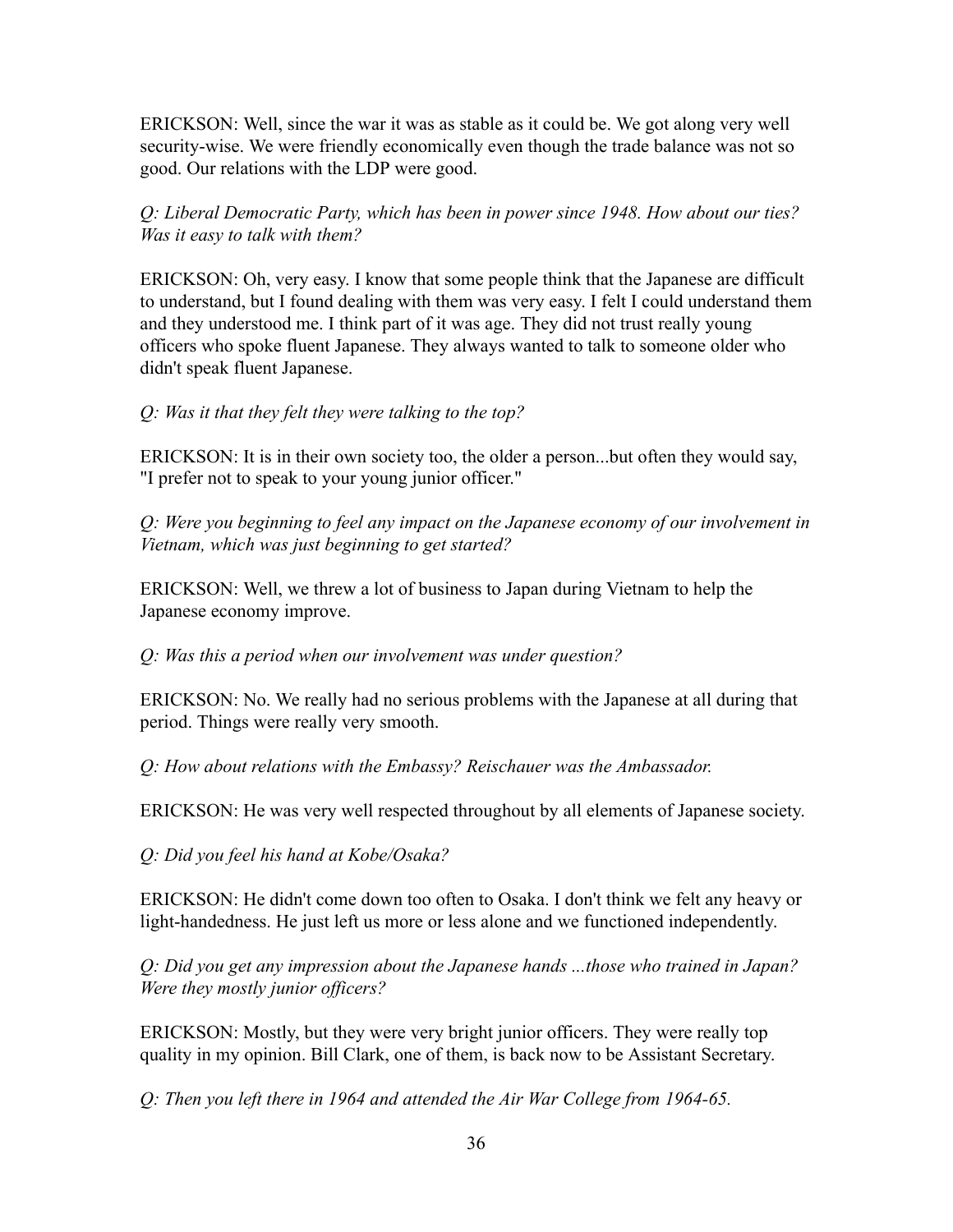ERICKSON: Well, since the war it was as stable as it could be. We got along very well security-wise. We were friendly economically even though the trade balance was not so good. Our relations with the LDP were good.

*Q: Liberal Democratic Party, which has been in power since 1948. How about our ties? Was it easy to talk with them?*

ERICKSON: Oh, very easy. I know that some people think that the Japanese are difficult to understand, but I found dealing with them was very easy. I felt I could understand them and they understood me. I think part of it was age. They did not trust really young officers who spoke fluent Japanese. They always wanted to talk to someone older who didn't speak fluent Japanese.

*Q: Was it that they felt they were talking to the top?*

ERICKSON: It is in their own society too, the older a person...but often they would say, "I prefer not to speak to your young junior officer."

*Q: Were you beginning to feel any impact on the Japanese economy of our involvement in Vietnam, which was just beginning to get started?*

ERICKSON: Well, we threw a lot of business to Japan during Vietnam to help the Japanese economy improve.

*Q: Was this a period when our involvement was under question?*

ERICKSON: No. We really had no serious problems with the Japanese at all during that period. Things were really very smooth.

*Q: How about relations with the Embassy? Reischauer was the Ambassador.*

ERICKSON: He was very well respected throughout by all elements of Japanese society.

*Q: Did you feel his hand at Kobe/Osaka?*

ERICKSON: He didn't come down too often to Osaka. I don't think we felt any heavy or light-handedness. He just left us more or less alone and we functioned independently.

*Q: Did you get any impression about the Japanese hands ...those who trained in Japan? Were they mostly junior officers?*

ERICKSON: Mostly, but they were very bright junior officers. They were really top quality in my opinion. Bill Clark, one of them, is back now to be Assistant Secretary.

*Q: Then you left there in 1964 and attended the Air War College from 1964-65.*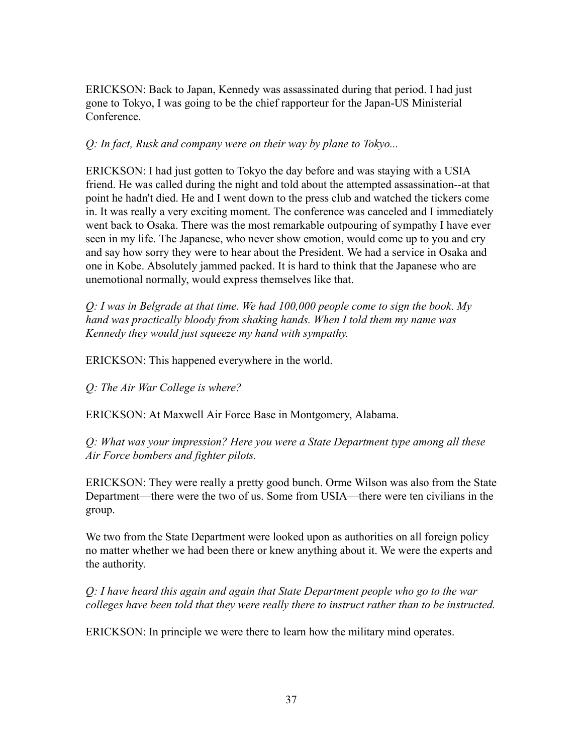ERICKSON: Back to Japan, Kennedy was assassinated during that period. I had just gone to Tokyo, I was going to be the chief rapporteur for the Japan-US Ministerial Conference.

*Q: In fact, Rusk and company were on their way by plane to Tokyo...*

ERICKSON: I had just gotten to Tokyo the day before and was staying with a USIA friend. He was called during the night and told about the attempted assassination--at that point he hadn't died. He and I went down to the press club and watched the tickers come in. It was really a very exciting moment. The conference was canceled and I immediately went back to Osaka. There was the most remarkable outpouring of sympathy I have ever seen in my life. The Japanese, who never show emotion, would come up to you and cry and say how sorry they were to hear about the President. We had a service in Osaka and one in Kobe. Absolutely jammed packed. It is hard to think that the Japanese who are unemotional normally, would express themselves like that.

*Q: I was in Belgrade at that time. We had 100,000 people come to sign the book. My hand was practically bloody from shaking hands. When I told them my name was Kennedy they would just squeeze my hand with sympathy.*

ERICKSON: This happened everywhere in the world.

*Q: The Air War College is where?*

ERICKSON: At Maxwell Air Force Base in Montgomery, Alabama.

*Q: What was your impression? Here you were a State Department type among all these Air Force bombers and fighter pilots.*

ERICKSON: They were really a pretty good bunch. Orme Wilson was also from the State Department—there were the two of us. Some from USIA—there were ten civilians in the group.

We two from the State Department were looked upon as authorities on all foreign policy no matter whether we had been there or knew anything about it. We were the experts and the authority.

*Q: I have heard this again and again that State Department people who go to the war colleges have been told that they were really there to instruct rather than to be instructed.*

ERICKSON: In principle we were there to learn how the military mind operates.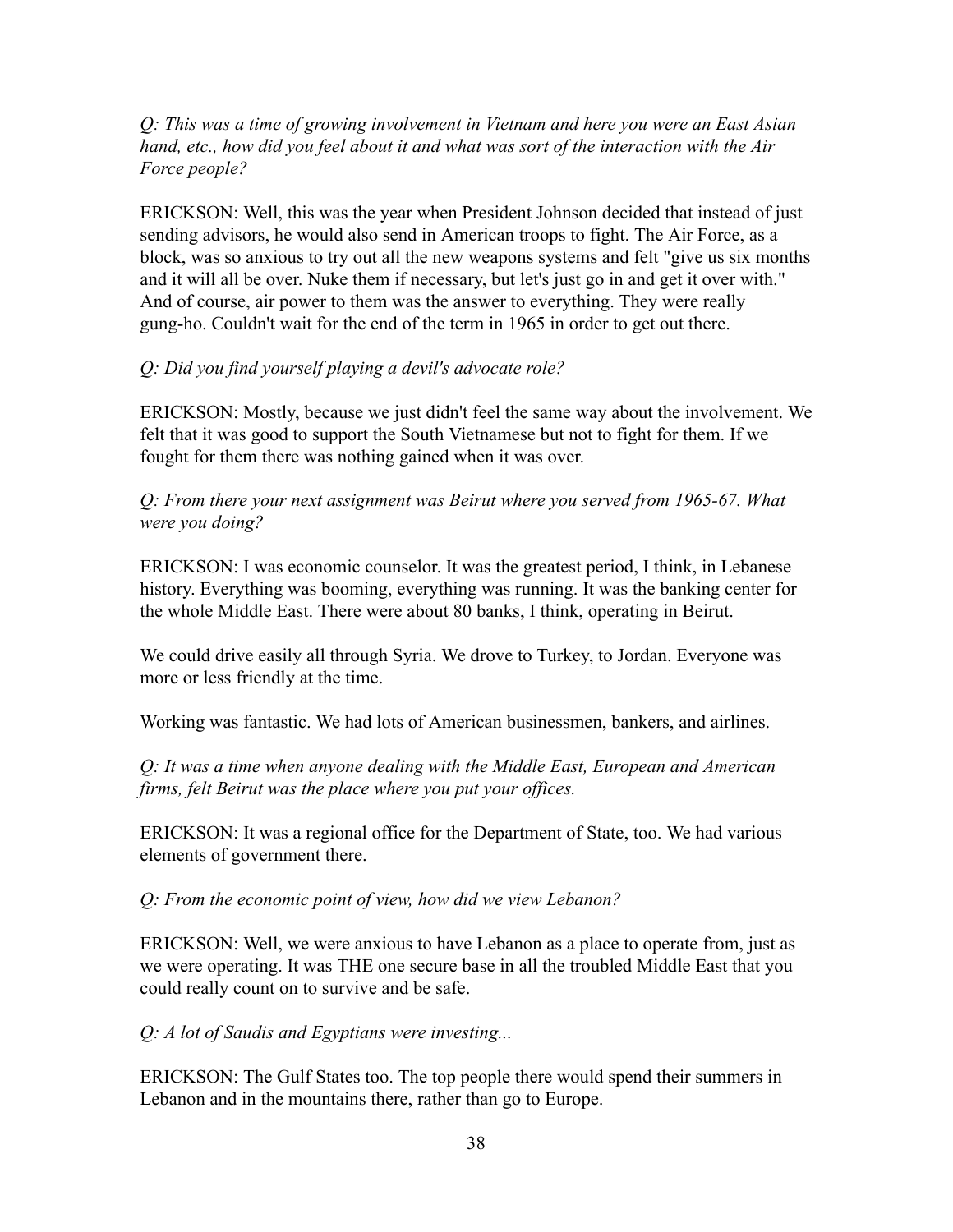*Q: This was a time of growing involvement in Vietnam and here you were an East Asian hand, etc., how did you feel about it and what was sort of the interaction with the Air Force people?*

ERICKSON: Well, this was the year when President Johnson decided that instead of just sending advisors, he would also send in American troops to fight. The Air Force, as a block, was so anxious to try out all the new weapons systems and felt "give us six months and it will all be over. Nuke them if necessary, but let's just go in and get it over with." And of course, air power to them was the answer to everything. They were really gung-ho. Couldn't wait for the end of the term in 1965 in order to get out there.

*Q: Did you find yourself playing a devil's advocate role?*

ERICKSON: Mostly, because we just didn't feel the same way about the involvement. We felt that it was good to support the South Vietnamese but not to fight for them. If we fought for them there was nothing gained when it was over.

*Q: From there your next assignment was Beirut where you served from 1965-67. What were you doing?*

ERICKSON: I was economic counselor. It was the greatest period, I think, in Lebanese history. Everything was booming, everything was running. It was the banking center for the whole Middle East. There were about 80 banks, I think, operating in Beirut.

We could drive easily all through Syria. We drove to Turkey, to Jordan. Everyone was more or less friendly at the time.

Working was fantastic. We had lots of American businessmen, bankers, and airlines.

*Q: It was a time when anyone dealing with the Middle East, European and American firms, felt Beirut was the place where you put your offices.*

ERICKSON: It was a regional office for the Department of State, too. We had various elements of government there.

*Q: From the economic point of view, how did we view Lebanon?*

ERICKSON: Well, we were anxious to have Lebanon as a place to operate from, just as we were operating. It was THE one secure base in all the troubled Middle East that you could really count on to survive and be safe.

*Q: A lot of Saudis and Egyptians were investing...*

ERICKSON: The Gulf States too. The top people there would spend their summers in Lebanon and in the mountains there, rather than go to Europe.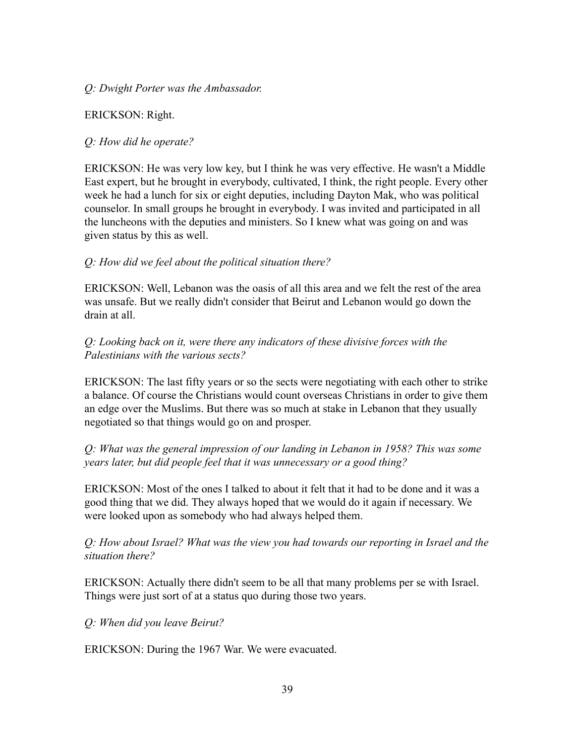*Q: Dwight Porter was the Ambassador.*

ERICKSON: Right.

*Q: How did he operate?*

ERICKSON: He was very low key, but I think he was very effective. He wasn't a Middle East expert, but he brought in everybody, cultivated, I think, the right people. Every other week he had a lunch for six or eight deputies, including Dayton Mak, who was political counselor. In small groups he brought in everybody. I was invited and participated in all the luncheons with the deputies and ministers. So I knew what was going on and was given status by this as well.

*Q: How did we feel about the political situation there?*

ERICKSON: Well, Lebanon was the oasis of all this area and we felt the rest of the area was unsafe. But we really didn't consider that Beirut and Lebanon would go down the drain at all.

*Q: Looking back on it, were there any indicators of these divisive forces with the Palestinians with the various sects?*

ERICKSON: The last fifty years or so the sects were negotiating with each other to strike a balance. Of course the Christians would count overseas Christians in order to give them an edge over the Muslims. But there was so much at stake in Lebanon that they usually negotiated so that things would go on and prosper.

*Q: What was the general impression of our landing in Lebanon in 1958? This was some years later, but did people feel that it was unnecessary or a good thing?*

ERICKSON: Most of the ones I talked to about it felt that it had to be done and it was a good thing that we did. They always hoped that we would do it again if necessary. We were looked upon as somebody who had always helped them.

*Q: How about Israel? What was the view you had towards our reporting in Israel and the situation there?*

ERICKSON: Actually there didn't seem to be all that many problems per se with Israel. Things were just sort of at a status quo during those two years.

*Q: When did you leave Beirut?*

ERICKSON: During the 1967 War. We were evacuated.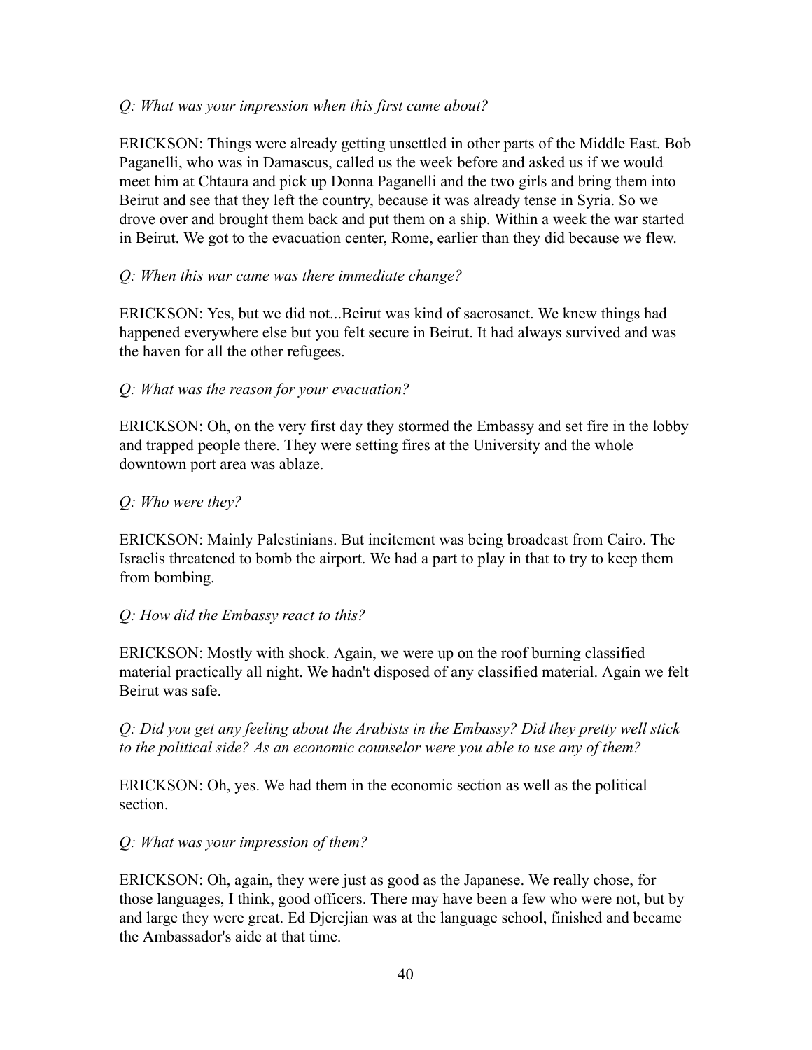*Q: What was your impression when this first came about?*

ERICKSON: Things were already getting unsettled in other parts of the Middle East. Bob Paganelli, who was in Damascus, called us the week before and asked us if we would meet him at Chtaura and pick up Donna Paganelli and the two girls and bring them into Beirut and see that they left the country, because it was already tense in Syria. So we drove over and brought them back and put them on a ship. Within a week the war started in Beirut. We got to the evacuation center, Rome, earlier than they did because we flew.

*Q: When this war came was there immediate change?*

ERICKSON: Yes, but we did not...Beirut was kind of sacrosanct. We knew things had happened everywhere else but you felt secure in Beirut. It had always survived and was the haven for all the other refugees.

*Q: What was the reason for your evacuation?*

ERICKSON: Oh, on the very first day they stormed the Embassy and set fire in the lobby and trapped people there. They were setting fires at the University and the whole downtown port area was ablaze.

*Q: Who were they?*

ERICKSON: Mainly Palestinians. But incitement was being broadcast from Cairo. The Israelis threatened to bomb the airport. We had a part to play in that to try to keep them from bombing.

*Q: How did the Embassy react to this?*

ERICKSON: Mostly with shock. Again, we were up on the roof burning classified material practically all night. We hadn't disposed of any classified material. Again we felt Beirut was safe.

*Q: Did you get any feeling about the Arabists in the Embassy? Did they pretty well stick to the political side? As an economic counselor were you able to use any of them?*

ERICKSON: Oh, yes. We had them in the economic section as well as the political section.

*Q: What was your impression of them?*

ERICKSON: Oh, again, they were just as good as the Japanese. We really chose, for those languages, I think, good officers. There may have been a few who were not, but by and large they were great. Ed Djerejian was at the language school, finished and became the Ambassador's aide at that time.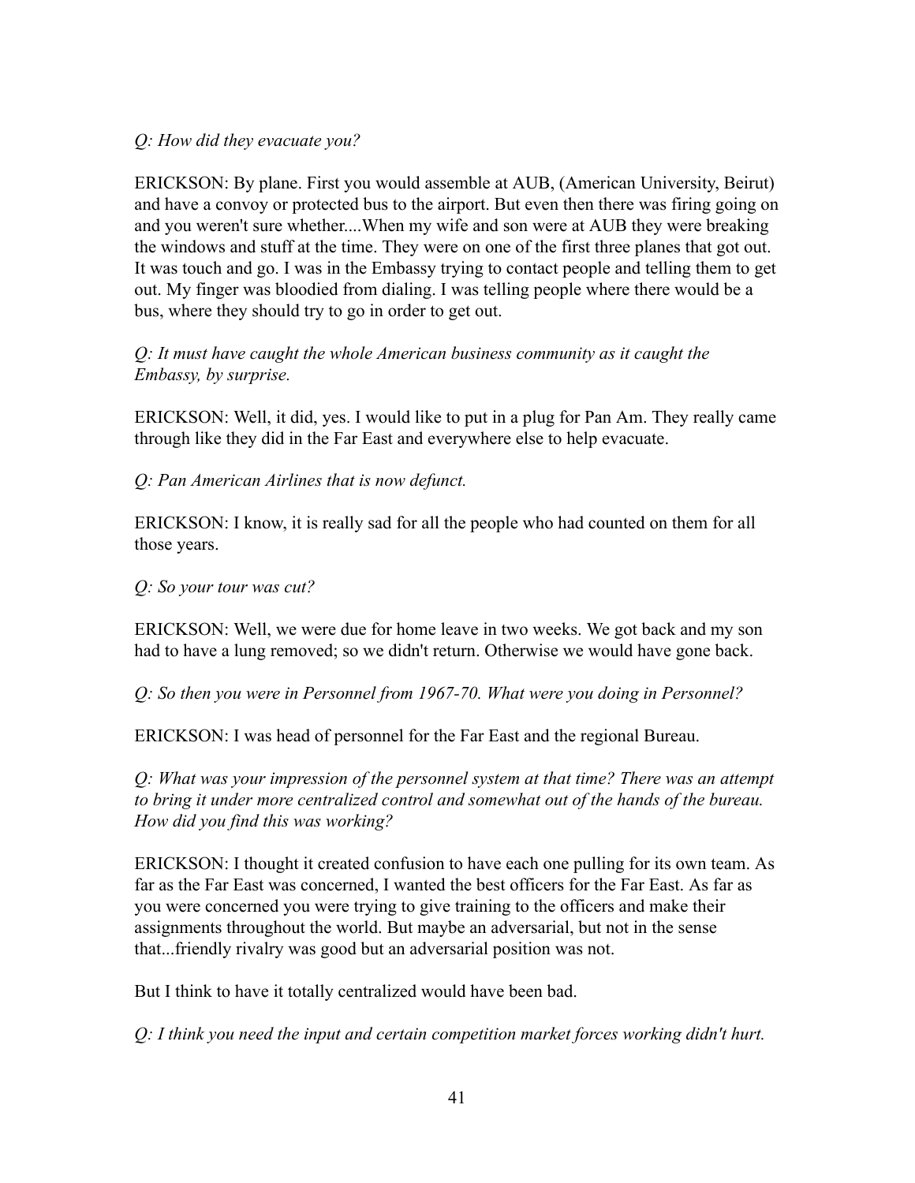*Q: How did they evacuate you?*

ERICKSON: By plane. First you would assemble at AUB, (American University, Beirut) and have a convoy or protected bus to the airport. But even then there was firing going on and you weren't sure whether....When my wife and son were at AUB they were breaking the windows and stuff at the time. They were on one of the first three planes that got out. It was touch and go. I was in the Embassy trying to contact people and telling them to get out. My finger was bloodied from dialing. I was telling people where there would be a bus, where they should try to go in order to get out.

*Q: It must have caught the whole American business community as it caught the Embassy, by surprise.*

ERICKSON: Well, it did, yes. I would like to put in a plug for Pan Am. They really came through like they did in the Far East and everywhere else to help evacuate.

*Q: Pan American Airlines that is now defunct.*

ERICKSON: I know, it is really sad for all the people who had counted on them for all those years.

*Q: So your tour was cut?*

ERICKSON: Well, we were due for home leave in two weeks. We got back and my son had to have a lung removed; so we didn't return. Otherwise we would have gone back.

*Q: So then you were in Personnel from 1967-70. What were you doing in Personnel?*

ERICKSON: I was head of personnel for the Far East and the regional Bureau.

*Q: What was your impression of the personnel system at that time? There was an attempt to bring it under more centralized control and somewhat out of the hands of the bureau. How did you find this was working?*

ERICKSON: I thought it created confusion to have each one pulling for its own team. As far as the Far East was concerned, I wanted the best officers for the Far East. As far as you were concerned you were trying to give training to the officers and make their assignments throughout the world. But maybe an adversarial, but not in the sense that...friendly rivalry was good but an adversarial position was not.

But I think to have it totally centralized would have been bad.

*Q: I think you need the input and certain competition market forces working didn't hurt.*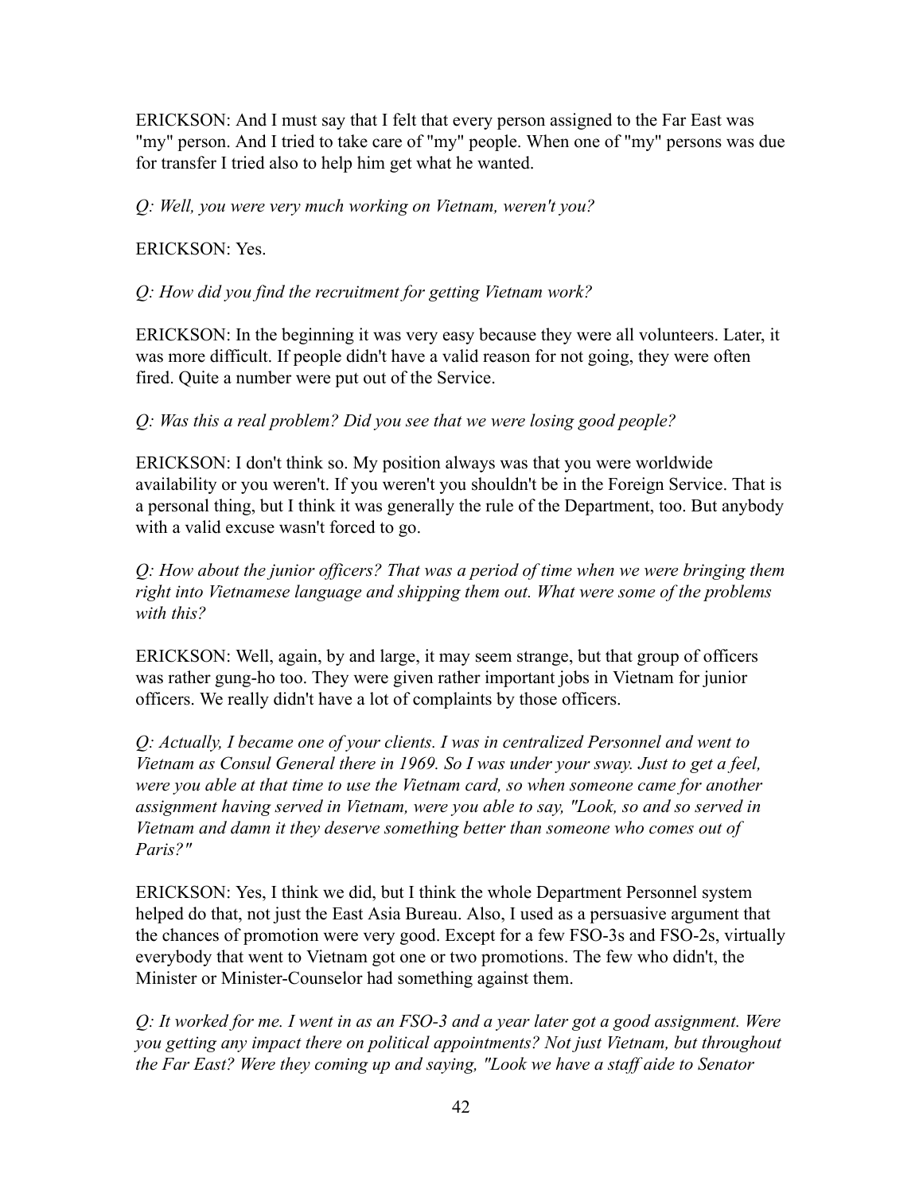ERICKSON: And I must say that I felt that every person assigned to the Far East was "my" person. And I tried to take care of "my" people. When one of "my" persons was due for transfer I tried also to help him get what he wanted.

*Q: Well, you were very much working on Vietnam, weren't you?*

ERICKSON: Yes.

*Q: How did you find the recruitment for getting Vietnam work?*

ERICKSON: In the beginning it was very easy because they were all volunteers. Later, it was more difficult. If people didn't have a valid reason for not going, they were often fired. Quite a number were put out of the Service.

*Q: Was this a real problem? Did you see that we were losing good people?*

ERICKSON: I don't think so. My position always was that you were worldwide availability or you weren't. If you weren't you shouldn't be in the Foreign Service. That is a personal thing, but I think it was generally the rule of the Department, too. But anybody with a valid excuse wasn't forced to go.

*Q: How about the junior officers? That was a period of time when we were bringing them right into Vietnamese language and shipping them out. What were some of the problems with this?*

ERICKSON: Well, again, by and large, it may seem strange, but that group of officers was rather gung-ho too. They were given rather important jobs in Vietnam for junior officers. We really didn't have a lot of complaints by those officers.

*Q: Actually, I became one of your clients. I was in centralized Personnel and went to Vietnam as Consul General there in 1969. So I was under your sway. Just to get a feel, were you able at that time to use the Vietnam card, so when someone came for another assignment having served in Vietnam, were you able to say, "Look, so and so served in Vietnam and damn it they deserve something better than someone who comes out of Paris?"*

ERICKSON: Yes, I think we did, but I think the whole Department Personnel system helped do that, not just the East Asia Bureau. Also, I used as a persuasive argument that the chances of promotion were very good. Except for a few FSO-3s and FSO-2s, virtually everybody that went to Vietnam got one or two promotions. The few who didn't, the Minister or Minister-Counselor had something against them.

*Q: It worked for me. I went in as an FSO-3 and a year later got a good assignment. Were you getting any impact there on political appointments? Not just Vietnam, but throughout the Far East? Were they coming up and saying, "Look we have a staff aide to Senator*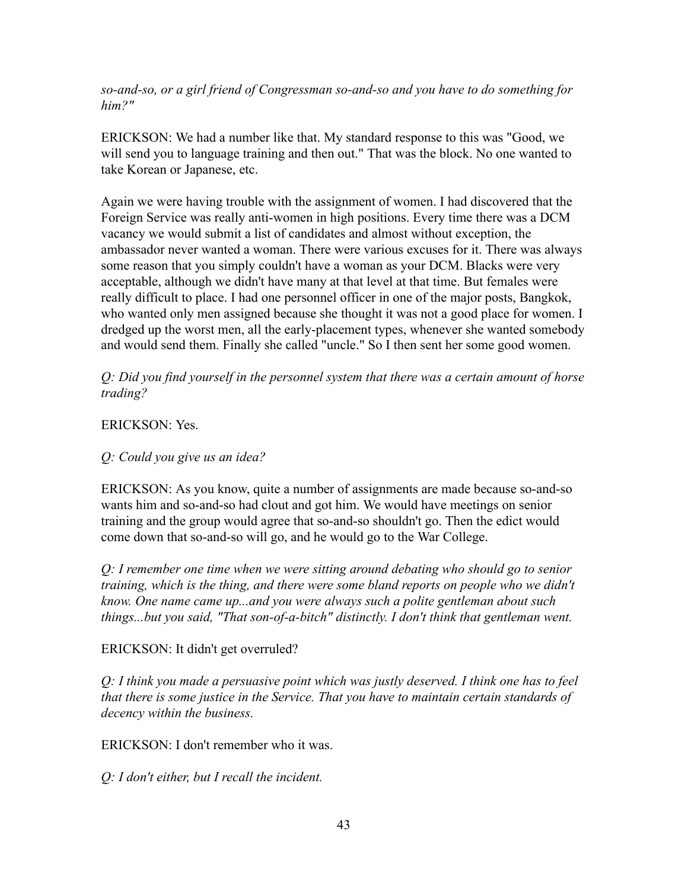*so-and-so, or a girl friend of Congressman so-and-so and you have to do something for him?"*

ERICKSON: We had a number like that. My standard response to this was "Good, we will send you to language training and then out." That was the block. No one wanted to take Korean or Japanese, etc.

Again we were having trouble with the assignment of women. I had discovered that the Foreign Service was really anti-women in high positions. Every time there was a DCM vacancy we would submit a list of candidates and almost without exception, the ambassador never wanted a woman. There were various excuses for it. There was always some reason that you simply couldn't have a woman as your DCM. Blacks were very acceptable, although we didn't have many at that level at that time. But females were really difficult to place. I had one personnel officer in one of the major posts, Bangkok, who wanted only men assigned because she thought it was not a good place for women. I dredged up the worst men, all the early-placement types, whenever she wanted somebody and would send them. Finally she called "uncle." So I then sent her some good women.

*Q: Did you find yourself in the personnel system that there was a certain amount of horse trading?*

ERICKSON: Yes.

*Q: Could you give us an idea?*

ERICKSON: As you know, quite a number of assignments are made because so-and-so wants him and so-and-so had clout and got him. We would have meetings on senior training and the group would agree that so-and-so shouldn't go. Then the edict would come down that so-and-so will go, and he would go to the War College.

*Q: I remember one time when we were sitting around debating who should go to senior training, which is the thing, and there were some bland reports on people who we didn't know. One name came up...and you were always such a polite gentleman about such things...but you said, "That son-of-a-bitch" distinctly. I don't think that gentleman went.*

ERICKSON: It didn't get overruled?

*Q: I think you made a persuasive point which was justly deserved. I think one has to feel that there is some justice in the Service. That you have to maintain certain standards of decency within the business.*

ERICKSON: I don't remember who it was.

*Q: I don't either, but I recall the incident.*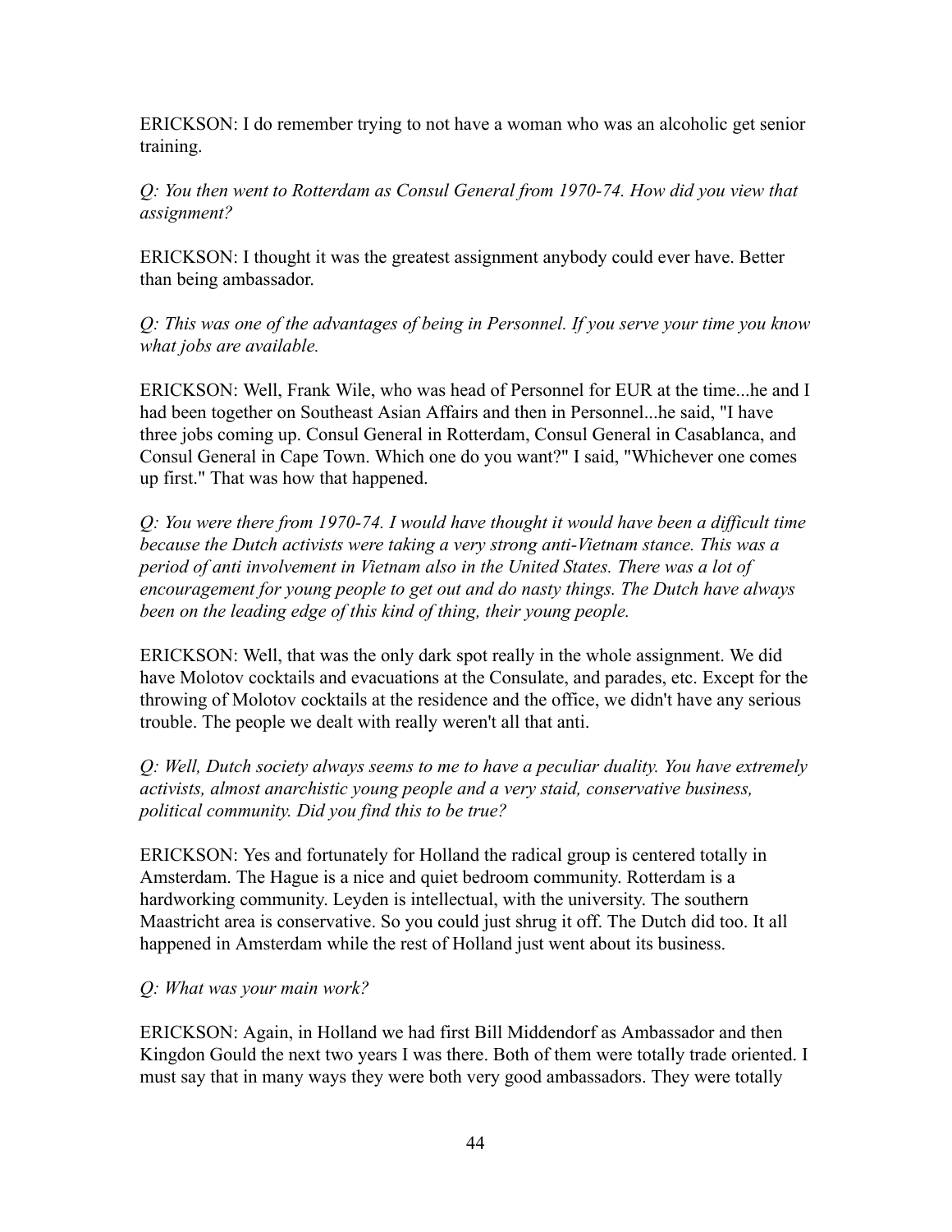ERICKSON: I do remember trying to not have a woman who was an alcoholic get senior training.

*Q: You then went to Rotterdam as Consul General from 1970-74. How did you view that assignment?*

ERICKSON: I thought it was the greatest assignment anybody could ever have. Better than being ambassador.

*Q: This was one of the advantages of being in Personnel. If you serve your time you know what jobs are available.*

ERICKSON: Well, Frank Wile, who was head of Personnel for EUR at the time...he and I had been together on Southeast Asian Affairs and then in Personnel...he said, "I have three jobs coming up. Consul General in Rotterdam, Consul General in Casablanca, and Consul General in Cape Town. Which one do you want?" I said, "Whichever one comes up first." That was how that happened.

*Q: You were there from 1970-74. I would have thought it would have been a difficult time because the Dutch activists were taking a very strong anti-Vietnam stance. This was a period of anti involvement in Vietnam also in the United States. There was a lot of encouragement for young people to get out and do nasty things. The Dutch have always been on the leading edge of this kind of thing, their young people.*

ERICKSON: Well, that was the only dark spot really in the whole assignment. We did have Molotov cocktails and evacuations at the Consulate, and parades, etc. Except for the throwing of Molotov cocktails at the residence and the office, we didn't have any serious trouble. The people we dealt with really weren't all that anti.

*Q: Well, Dutch society always seems to me to have a peculiar duality. You have extremely activists, almost anarchistic young people and a very staid, conservative business, political community. Did you find this to be true?*

ERICKSON: Yes and fortunately for Holland the radical group is centered totally in Amsterdam. The Hague is a nice and quiet bedroom community. Rotterdam is a hardworking community. Leyden is intellectual, with the university. The southern Maastricht area is conservative. So you could just shrug it off. The Dutch did too. It all happened in Amsterdam while the rest of Holland just went about its business.

*Q: What was your main work?*

ERICKSON: Again, in Holland we had first Bill Middendorf as Ambassador and then Kingdon Gould the next two years I was there. Both of them were totally trade oriented. I must say that in many ways they were both very good ambassadors. They were totally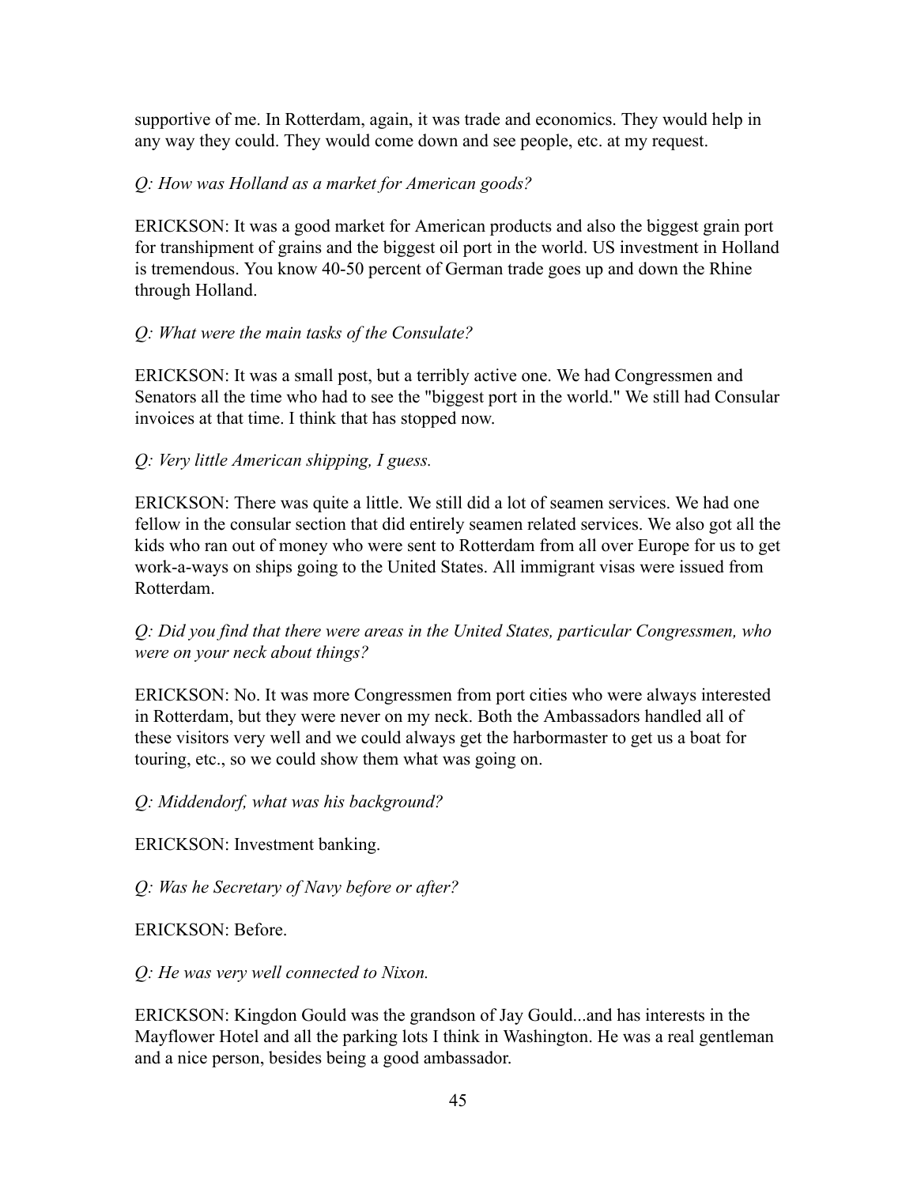supportive of me. In Rotterdam, again, it was trade and economics. They would help in any way they could. They would come down and see people, etc. at my request.

*Q: How was Holland as a market for American goods?*

ERICKSON: It was a good market for American products and also the biggest grain port for transhipment of grains and the biggest oil port in the world. US investment in Holland is tremendous. You know 40-50 percent of German trade goes up and down the Rhine through Holland.

*Q: What were the main tasks of the Consulate?*

ERICKSON: It was a small post, but a terribly active one. We had Congressmen and Senators all the time who had to see the "biggest port in the world." We still had Consular invoices at that time. I think that has stopped now.

*Q: Very little American shipping, I guess.*

ERICKSON: There was quite a little. We still did a lot of seamen services. We had one fellow in the consular section that did entirely seamen related services. We also got all the kids who ran out of money who were sent to Rotterdam from all over Europe for us to get work-a-ways on ships going to the United States. All immigrant visas were issued from Rotterdam.

*Q: Did you find that there were areas in the United States, particular Congressmen, who were on your neck about things?*

ERICKSON: No. It was more Congressmen from port cities who were always interested in Rotterdam, but they were never on my neck. Both the Ambassadors handled all of these visitors very well and we could always get the harbormaster to get us a boat for touring, etc., so we could show them what was going on.

*Q: Middendorf, what was his background?*

ERICKSON: Investment banking.

*Q: Was he Secretary of Navy before or after?*

ERICKSON: Before.

*Q: He was very well connected to Nixon.*

ERICKSON: Kingdon Gould was the grandson of Jay Gould...and has interests in the Mayflower Hotel and all the parking lots I think in Washington. He was a real gentleman and a nice person, besides being a good ambassador.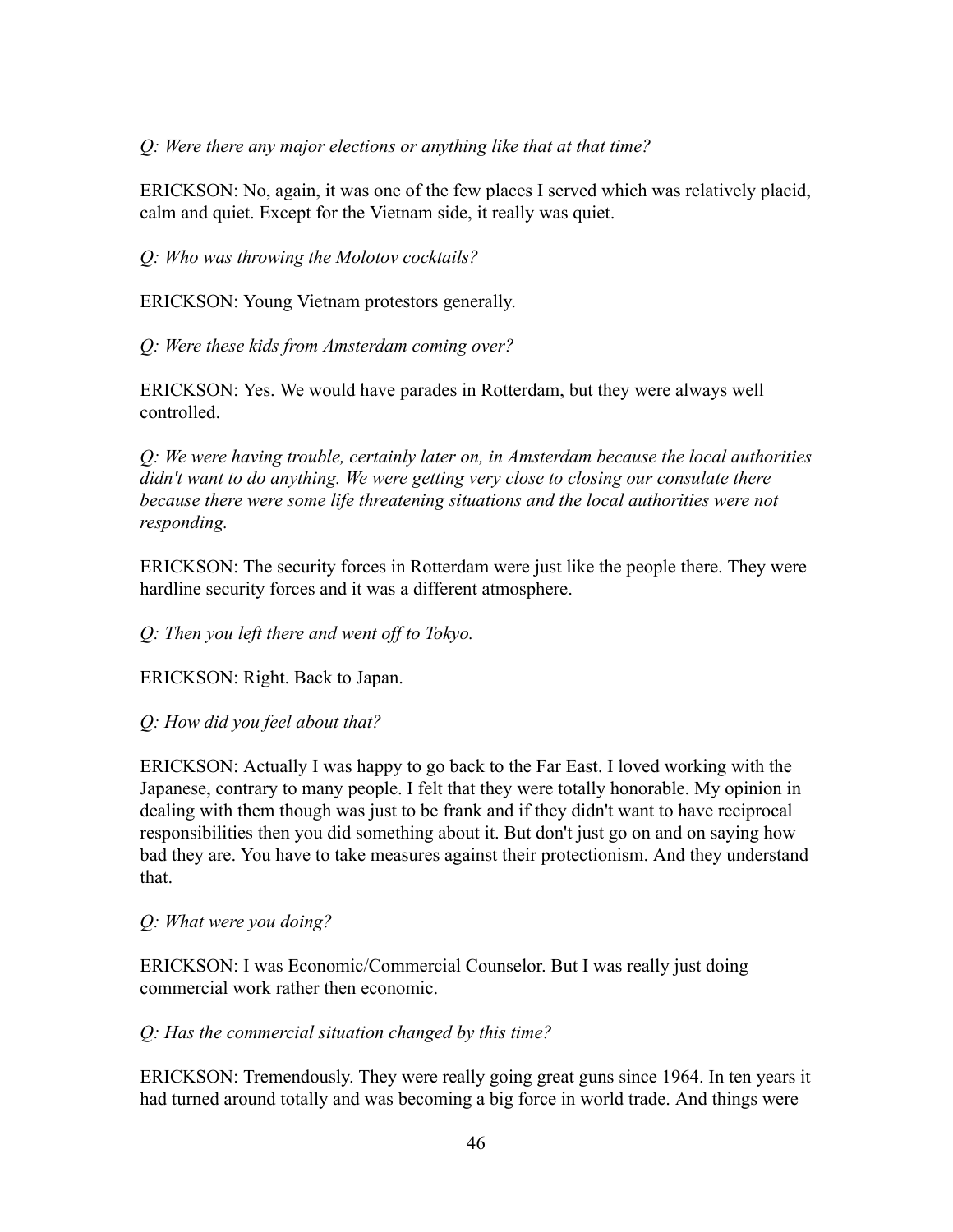*Q: Were there any major elections or anything like that at that time?*

ERICKSON: No, again, it was one of the few places I served which was relatively placid, calm and quiet. Except for the Vietnam side, it really was quiet.

*Q: Who was throwing the Molotov cocktails?*

ERICKSON: Young Vietnam protestors generally.

*Q: Were these kids from Amsterdam coming over?*

ERICKSON: Yes. We would have parades in Rotterdam, but they were always well controlled.

*Q: We were having trouble, certainly later on, in Amsterdam because the local authorities didn't want to do anything. We were getting very close to closing our consulate there because there were some life threatening situations and the local authorities were not responding.*

ERICKSON: The security forces in Rotterdam were just like the people there. They were hardline security forces and it was a different atmosphere.

*Q: Then you left there and went off to Tokyo.*

ERICKSON: Right. Back to Japan.

*Q: How did you feel about that?*

ERICKSON: Actually I was happy to go back to the Far East. I loved working with the Japanese, contrary to many people. I felt that they were totally honorable. My opinion in dealing with them though was just to be frank and if they didn't want to have reciprocal responsibilities then you did something about it. But don't just go on and on saying how bad they are. You have to take measures against their protectionism. And they understand that.

*Q: What were you doing?*

ERICKSON: I was Economic/Commercial Counselor. But I was really just doing commercial work rather then economic.

*Q: Has the commercial situation changed by this time?*

ERICKSON: Tremendously. They were really going great guns since 1964. In ten years it had turned around totally and was becoming a big force in world trade. And things were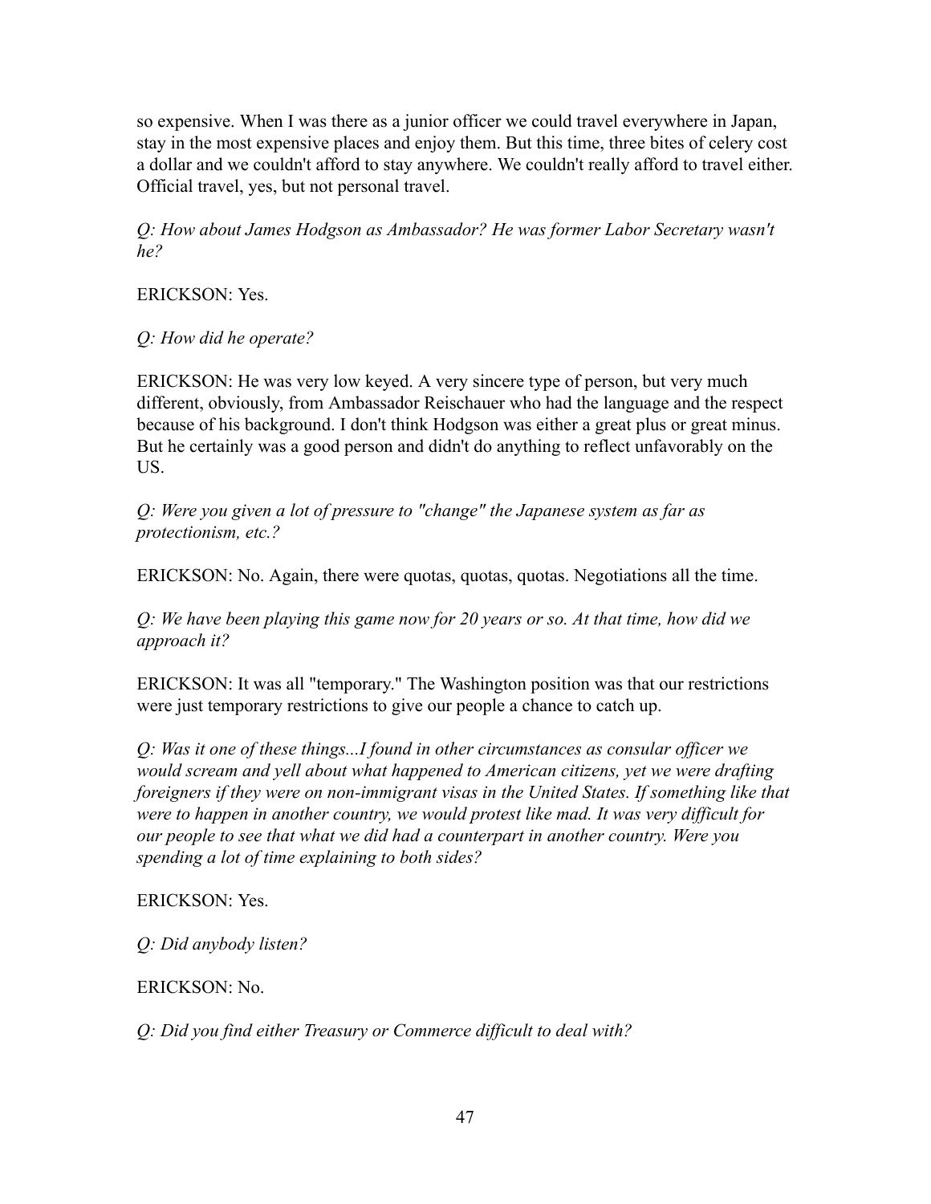so expensive. When I was there as a junior officer we could travel everywhere in Japan, stay in the most expensive places and enjoy them. But this time, three bites of celery cost a dollar and we couldn't afford to stay anywhere. We couldn't really afford to travel either. Official travel, yes, but not personal travel.

*Q: How about James Hodgson as Ambassador? He was former Labor Secretary wasn't he?*

ERICKSON: Yes.

*Q: How did he operate?*

ERICKSON: He was very low keyed. A very sincere type of person, but very much different, obviously, from Ambassador Reischauer who had the language and the respect because of his background. I don't think Hodgson was either a great plus or great minus. But he certainly was a good person and didn't do anything to reflect unfavorably on the US.

*Q: Were you given a lot of pressure to "change" the Japanese system as far as protectionism, etc.?*

ERICKSON: No. Again, there were quotas, quotas, quotas. Negotiations all the time.

*Q: We have been playing this game now for 20 years or so. At that time, how did we approach it?*

ERICKSON: It was all "temporary." The Washington position was that our restrictions were just temporary restrictions to give our people a chance to catch up.

*Q: Was it one of these things...I found in other circumstances as consular officer we would scream and yell about what happened to American citizens, yet we were drafting foreigners if they were on non-immigrant visas in the United States. If something like that were to happen in another country, we would protest like mad. It was very difficult for our people to see that what we did had a counterpart in another country. Were you spending a lot of time explaining to both sides?*

ERICKSON: Yes.

*Q: Did anybody listen?*

ERICKSON: No.

*Q: Did you find either Treasury or Commerce difficult to deal with?*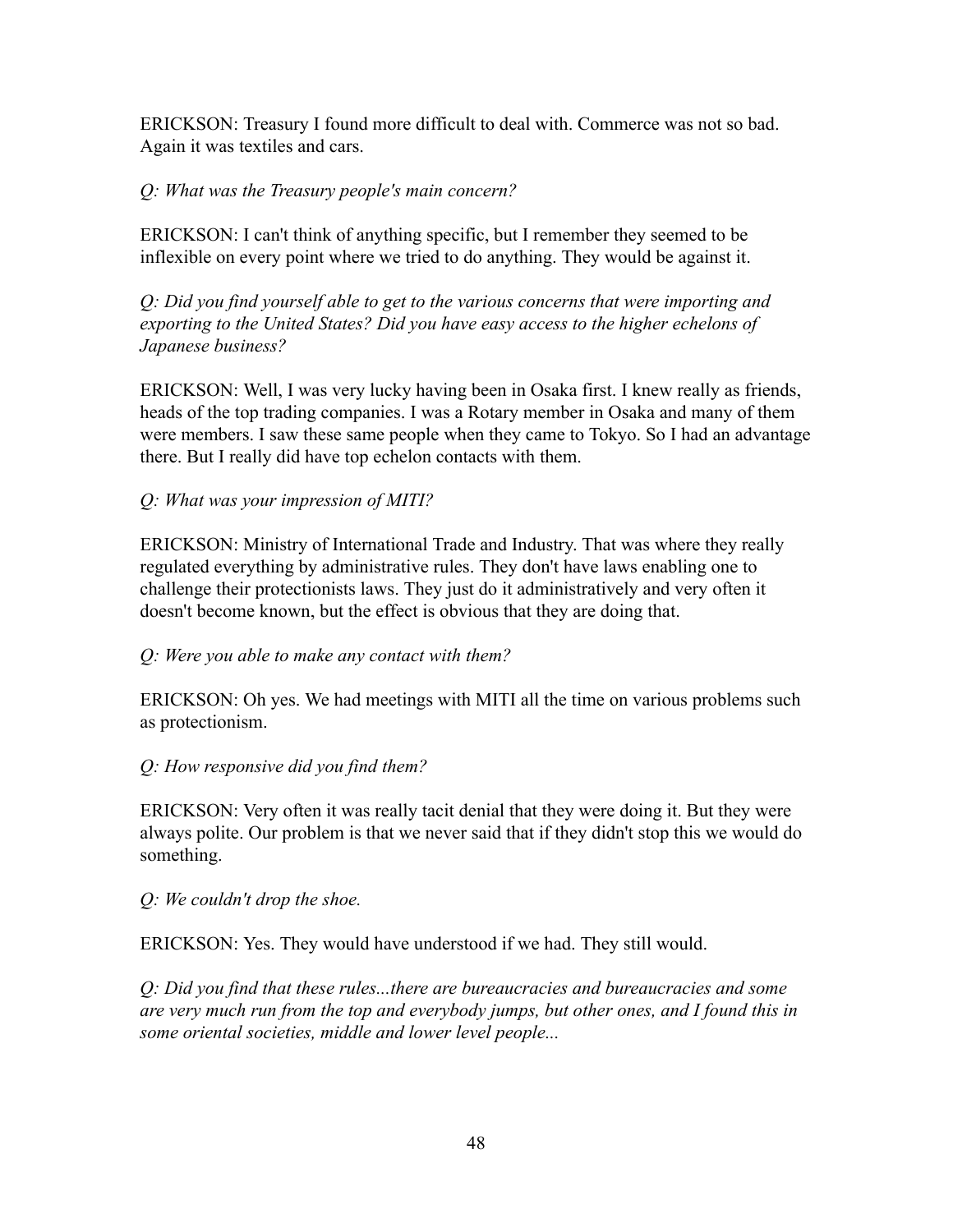ERICKSON: Treasury I found more difficult to deal with. Commerce was not so bad. Again it was textiles and cars.

*Q: What was the Treasury people's main concern?*

ERICKSON: I can't think of anything specific, but I remember they seemed to be inflexible on every point where we tried to do anything. They would be against it.

*Q: Did you find yourself able to get to the various concerns that were importing and exporting to the United States? Did you have easy access to the higher echelons of Japanese business?*

ERICKSON: Well, I was very lucky having been in Osaka first. I knew really as friends, heads of the top trading companies. I was a Rotary member in Osaka and many of them were members. I saw these same people when they came to Tokyo. So I had an advantage there. But I really did have top echelon contacts with them.

*Q: What was your impression of MITI?*

ERICKSON: Ministry of International Trade and Industry. That was where they really regulated everything by administrative rules. They don't have laws enabling one to challenge their protectionists laws. They just do it administratively and very often it doesn't become known, but the effect is obvious that they are doing that.

*Q: Were you able to make any contact with them?*

ERICKSON: Oh yes. We had meetings with MITI all the time on various problems such as protectionism.

*Q: How responsive did you find them?*

ERICKSON: Very often it was really tacit denial that they were doing it. But they were always polite. Our problem is that we never said that if they didn't stop this we would do something.

*Q: We couldn't drop the shoe.*

ERICKSON: Yes. They would have understood if we had. They still would.

*Q: Did you find that these rules...there are bureaucracies and bureaucracies and some are very much run from the top and everybody jumps, but other ones, and I found this in some oriental societies, middle and lower level people...*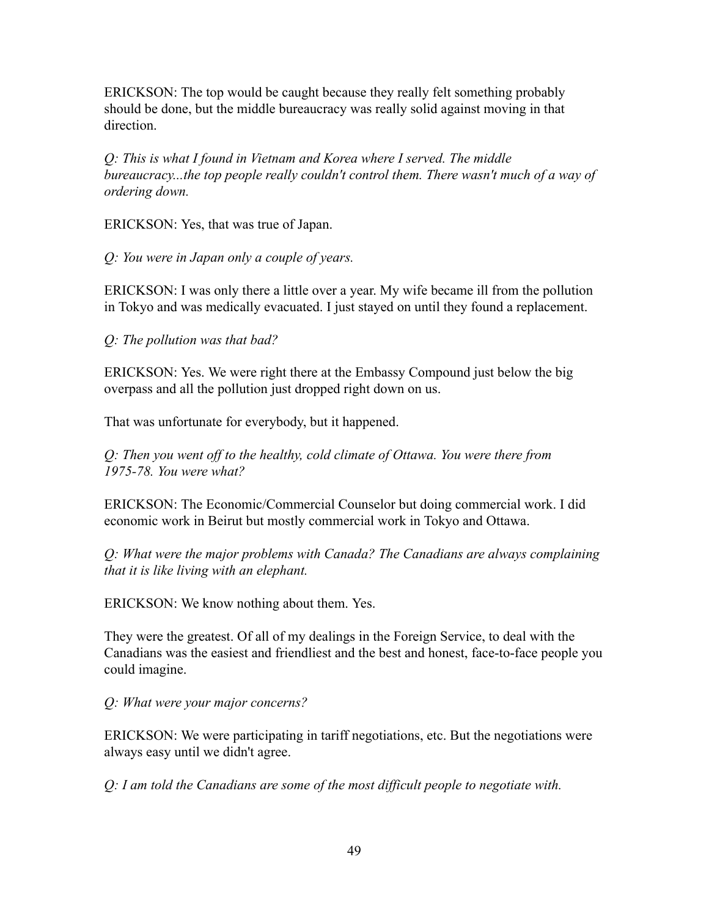ERICKSON: The top would be caught because they really felt something probably should be done, but the middle bureaucracy was really solid against moving in that direction.

*Q: This is what I found in Vietnam and Korea where I served. The middle bureaucracy...the top people really couldn't control them. There wasn't much of a way of ordering down.*

ERICKSON: Yes, that was true of Japan.

*Q: You were in Japan only a couple of years.*

ERICKSON: I was only there a little over a year. My wife became ill from the pollution in Tokyo and was medically evacuated. I just stayed on until they found a replacement.

*Q: The pollution was that bad?*

ERICKSON: Yes. We were right there at the Embassy Compound just below the big overpass and all the pollution just dropped right down on us.

That was unfortunate for everybody, but it happened.

*Q: Then you went off to the healthy, cold climate of Ottawa. You were there from 1975-78. You were what?*

ERICKSON: The Economic/Commercial Counselor but doing commercial work. I did economic work in Beirut but mostly commercial work in Tokyo and Ottawa.

*Q: What were the major problems with Canada? The Canadians are always complaining that it is like living with an elephant.*

ERICKSON: We know nothing about them. Yes.

They were the greatest. Of all of my dealings in the Foreign Service, to deal with the Canadians was the easiest and friendliest and the best and honest, face-to-face people you could imagine.

*Q: What were your major concerns?*

ERICKSON: We were participating in tariff negotiations, etc. But the negotiations were always easy until we didn't agree.

*Q: I am told the Canadians are some of the most difficult people to negotiate with.*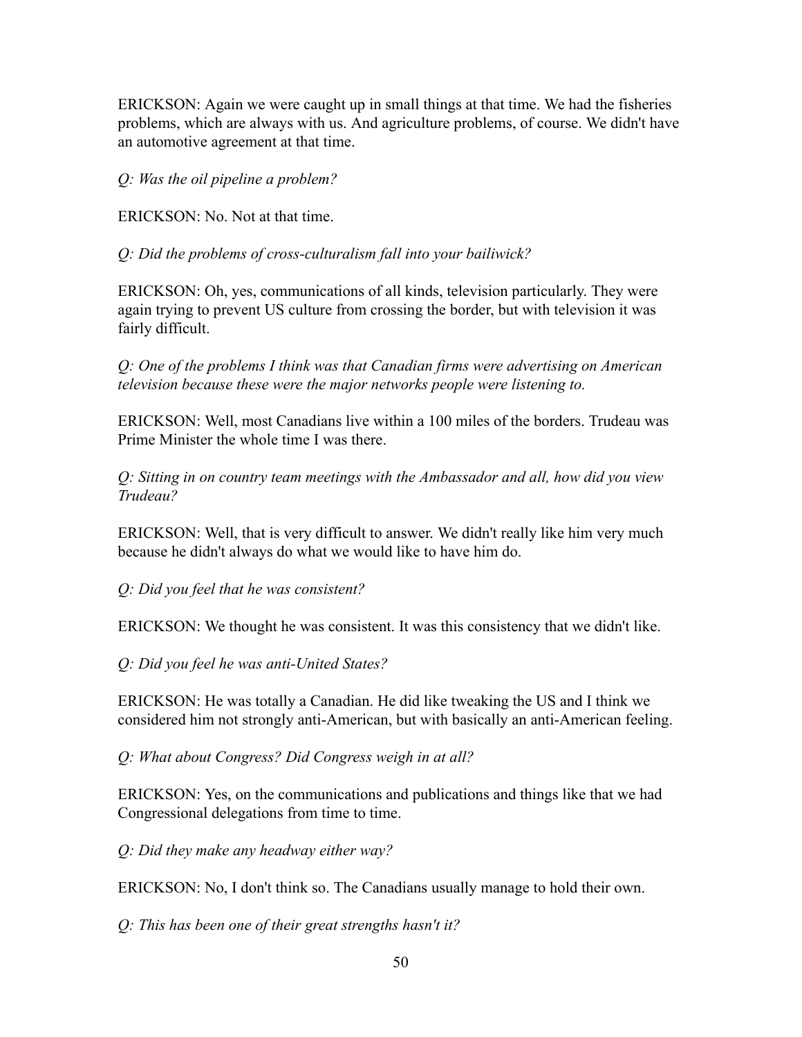ERICKSON: Again we were caught up in small things at that time. We had the fisheries problems, which are always with us. And agriculture problems, of course. We didn't have an automotive agreement at that time.

*Q: Was the oil pipeline a problem?*

ERICKSON: No. Not at that time.

*Q: Did the problems of cross-culturalism fall into your bailiwick?*

ERICKSON: Oh, yes, communications of all kinds, television particularly. They were again trying to prevent US culture from crossing the border, but with television it was fairly difficult.

*Q: One of the problems I think was that Canadian firms were advertising on American television because these were the major networks people were listening to.*

ERICKSON: Well, most Canadians live within a 100 miles of the borders. Trudeau was Prime Minister the whole time I was there.

*Q: Sitting in on country team meetings with the Ambassador and all, how did you view Trudeau?*

ERICKSON: Well, that is very difficult to answer. We didn't really like him very much because he didn't always do what we would like to have him do.

*Q: Did you feel that he was consistent?*

ERICKSON: We thought he was consistent. It was this consistency that we didn't like.

*Q: Did you feel he was anti-United States?*

ERICKSON: He was totally a Canadian. He did like tweaking the US and I think we considered him not strongly anti-American, but with basically an anti-American feeling.

*Q: What about Congress? Did Congress weigh in at all?*

ERICKSON: Yes, on the communications and publications and things like that we had Congressional delegations from time to time.

*Q: Did they make any headway either way?*

ERICKSON: No, I don't think so. The Canadians usually manage to hold their own.

*Q: This has been one of their great strengths hasn't it?*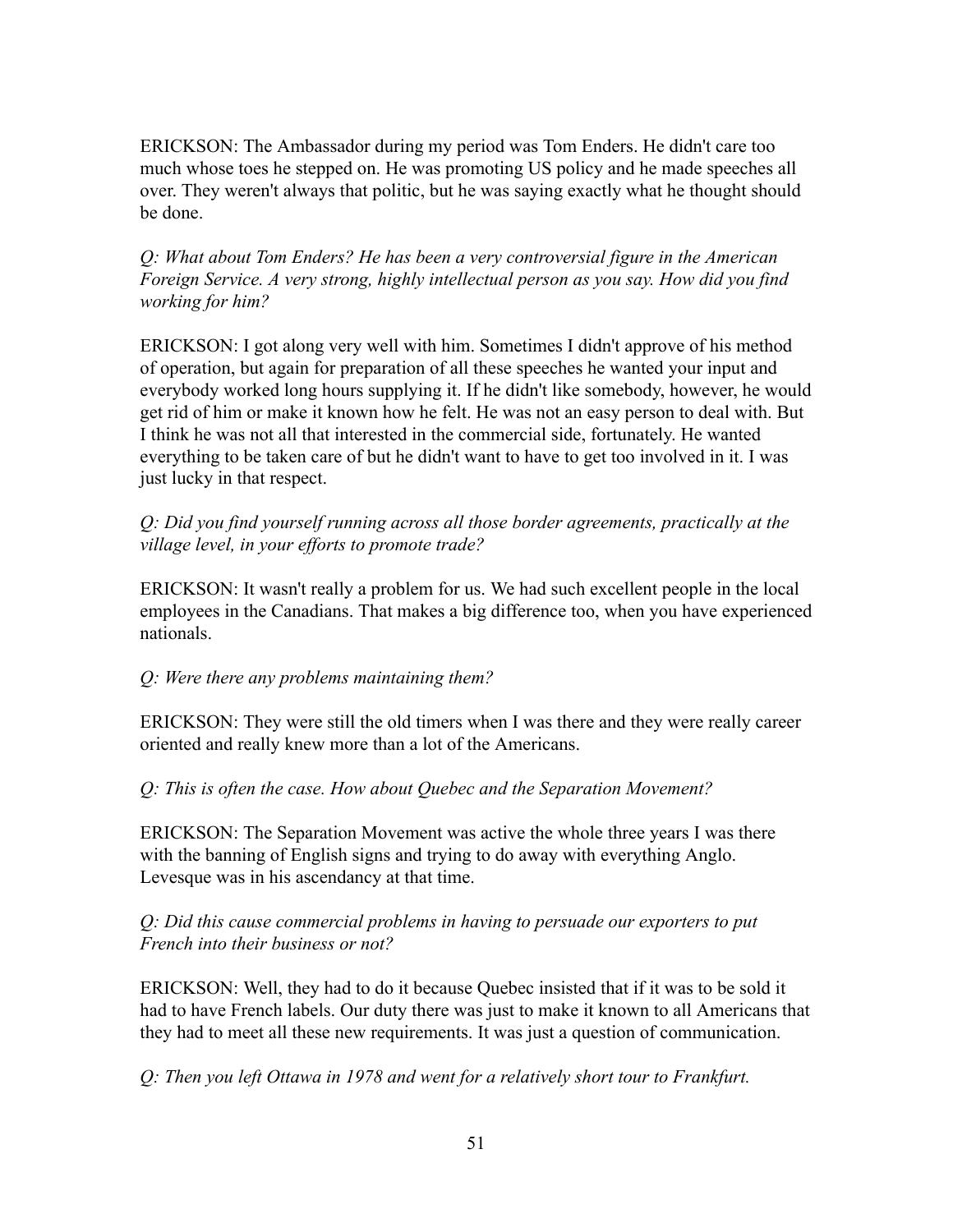ERICKSON: The Ambassador during my period was Tom Enders. He didn't care too much whose toes he stepped on. He was promoting US policy and he made speeches all over. They weren't always that politic, but he was saying exactly what he thought should be done.

*Q: What about Tom Enders? He has been a very controversial figure in the American Foreign Service. A very strong, highly intellectual person as you say. How did you find working for him?*

ERICKSON: I got along very well with him. Sometimes I didn't approve of his method of operation, but again for preparation of all these speeches he wanted your input and everybody worked long hours supplying it. If he didn't like somebody, however, he would get rid of him or make it known how he felt. He was not an easy person to deal with. But I think he was not all that interested in the commercial side, fortunately. He wanted everything to be taken care of but he didn't want to have to get too involved in it. I was just lucky in that respect.

*Q: Did you find yourself running across all those border agreements, practically at the village level, in your efforts to promote trade?*

ERICKSON: It wasn't really a problem for us. We had such excellent people in the local employees in the Canadians. That makes a big difference too, when you have experienced nationals.

*Q: Were there any problems maintaining them?*

ERICKSON: They were still the old timers when I was there and they were really career oriented and really knew more than a lot of the Americans.

*Q: This is often the case. How about Quebec and the Separation Movement?*

ERICKSON: The Separation Movement was active the whole three years I was there with the banning of English signs and trying to do away with everything Anglo. Levesque was in his ascendancy at that time.

*Q: Did this cause commercial problems in having to persuade our exporters to put French into their business or not?*

ERICKSON: Well, they had to do it because Quebec insisted that if it was to be sold it had to have French labels. Our duty there was just to make it known to all Americans that they had to meet all these new requirements. It was just a question of communication.

*Q: Then you left Ottawa in 1978 and went for a relatively short tour to Frankfurt.*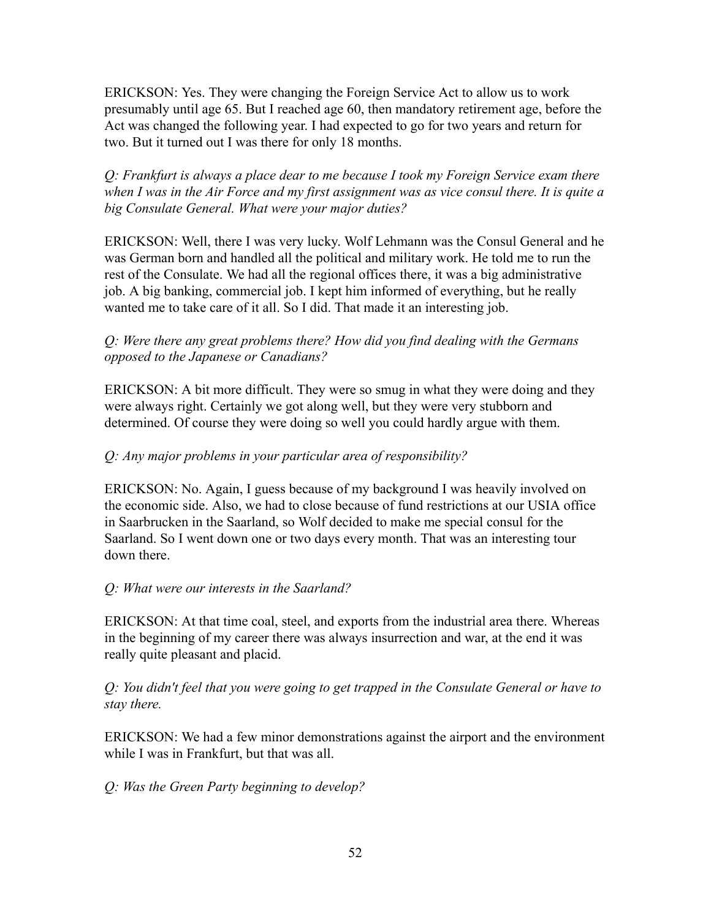ERICKSON: Yes. They were changing the Foreign Service Act to allow us to work presumably until age 65. But I reached age 60, then mandatory retirement age, before the Act was changed the following year. I had expected to go for two years and return for two. But it turned out I was there for only 18 months.

*Q: Frankfurt is always a place dear to me because I took my Foreign Service exam there when I was in the Air Force and my first assignment was as vice consul there. It is quite a big Consulate General. What were your major duties?*

ERICKSON: Well, there I was very lucky. Wolf Lehmann was the Consul General and he was German born and handled all the political and military work. He told me to run the rest of the Consulate. We had all the regional offices there, it was a big administrative job. A big banking, commercial job. I kept him informed of everything, but he really wanted me to take care of it all. So I did. That made it an interesting job.

*Q: Were there any great problems there? How did you find dealing with the Germans opposed to the Japanese or Canadians?*

ERICKSON: A bit more difficult. They were so smug in what they were doing and they were always right. Certainly we got along well, but they were very stubborn and determined. Of course they were doing so well you could hardly argue with them.

*Q: Any major problems in your particular area of responsibility?*

ERICKSON: No. Again, I guess because of my background I was heavily involved on the economic side. Also, we had to close because of fund restrictions at our USIA office in Saarbrucken in the Saarland, so Wolf decided to make me special consul for the Saarland. So I went down one or two days every month. That was an interesting tour down there.

*Q: What were our interests in the Saarland?*

ERICKSON: At that time coal, steel, and exports from the industrial area there. Whereas in the beginning of my career there was always insurrection and war, at the end it was really quite pleasant and placid.

*Q: You didn't feel that you were going to get trapped in the Consulate General or have to stay there.*

ERICKSON: We had a few minor demonstrations against the airport and the environment while I was in Frankfurt, but that was all.

*Q: Was the Green Party beginning to develop?*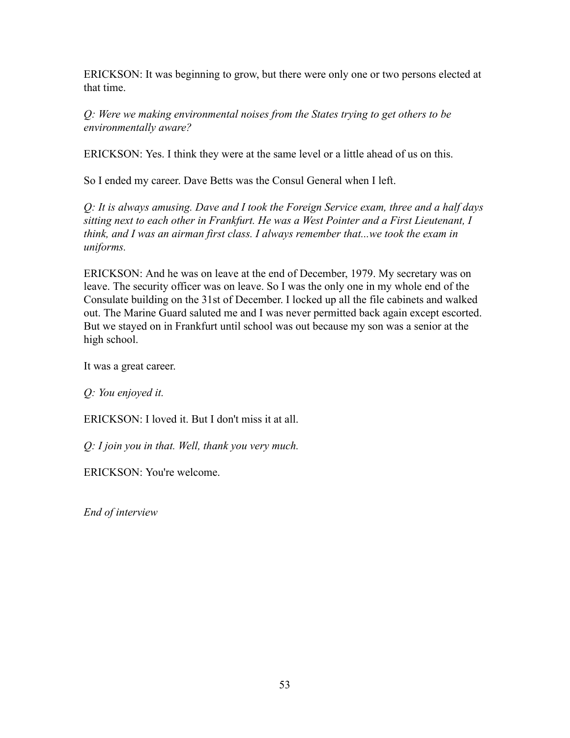ERICKSON: It was beginning to grow, but there were only one or two persons elected at that time.

*Q: Were we making environmental noises from the States trying to get others to be environmentally aware?*

ERICKSON: Yes. I think they were at the same level or a little ahead of us on this.

So I ended my career. Dave Betts was the Consul General when I left.

*Q: It is always amusing. Dave and I took the Foreign Service exam, three and a half days sitting next to each other in Frankfurt. He was a West Pointer and a First Lieutenant, I think, and I was an airman first class. I always remember that...we took the exam in uniforms.*

ERICKSON: And he was on leave at the end of December, 1979. My secretary was on leave. The security officer was on leave. So I was the only one in my whole end of the Consulate building on the 31st of December. I locked up all the file cabinets and walked out. The Marine Guard saluted me and I was never permitted back again except escorted. But we stayed on in Frankfurt until school was out because my son was a senior at the high school.

It was a great career.

*Q: You enjoyed it.*

ERICKSON: I loved it. But I don't miss it at all.

*Q: I join you in that. Well, thank you very much.*

ERICKSON: You're welcome.

*End of interview*